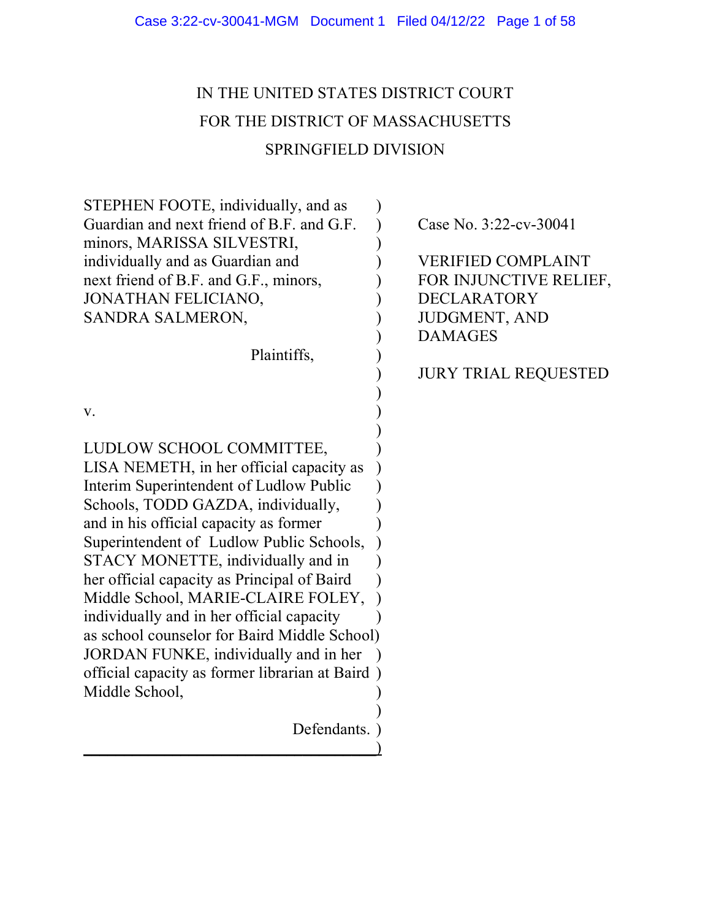IN THE UNITED STATES DISTRICT COURT
FOR THE DISTRICT OF MASSACHUSETTS
SPRINGFIELD DIVISION

STEPHEN FOOTE, individually, and as Guardian and next friend of B.F. and G.F. minors, MARISSA SILVESTRI, individually and as Guardian and next friend of B.F. and G.F., minors, JONATHAN FELICIANO, SANDRA SALMERON,

Plaintiffs,

v.

LUDLOW SCHOOL COMMITTEE, LISA NEMETH, in her official capacity as Interim Superintendent of Ludlow Public Schools, TODD GAZDA, individually, and in his official capacity as former Superintendent of Ludlow Public Schools, STACY MONETTE, individually and in her official capacity as Principal of Baird Middle School, MARIE-CLAIRE FOLEY, individually and in her official capacity as school counselor for Baird Middle School) JORDAN FUNKE, individually and in her official capacity as former librarian at Baird Middle School,

Defendants.

Case No. 3:22-cv-30041

VERIFIED COMPLAINT FOR INJUNCTIVE RELIEF, DECLARATORY JUDGMENT, AND DAMAGES

JURY TRIAL REQUESTED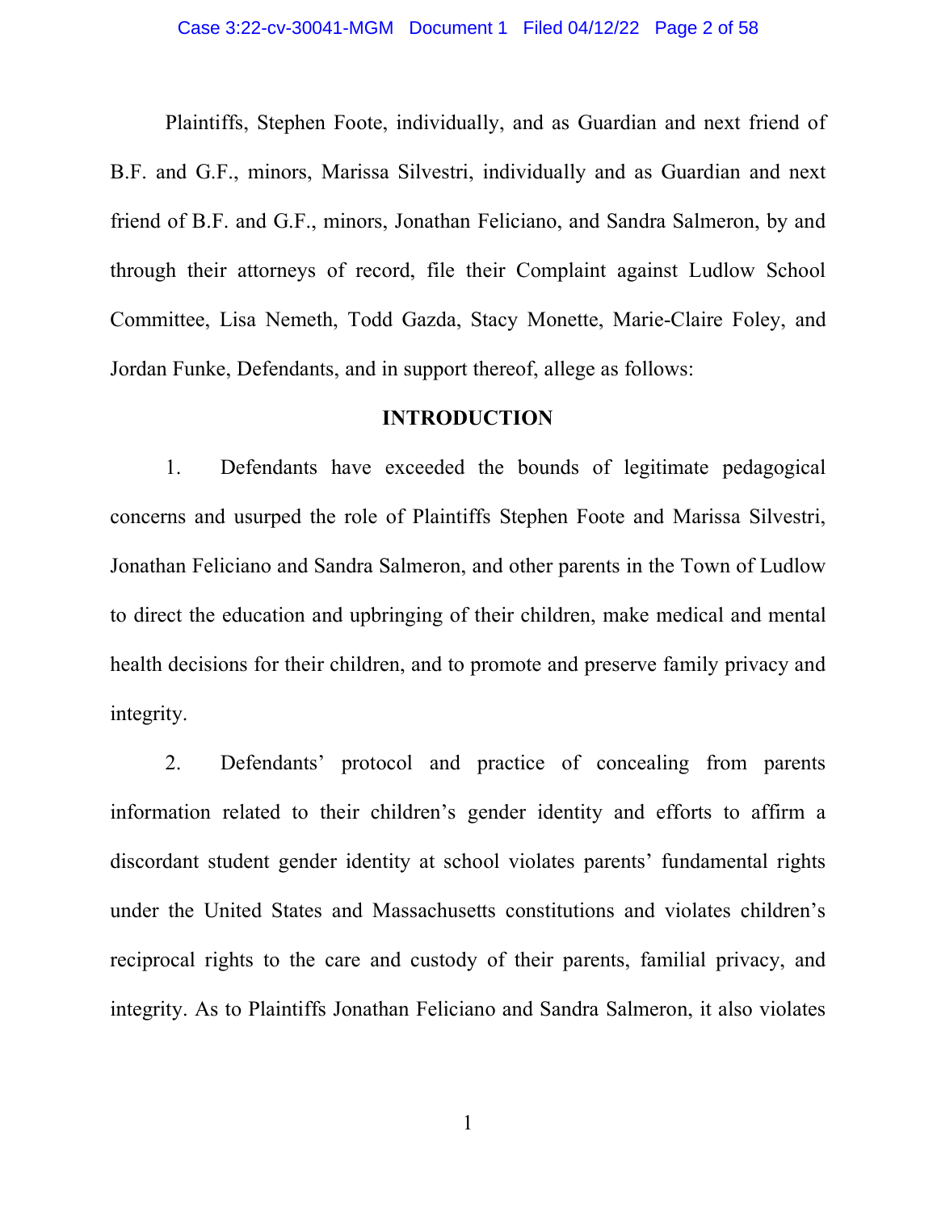Plaintiffs, Stephen Foote, individually, and as Guardian and next friend of B.F. and G.F., minors, Marissa Silvestri, individually and as Guardian and next friend of B.F. and G.F., minors, Jonathan Feliciano, and Sandra Salmeron, by and through their attorneys of record, file their Complaint against Ludlow School Committee, Lisa Nemeth, Todd Gazda, Stacy Monette, Marie-Claire Foley, and Jordan Funke, Defendants, and in support thereof, allege as follows:

## INTRODUCTION

1. Defendants have exceeded the bounds of legitimate pedagogical concerns and usurped the role of Plaintiffs Stephen Foote and Marissa Silvestri, Jonathan Feliciano and Sandra Salmeron, and other parents in the Town of Ludlow to direct the education and upbringing of their children, make medical and mental health decisions for their children, and to promote and preserve family privacy and integrity.

2. Defendants' protocol and practice of concealing from parents information related to their children's gender identity and efforts to affirm a discordant student gender identity at school violates parents' fundamental rights under the United States and Massachusetts constitutions and violates children's reciprocal rights to the care and custody of their parents, familial privacy, and integrity. As to Plaintiffs Jonathan Feliciano and Sandra Salmeron, it also violates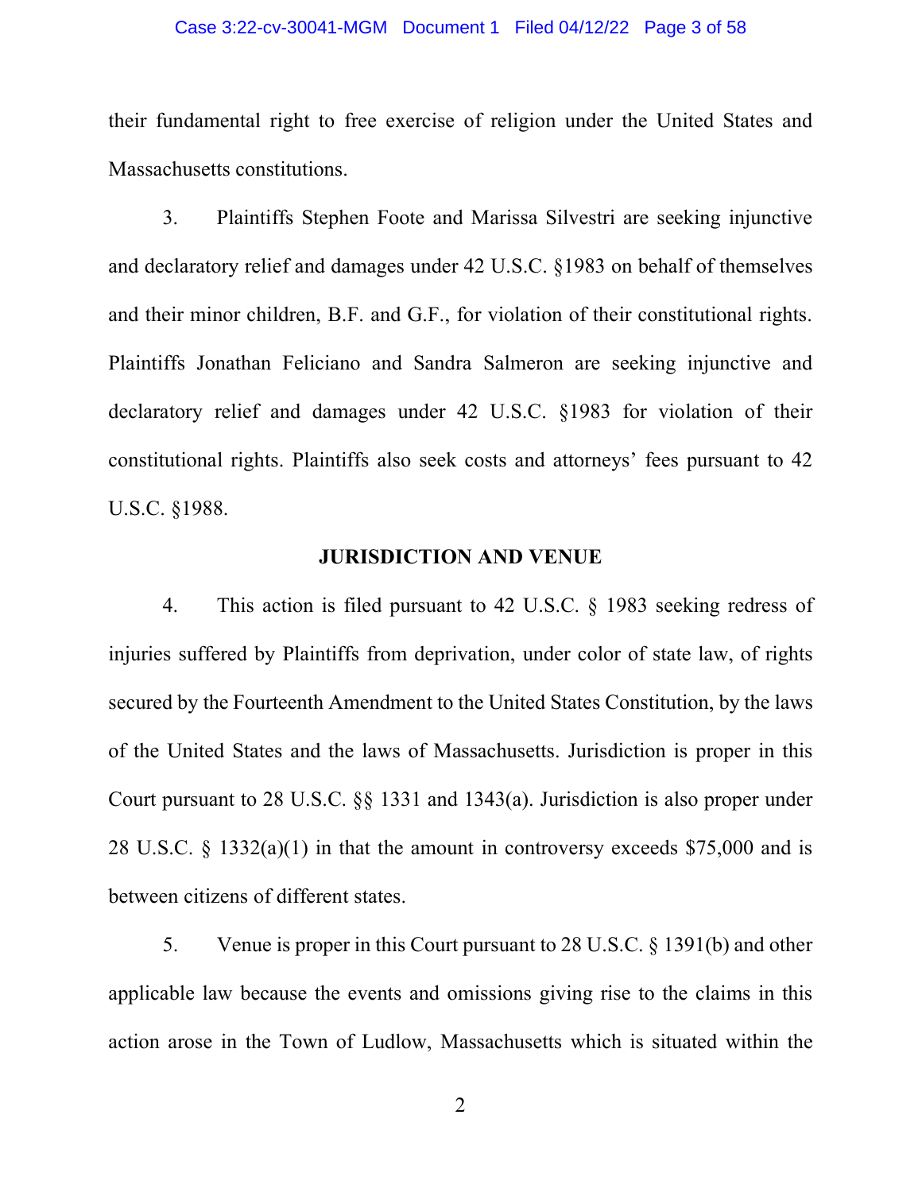their fundamental right to free exercise of religion under the United States and Massachusetts constitutions.

3. Plaintiffs Stephen Foote and Marissa Silvestri are seeking injunctive and declaratory relief and damages under 42 U.S.C. §1983 on behalf of themselves and their minor children, B.F. and G.F., for violation of their constitutional rights. Plaintiffs Jonathan Feliciano and Sandra Salmeron are seeking injunctive and declaratory relief and damages under 42 U.S.C. §1983 for violation of their constitutional rights. Plaintiffs also seek costs and attorneys' fees pursuant to 42 U.S.C. §1988.

## JURISDICTION AND VENUE

4. This action is filed pursuant to 42 U.S.C. § 1983 seeking redress of injuries suffered by Plaintiffs from deprivation, under color of state law, of rights secured by the Fourteenth Amendment to the United States Constitution, by the laws of the United States and the laws of Massachusetts. Jurisdiction is proper in this Court pursuant to 28 U.S.C. §§ 1331 and 1343(a). Jurisdiction is also proper under 28 U.S.C. § 1332(a)(1) in that the amount in controversy exceeds $75,000 and is between citizens of different states.

5. Venue is proper in this Court pursuant to 28 U.S.C. § 1391(b) and other applicable law because the events and omissions giving rise to the claims in this action arose in the Town of Ludlow, Massachusetts which is situated within the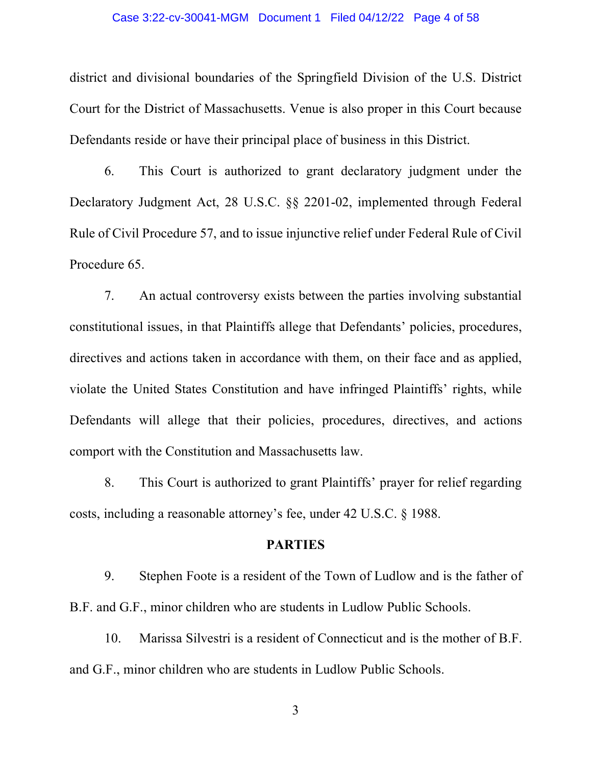district and divisional boundaries of the Springfield Division of the U.S. District Court for the District of Massachusetts. Venue is also proper in this Court because Defendants reside or have their principal place of business in this District.

6. This Court is authorized to grant declaratory judgment under the Declaratory Judgment Act, 28 U.S.C. §§ 2201-02, implemented through Federal Rule of Civil Procedure 57, and to issue injunctive relief under Federal Rule of Civil Procedure 65.

7. An actual controversy exists between the parties involving substantial constitutional issues, in that Plaintiffs allege that Defendants' policies, procedures, directives and actions taken in accordance with them, on their face and as applied, violate the United States Constitution and have infringed Plaintiffs' rights, while Defendants will allege that their policies, procedures, directives, and actions comport with the Constitution and Massachusetts law.

8. This Court is authorized to grant Plaintiffs' prayer for relief regarding costs, including a reasonable attorney's fee, under 42 U.S.C. § 1988.

## PARTIES

9. Stephen Foote is a resident of the Town of Ludlow and is the father of B.F. and G.F., minor children who are students in Ludlow Public Schools.

10. Marissa Silvestri is a resident of Connecticut and is the mother of B.F. and G.F., minor children who are students in Ludlow Public Schools.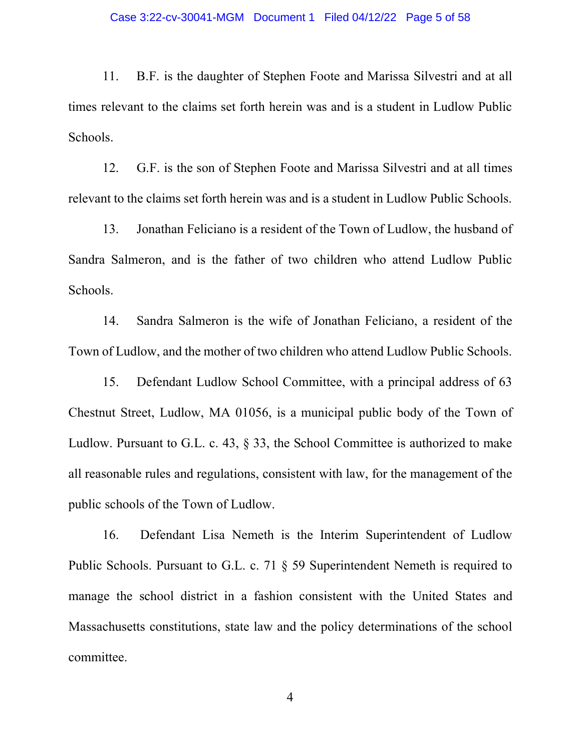11. B.F. is the daughter of Stephen Foote and Marissa Silvestri and at all times relevant to the claims set forth herein was and is a student in Ludlow Public Schools.

12. G.F. is the son of Stephen Foote and Marissa Silvestri and at all times relevant to the claims set forth herein was and is a student in Ludlow Public Schools.

13. Jonathan Feliciano is a resident of the Town of Ludlow, the husband of Sandra Salmeron, and is the father of two children who attend Ludlow Public Schools.

14. Sandra Salmeron is the wife of Jonathan Feliciano, a resident of the Town of Ludlow, and the mother of two children who attend Ludlow Public Schools.

15. Defendant Ludlow School Committee, with a principal address of 63 Chestnut Street, Ludlow, MA 01056, is a municipal public body of the Town of Ludlow. Pursuant to G.L. c. 43, § 33, the School Committee is authorized to make all reasonable rules and regulations, consistent with law, for the management of the public schools of the Town of Ludlow.

16. Defendant Lisa Nemeth is the Interim Superintendent of Ludlow Public Schools. Pursuant to G.L. c. 71 § 59 Superintendent Nemeth is required to manage the school district in a fashion consistent with the United States and Massachusetts constitutions, state law and the policy determinations of the school committee.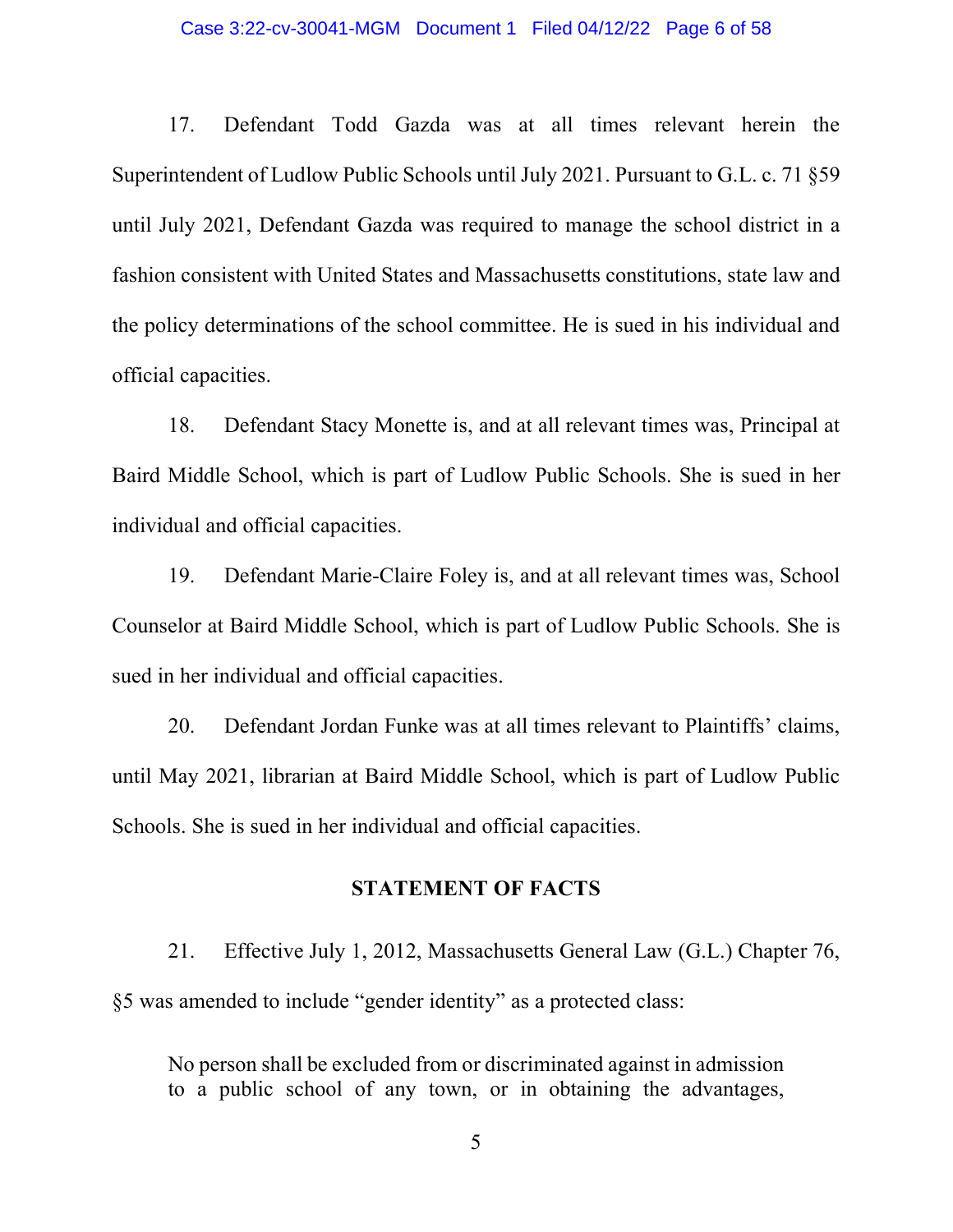17. Defendant Todd Gazda was at all times relevant herein the Superintendent of Ludlow Public Schools until July 2021. Pursuant to G.L. c. 71 §59 until July 2021, Defendant Gazda was required to manage the school district in a fashion consistent with United States and Massachusetts constitutions, state law and the policy determinations of the school committee. He is sued in his individual and official capacities.

18. Defendant Stacy Monette is, and at all relevant times was, Principal at Baird Middle School, which is part of Ludlow Public Schools. She is sued in her individual and official capacities.

19. Defendant Marie-Claire Foley is, and at all relevant times was, School Counselor at Baird Middle School, which is part of Ludlow Public Schools. She is sued in her individual and official capacities.

20. Defendant Jordan Funke was at all times relevant to Plaintiffs' claims, until May 2021, librarian at Baird Middle School, which is part of Ludlow Public Schools. She is sued in her individual and official capacities.

## STATEMENT OF FACTS

21. Effective July 1, 2012, Massachusetts General Law (G.L.) Chapter 76, §5 was amended to include "gender identity" as a protected class:

> No person shall be excluded from or discriminated against in admission to a public school of any town, or in obtaining the advantages,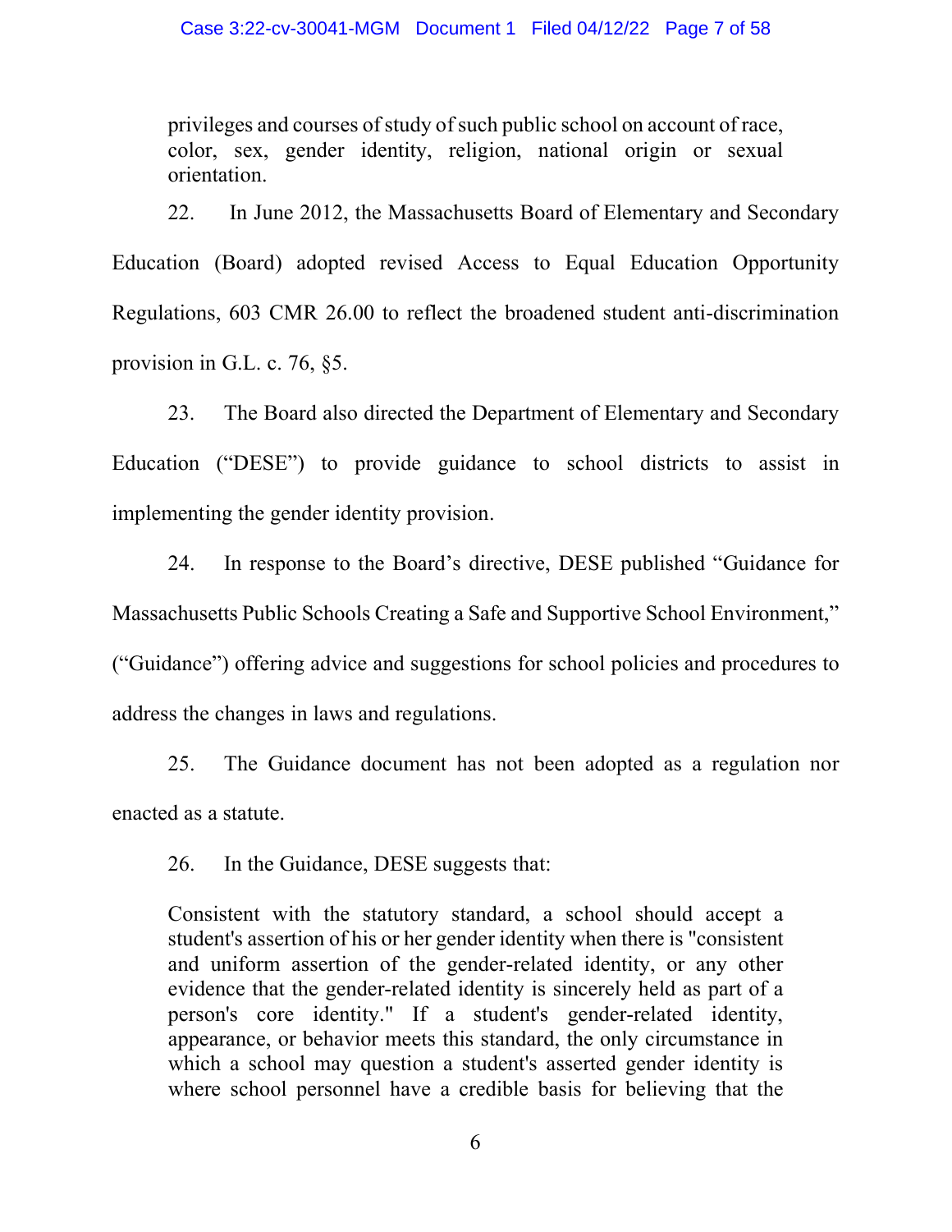> privileges and courses of study of such public school on account of race, color, sex, gender identity, religion, national origin or sexual orientation.

22. In June 2012, the Massachusetts Board of Elementary and Secondary Education (Board) adopted revised Access to Equal Education Opportunity Regulations, 603 CMR 26.00 to reflect the broadened student anti-discrimination provision in G.L. c. 76, §5.

23. The Board also directed the Department of Elementary and Secondary Education ("DESE") to provide guidance to school districts to assist in implementing the gender identity provision.

24. In response to the Board's directive, DESE published "Guidance for Massachusetts Public Schools Creating a Safe and Supportive School Environment," ("Guidance") offering advice and suggestions for school policies and procedures to address the changes in laws and regulations.

25. The Guidance document has not been adopted as a regulation nor enacted as a statute.

26. In the Guidance, DESE suggests that:

> Consistent with the statutory standard, a school should accept a student's assertion of his or her gender identity when there is "consistent and uniform assertion of the gender-related identity, or any other evidence that the gender-related identity is sincerely held as part of a person's core identity." If a student's gender-related identity, appearance, or behavior meets this standard, the only circumstance in which a school may question a student's asserted gender identity is where school personnel have a credible basis for believing that the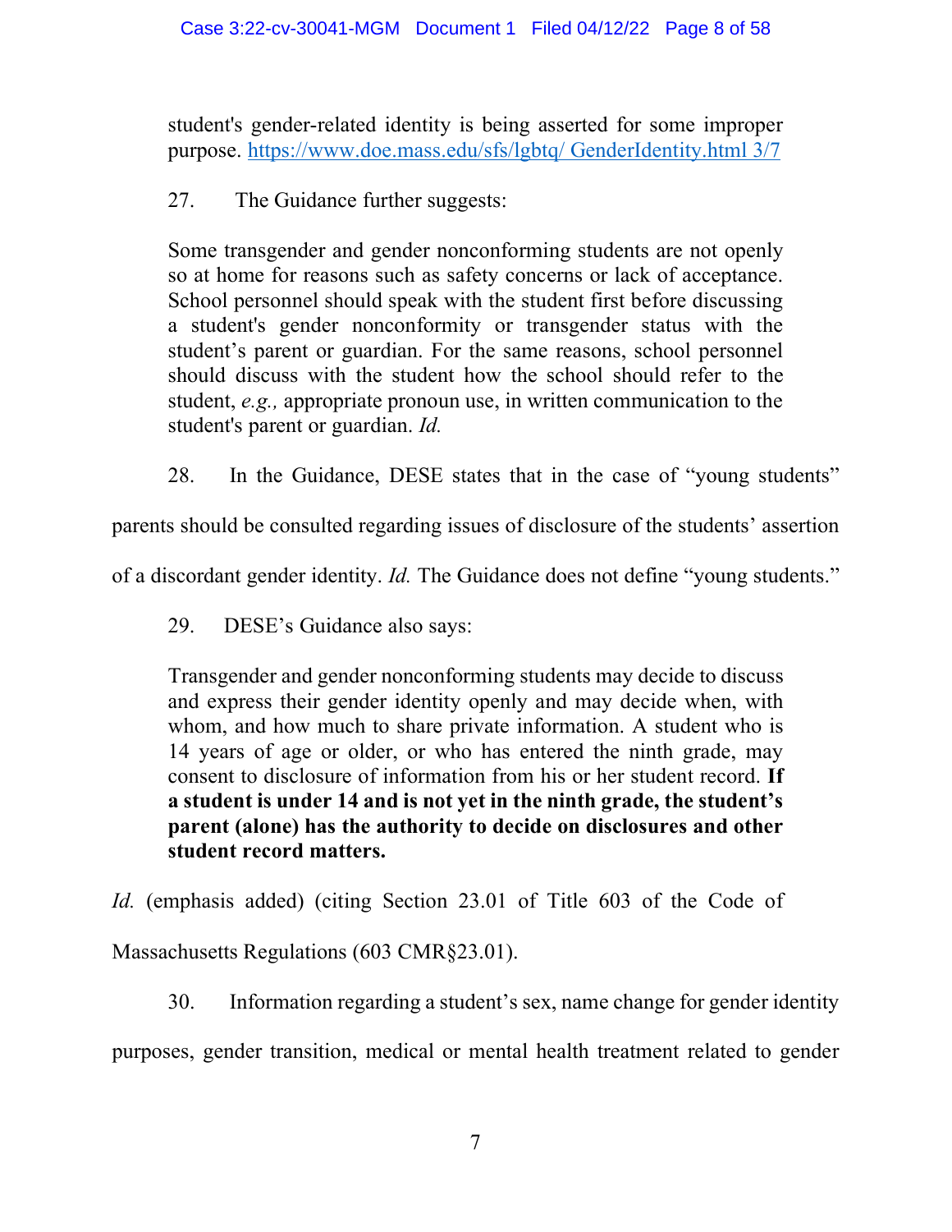student's gender-related identity is being asserted for some improper purpose. https://www.doe.mass.edu/sfs/lgbtq/ GenderIdentity.html 3/7

27. The Guidance further suggests:

> Some transgender and gender nonconforming students are not openly so at home for reasons such as safety concerns or lack of acceptance. School personnel should speak with the student first before discussing a student's gender nonconformity or transgender status with the student's parent or guardian. For the same reasons, school personnel should discuss with the student how the school should refer to the student, *e.g.,* appropriate pronoun use, in written communication to the student's parent or guardian. *Id.*

28. In the Guidance, DESE states that in the case of "young students" parents should be consulted regarding issues of disclosure of the students' assertion of a discordant gender identity. *Id.* The Guidance does not define "young students."

29. DESE's Guidance also says:

> Transgender and gender nonconforming students may decide to discuss and express their gender identity openly and may decide when, with whom, and how much to share private information. A student who is 14 years of age or older, or who has entered the ninth grade, may consent to disclosure of information from his or her student record. **If a student is under 14 and is not yet in the ninth grade, the student's parent (alone) has the authority to decide on disclosures and other student record matters.**

*Id.* (emphasis added) (citing Section 23.01 of Title 603 of the Code of Massachusetts Regulations (603 CMR§23.01).

30. Information regarding a student's sex, name change for gender identity purposes, gender transition, medical or mental health treatment related to gender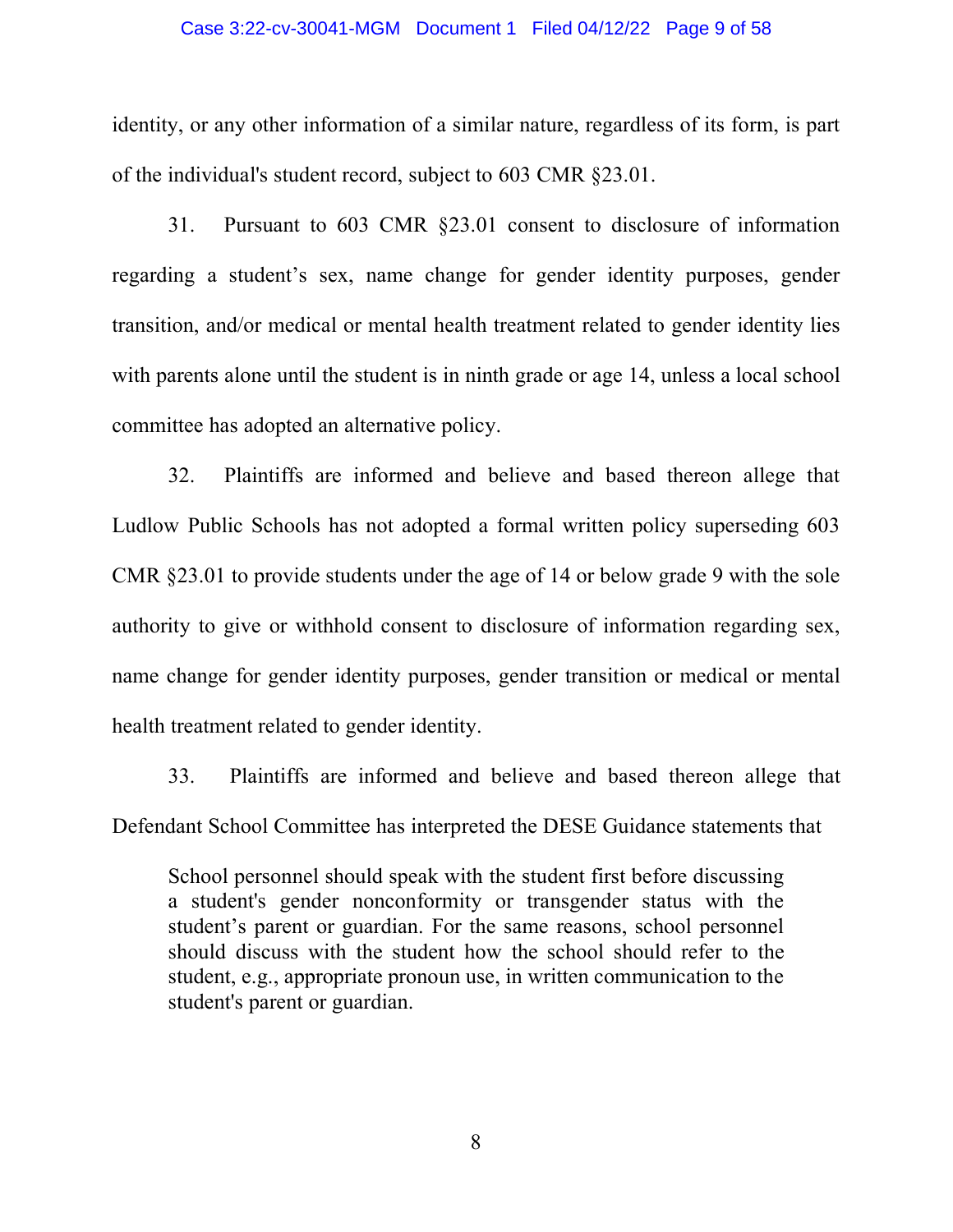identity, or any other information of a similar nature, regardless of its form, is part of the individual's student record, subject to 603 CMR §23.01.

31. Pursuant to 603 CMR §23.01 consent to disclosure of information regarding a student's sex, name change for gender identity purposes, gender transition, and/or medical or mental health treatment related to gender identity lies with parents alone until the student is in ninth grade or age 14, unless a local school committee has adopted an alternative policy.

32. Plaintiffs are informed and believe and based thereon allege that Ludlow Public Schools has not adopted a formal written policy superseding 603 CMR §23.01 to provide students under the age of 14 or below grade 9 with the sole authority to give or withhold consent to disclosure of information regarding sex, name change for gender identity purposes, gender transition or medical or mental health treatment related to gender identity.

33. Plaintiffs are informed and believe and based thereon allege that Defendant School Committee has interpreted the DESE Guidance statements that

> School personnel should speak with the student first before discussing a student's gender nonconformity or transgender status with the student's parent or guardian. For the same reasons, school personnel should discuss with the student how the school should refer to the student, e.g., appropriate pronoun use, in written communication to the student's parent or guardian.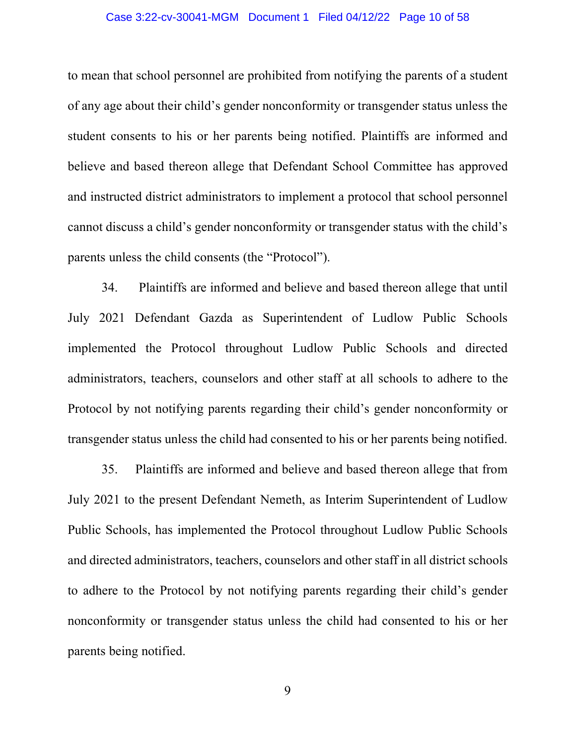to mean that school personnel are prohibited from notifying the parents of a student of any age about their child's gender nonconformity or transgender status unless the student consents to his or her parents being notified. Plaintiffs are informed and believe and based thereon allege that Defendant School Committee has approved and instructed district administrators to implement a protocol that school personnel cannot discuss a child's gender nonconformity or transgender status with the child's parents unless the child consents (the "Protocol").

34. Plaintiffs are informed and believe and based thereon allege that until July 2021 Defendant Gazda as Superintendent of Ludlow Public Schools implemented the Protocol throughout Ludlow Public Schools and directed administrators, teachers, counselors and other staff at all schools to adhere to the Protocol by not notifying parents regarding their child's gender nonconformity or transgender status unless the child had consented to his or her parents being notified.

35. Plaintiffs are informed and believe and based thereon allege that from July 2021 to the present Defendant Nemeth, as Interim Superintendent of Ludlow Public Schools, has implemented the Protocol throughout Ludlow Public Schools and directed administrators, teachers, counselors and other staff in all district schools to adhere to the Protocol by not notifying parents regarding their child's gender nonconformity or transgender status unless the child had consented to his or her parents being notified.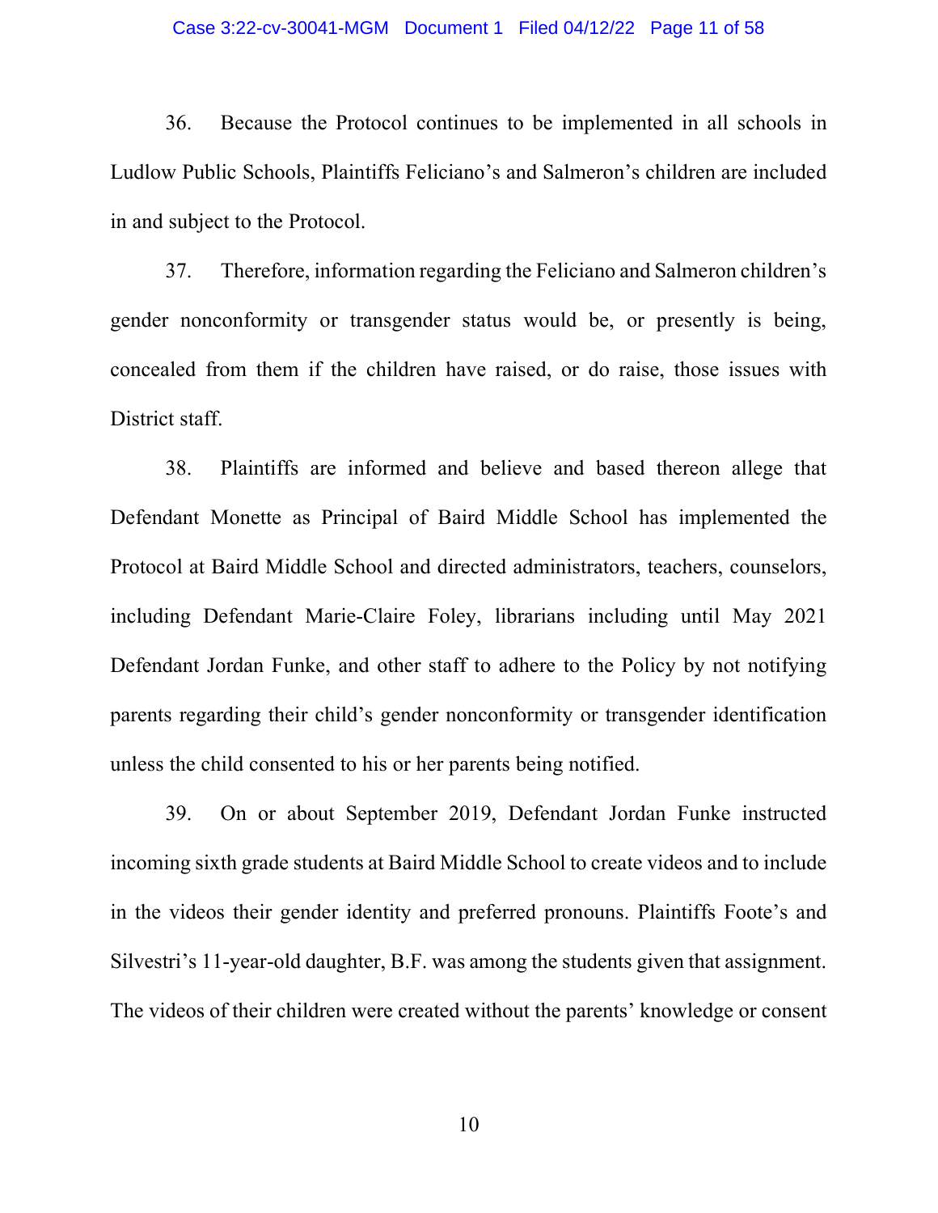36. Because the Protocol continues to be implemented in all schools in Ludlow Public Schools, Plaintiffs Feliciano's and Salmeron's children are included in and subject to the Protocol.

37. Therefore, information regarding the Feliciano and Salmeron children's gender nonconformity or transgender status would be, or presently is being, concealed from them if the children have raised, or do raise, those issues with District staff.

38. Plaintiffs are informed and believe and based thereon allege that Defendant Monette as Principal of Baird Middle School has implemented the Protocol at Baird Middle School and directed administrators, teachers, counselors, including Defendant Marie-Claire Foley, librarians including until May 2021 Defendant Jordan Funke, and other staff to adhere to the Policy by not notifying parents regarding their child's gender nonconformity or transgender identification unless the child consented to his or her parents being notified.

39. On or about September 2019, Defendant Jordan Funke instructed incoming sixth grade students at Baird Middle School to create videos and to include in the videos their gender identity and preferred pronouns. Plaintiffs Foote's and Silvestri's 11-year-old daughter, B.F. was among the students given that assignment. The videos of their children were created without the parents' knowledge or consent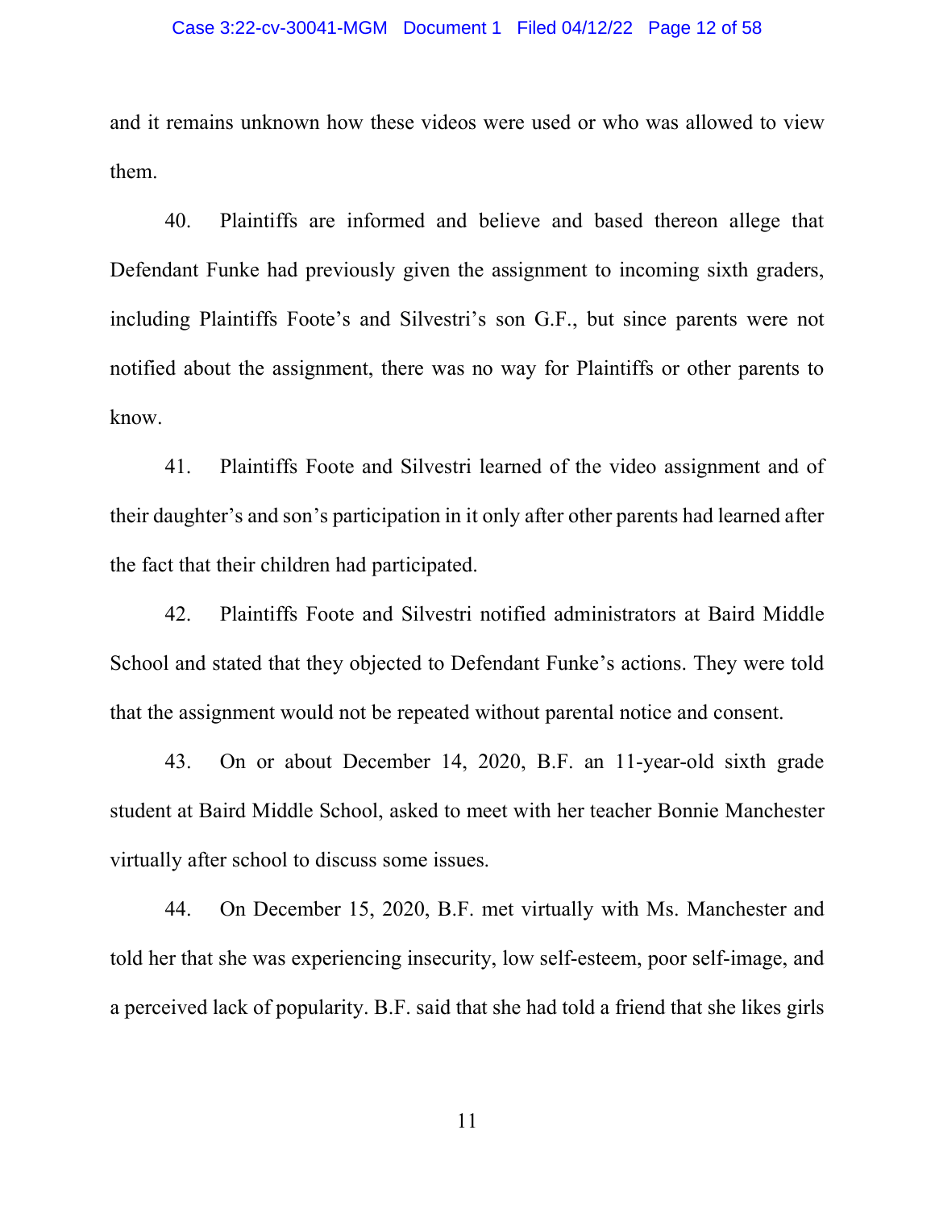and it remains unknown how these videos were used or who was allowed to view them.

40. Plaintiffs are informed and believe and based thereon allege that Defendant Funke had previously given the assignment to incoming sixth graders, including Plaintiffs Foote's and Silvestri's son G.F., but since parents were not notified about the assignment, there was no way for Plaintiffs or other parents to know.

41. Plaintiffs Foote and Silvestri learned of the video assignment and of their daughter's and son's participation in it only after other parents had learned after the fact that their children had participated.

42. Plaintiffs Foote and Silvestri notified administrators at Baird Middle School and stated that they objected to Defendant Funke's actions. They were told that the assignment would not be repeated without parental notice and consent.

43. On or about December 14, 2020, B.F. an 11-year-old sixth grade student at Baird Middle School, asked to meet with her teacher Bonnie Manchester virtually after school to discuss some issues.

44. On December 15, 2020, B.F. met virtually with Ms. Manchester and told her that she was experiencing insecurity, low self-esteem, poor self-image, and a perceived lack of popularity. B.F. said that she had told a friend that she likes girls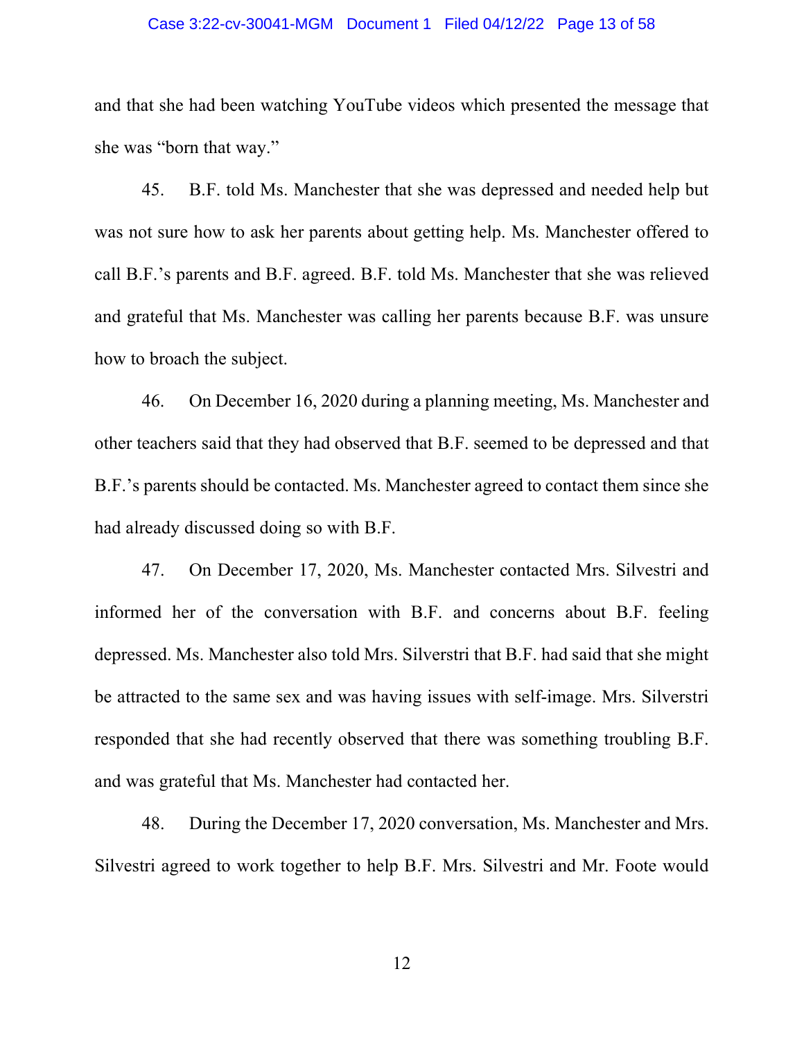and that she had been watching YouTube videos which presented the message that she was "born that way."

45. B.F. told Ms. Manchester that she was depressed and needed help but was not sure how to ask her parents about getting help. Ms. Manchester offered to call B.F.'s parents and B.F. agreed. B.F. told Ms. Manchester that she was relieved and grateful that Ms. Manchester was calling her parents because B.F. was unsure how to broach the subject.

46. On December 16, 2020 during a planning meeting, Ms. Manchester and other teachers said that they had observed that B.F. seemed to be depressed and that B.F.'s parents should be contacted. Ms. Manchester agreed to contact them since she had already discussed doing so with B.F.

47. On December 17, 2020, Ms. Manchester contacted Mrs. Silvestri and informed her of the conversation with B.F. and concerns about B.F. feeling depressed. Ms. Manchester also told Mrs. Silverstri that B.F. had said that she might be attracted to the same sex and was having issues with self-image. Mrs. Silverstri responded that she had recently observed that there was something troubling B.F. and was grateful that Ms. Manchester had contacted her.

48. During the December 17, 2020 conversation, Ms. Manchester and Mrs. Silvestri agreed to work together to help B.F. Mrs. Silvestri and Mr. Foote would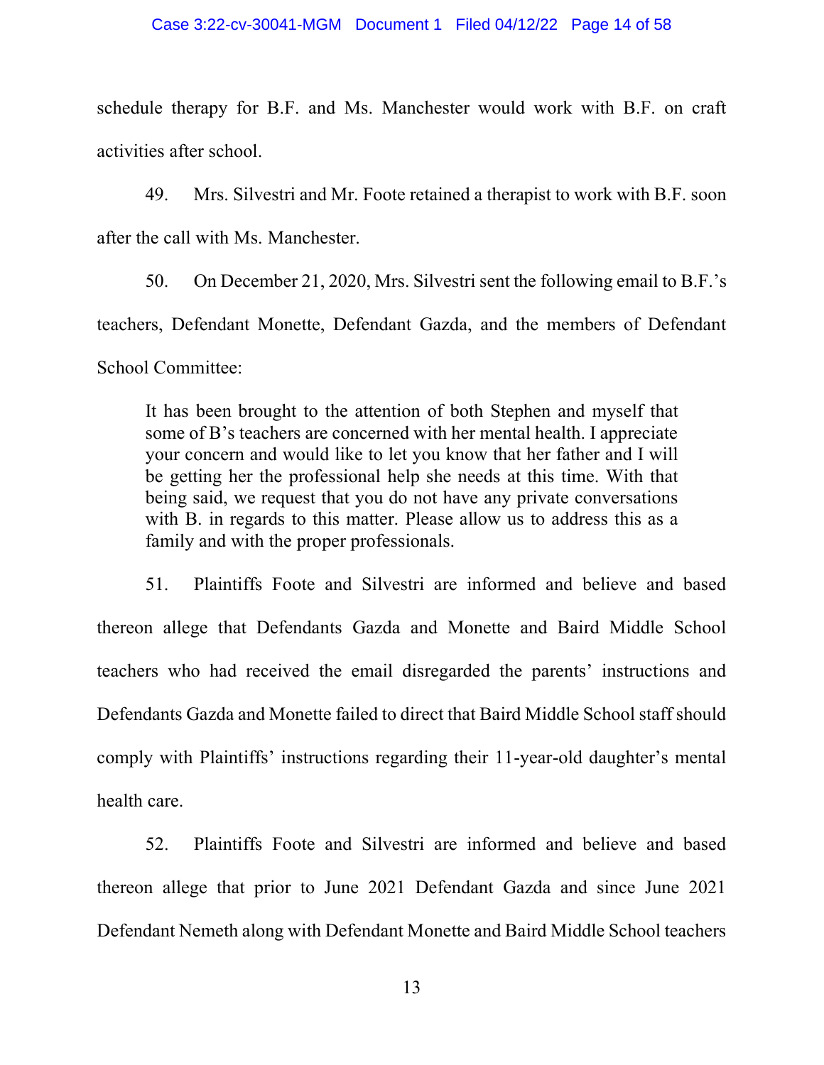schedule therapy for B.F. and Ms. Manchester would work with B.F. on craft activities after school.

49. Mrs. Silvestri and Mr. Foote retained a therapist to work with B.F. soon after the call with Ms. Manchester.

50. On December 21, 2020, Mrs. Silvestri sent the following email to B.F.'s teachers, Defendant Monette, Defendant Gazda, and the members of Defendant School Committee:

> It has been brought to the attention of both Stephen and myself that some of B's teachers are concerned with her mental health. I appreciate your concern and would like to let you know that her father and I will be getting her the professional help she needs at this time. With that being said, we request that you do not have any private conversations with B. in regards to this matter. Please allow us to address this as a family and with the proper professionals.

51. Plaintiffs Foote and Silvestri are informed and believe and based thereon allege that Defendants Gazda and Monette and Baird Middle School teachers who had received the email disregarded the parents' instructions and Defendants Gazda and Monette failed to direct that Baird Middle School staff should comply with Plaintiffs' instructions regarding their 11-year-old daughter's mental health care.

52. Plaintiffs Foote and Silvestri are informed and believe and based thereon allege that prior to June 2021 Defendant Gazda and since June 2021 Defendant Nemeth along with Defendant Monette and Baird Middle School teachers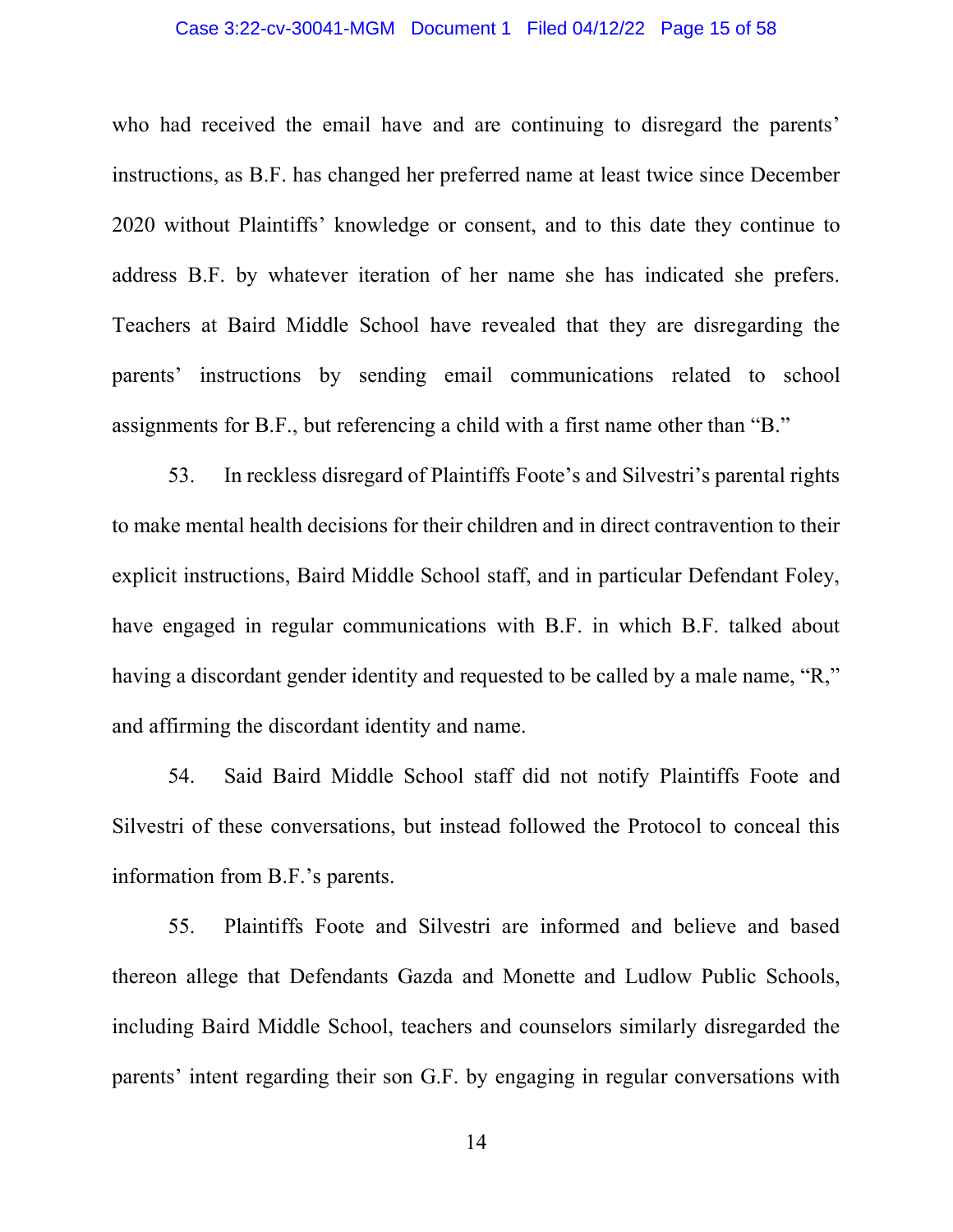who had received the email have and are continuing to disregard the parents' instructions, as B.F. has changed her preferred name at least twice since December 2020 without Plaintiffs' knowledge or consent, and to this date they continue to address B.F. by whatever iteration of her name she has indicated she prefers. Teachers at Baird Middle School have revealed that they are disregarding the parents' instructions by sending email communications related to school assignments for B.F., but referencing a child with a first name other than "B."

53. In reckless disregard of Plaintiffs Foote's and Silvestri's parental rights to make mental health decisions for their children and in direct contravention to their explicit instructions, Baird Middle School staff, and in particular Defendant Foley, have engaged in regular communications with B.F. in which B.F. talked about having a discordant gender identity and requested to be called by a male name, "R," and affirming the discordant identity and name.

54. Said Baird Middle School staff did not notify Plaintiffs Foote and Silvestri of these conversations, but instead followed the Protocol to conceal this information from B.F.'s parents.

55. Plaintiffs Foote and Silvestri are informed and believe and based thereon allege that Defendants Gazda and Monette and Ludlow Public Schools, including Baird Middle School, teachers and counselors similarly disregarded the parents' intent regarding their son G.F. by engaging in regular conversations with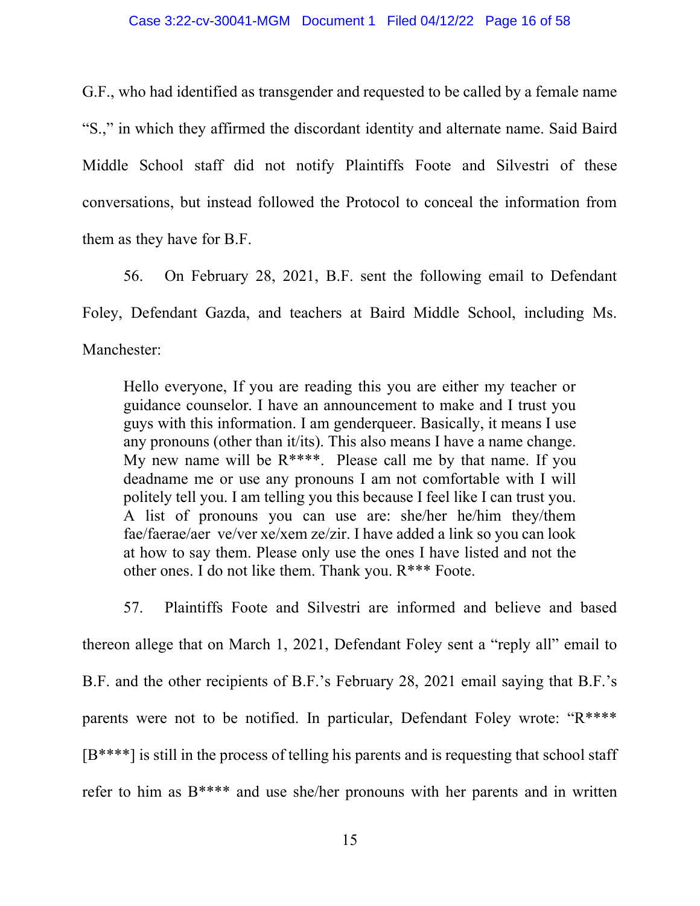G.F., who had identified as transgender and requested to be called by a female name "S.," in which they affirmed the discordant identity and alternate name. Said Baird Middle School staff did not notify Plaintiffs Foote and Silvestri of these conversations, but instead followed the Protocol to conceal the information from them as they have for B.F.

56. On February 28, 2021, B.F. sent the following email to Defendant Foley, Defendant Gazda, and teachers at Baird Middle School, including Ms. Manchester:

> Hello everyone, If you are reading this you are either my teacher or guidance counselor. I have an announcement to make and I trust you guys with this information. I am genderqueer. Basically, it means I use any pronouns (other than it/its). This also means I have a name change. My new name will be R****. Please call me by that name. If you deadname me or use any pronouns I am not comfortable with I will politely tell you. I am telling you this because I feel like I can trust you. A list of pronouns you can use are: she/her he/him they/them fae/faerae/aer ve/ver xe/xem ze/zir. I have added a link so you can look at how to say them. Please only use the ones I have listed and not the other ones. I do not like them. Thank you. R*** Foote.

57. Plaintiffs Foote and Silvestri are informed and believe and based thereon allege that on March 1, 2021, Defendant Foley sent a "reply all" email to B.F. and the other recipients of B.F.'s February 28, 2021 email saying that B.F.'s parents were not to be notified. In particular, Defendant Foley wrote: "R**** [B****] is still in the process of telling his parents and is requesting that school staff refer to him as B**** and use she/her pronouns with her parents and in written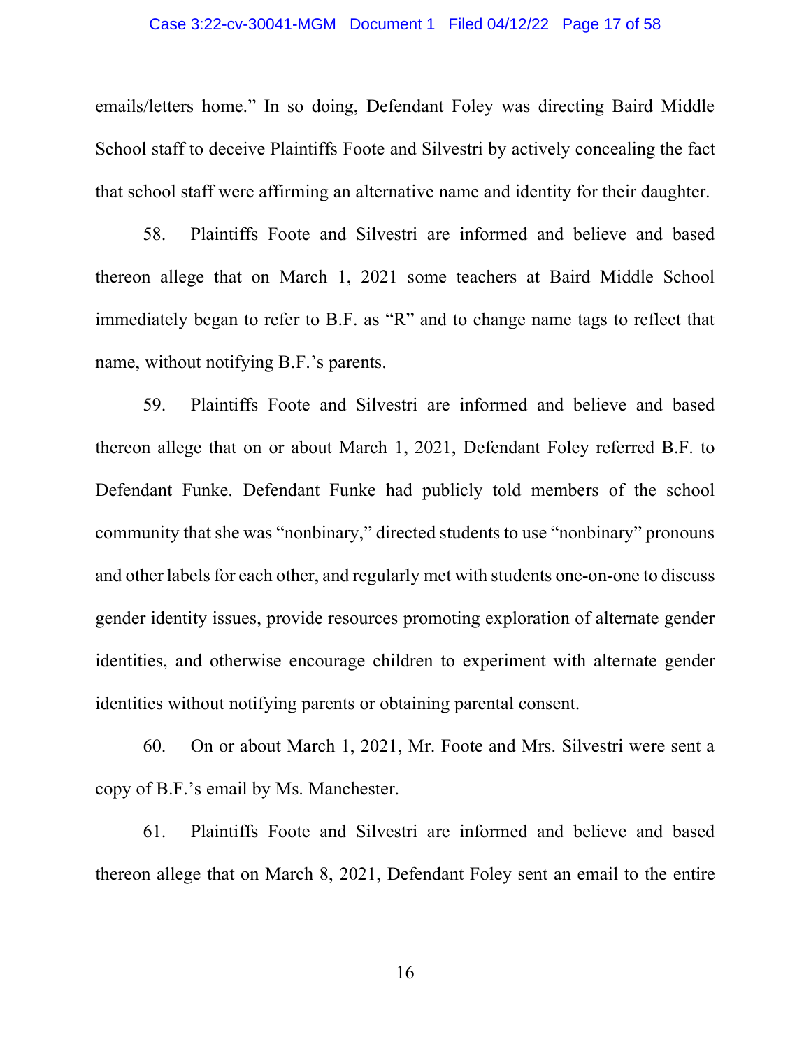emails/letters home." In so doing, Defendant Foley was directing Baird Middle School staff to deceive Plaintiffs Foote and Silvestri by actively concealing the fact that school staff were affirming an alternative name and identity for their daughter.

58. Plaintiffs Foote and Silvestri are informed and believe and based thereon allege that on March 1, 2021 some teachers at Baird Middle School immediately began to refer to B.F. as "R" and to change name tags to reflect that name, without notifying B.F.'s parents.

59. Plaintiffs Foote and Silvestri are informed and believe and based thereon allege that on or about March 1, 2021, Defendant Foley referred B.F. to Defendant Funke. Defendant Funke had publicly told members of the school community that she was "nonbinary," directed students to use "nonbinary" pronouns and other labels for each other, and regularly met with students one-on-one to discuss gender identity issues, provide resources promoting exploration of alternate gender identities, and otherwise encourage children to experiment with alternate gender identities without notifying parents or obtaining parental consent.

60. On or about March 1, 2021, Mr. Foote and Mrs. Silvestri were sent a copy of B.F.'s email by Ms. Manchester.

61. Plaintiffs Foote and Silvestri are informed and believe and based thereon allege that on March 8, 2021, Defendant Foley sent an email to the entire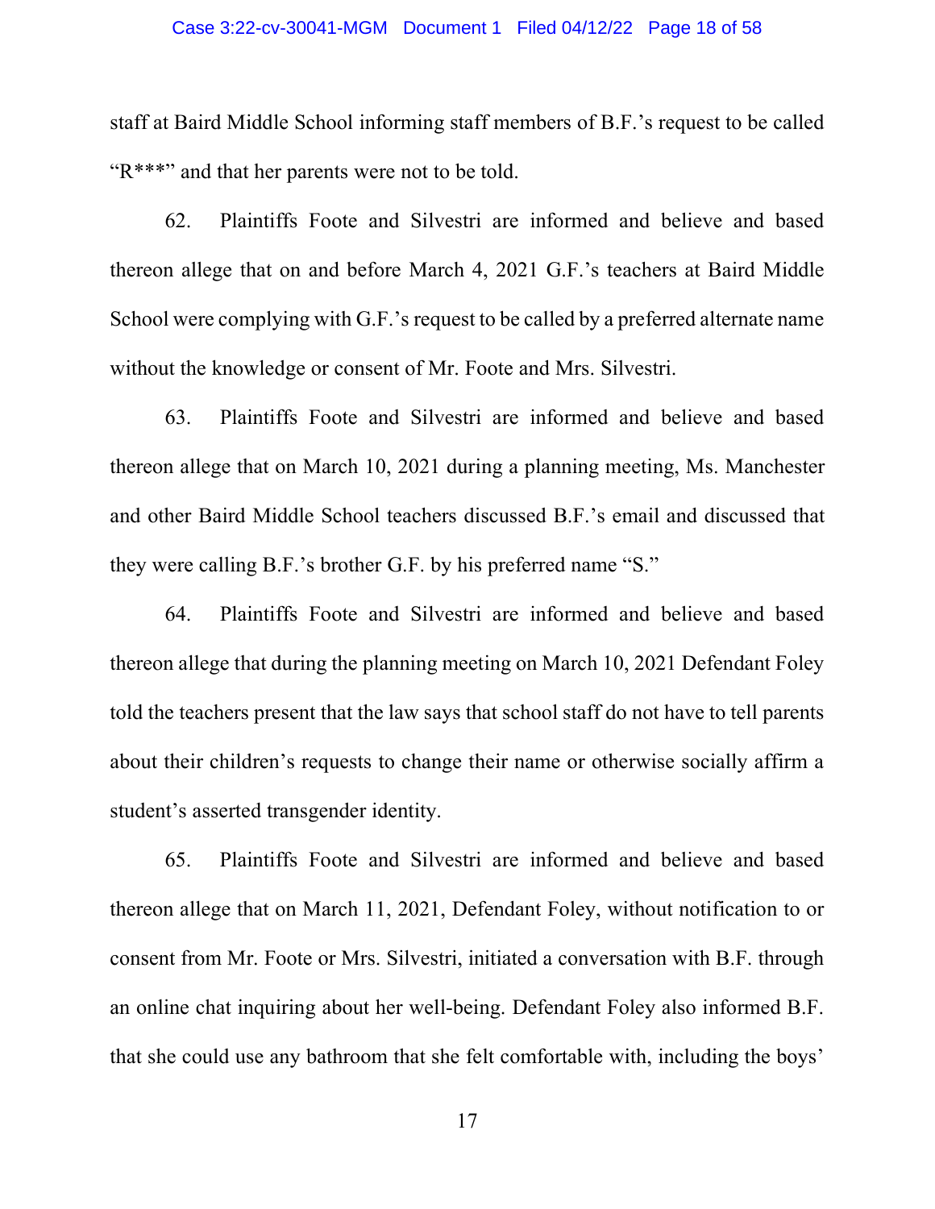staff at Baird Middle School informing staff members of B.F.'s request to be called "R***" and that her parents were not to be told.

62. Plaintiffs Foote and Silvestri are informed and believe and based thereon allege that on and before March 4, 2021 G.F.'s teachers at Baird Middle School were complying with G.F.'s request to be called by a preferred alternate name without the knowledge or consent of Mr. Foote and Mrs. Silvestri.

63. Plaintiffs Foote and Silvestri are informed and believe and based thereon allege that on March 10, 2021 during a planning meeting, Ms. Manchester and other Baird Middle School teachers discussed B.F.'s email and discussed that they were calling B.F.'s brother G.F. by his preferred name "S."

64. Plaintiffs Foote and Silvestri are informed and believe and based thereon allege that during the planning meeting on March 10, 2021 Defendant Foley told the teachers present that the law says that school staff do not have to tell parents about their children's requests to change their name or otherwise socially affirm a student's asserted transgender identity.

65. Plaintiffs Foote and Silvestri are informed and believe and based thereon allege that on March 11, 2021, Defendant Foley, without notification to or consent from Mr. Foote or Mrs. Silvestri, initiated a conversation with B.F. through an online chat inquiring about her well-being. Defendant Foley also informed B.F. that she could use any bathroom that she felt comfortable with, including the boys'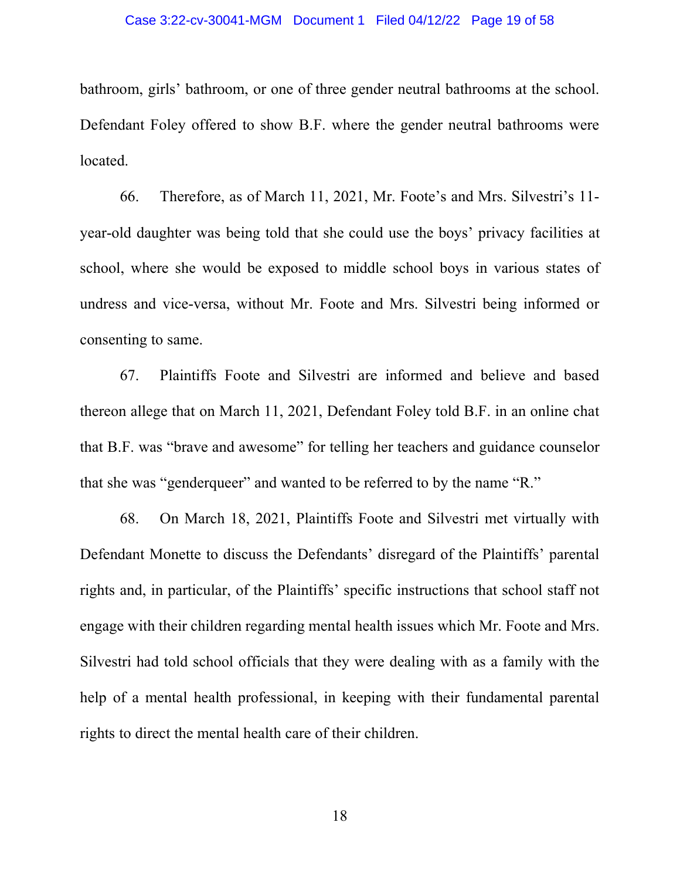bathroom, girls' bathroom, or one of three gender neutral bathrooms at the school. Defendant Foley offered to show B.F. where the gender neutral bathrooms were located.

66. Therefore, as of March 11, 2021, Mr. Foote's and Mrs. Silvestri's 11-year-old daughter was being told that she could use the boys' privacy facilities at school, where she would be exposed to middle school boys in various states of undress and vice-versa, without Mr. Foote and Mrs. Silvestri being informed or consenting to same.

67. Plaintiffs Foote and Silvestri are informed and believe and based thereon allege that on March 11, 2021, Defendant Foley told B.F. in an online chat that B.F. was "brave and awesome" for telling her teachers and guidance counselor that she was "genderqueer" and wanted to be referred to by the name "R."

68. On March 18, 2021, Plaintiffs Foote and Silvestri met virtually with Defendant Monette to discuss the Defendants' disregard of the Plaintiffs' parental rights and, in particular, of the Plaintiffs' specific instructions that school staff not engage with their children regarding mental health issues which Mr. Foote and Mrs. Silvestri had told school officials that they were dealing with as a family with the help of a mental health professional, in keeping with their fundamental parental rights to direct the mental health care of their children.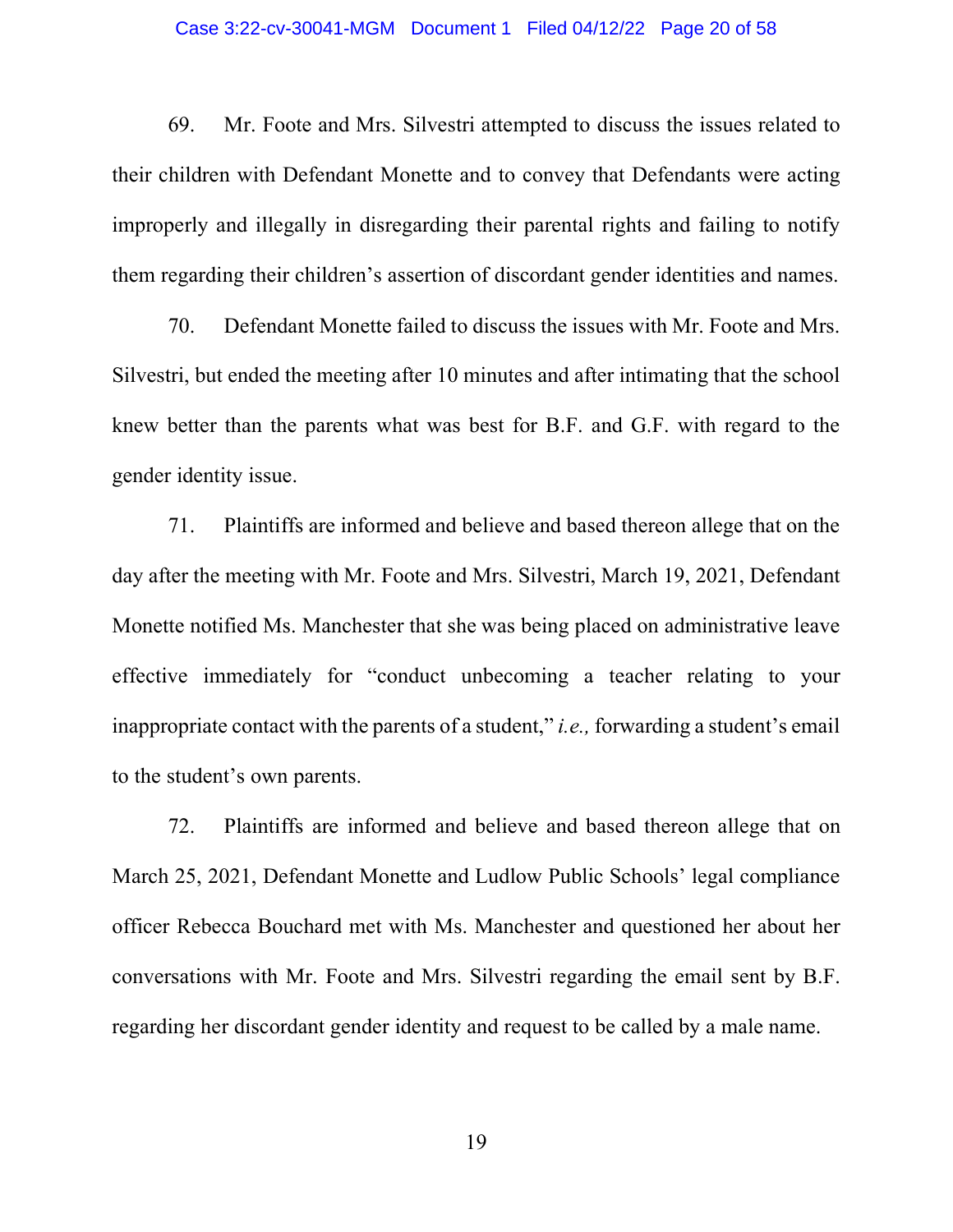69. Mr. Foote and Mrs. Silvestri attempted to discuss the issues related to their children with Defendant Monette and to convey that Defendants were acting improperly and illegally in disregarding their parental rights and failing to notify them regarding their children's assertion of discordant gender identities and names.

70. Defendant Monette failed to discuss the issues with Mr. Foote and Mrs. Silvestri, but ended the meeting after 10 minutes and after intimating that the school knew better than the parents what was best for B.F. and G.F. with regard to the gender identity issue.

71. Plaintiffs are informed and believe and based thereon allege that on the day after the meeting with Mr. Foote and Mrs. Silvestri, March 19, 2021, Defendant Monette notified Ms. Manchester that she was being placed on administrative leave effective immediately for "conduct unbecoming a teacher relating to your inappropriate contact with the parents of a student," *i.e.,* forwarding a student's email to the student's own parents.

72. Plaintiffs are informed and believe and based thereon allege that on March 25, 2021, Defendant Monette and Ludlow Public Schools' legal compliance officer Rebecca Bouchard met with Ms. Manchester and questioned her about her conversations with Mr. Foote and Mrs. Silvestri regarding the email sent by B.F. regarding her discordant gender identity and request to be called by a male name.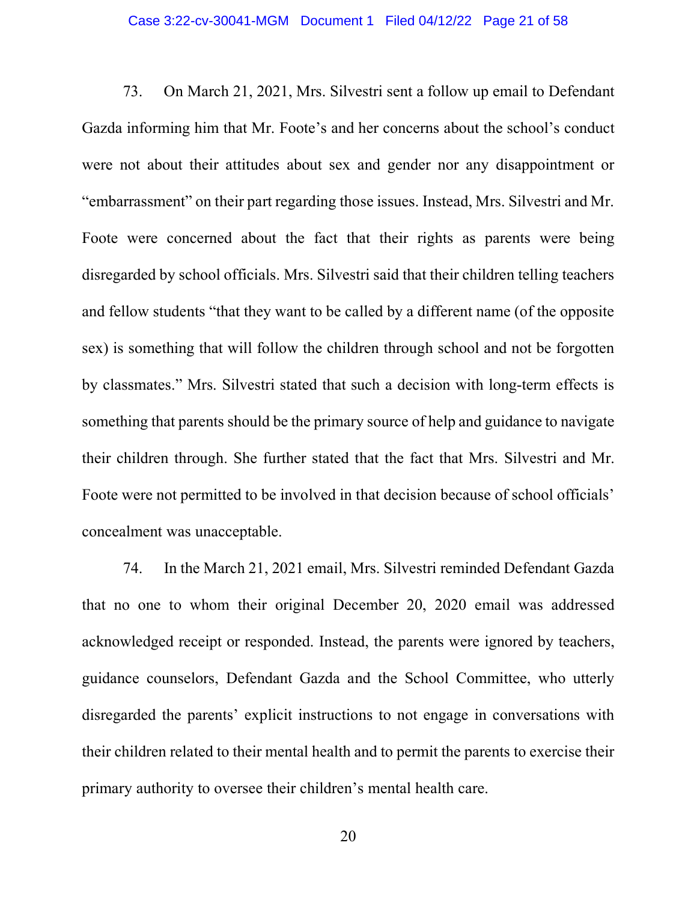73. On March 21, 2021, Mrs. Silvestri sent a follow up email to Defendant Gazda informing him that Mr. Foote's and her concerns about the school's conduct were not about their attitudes about sex and gender nor any disappointment or "embarrassment" on their part regarding those issues. Instead, Mrs. Silvestri and Mr. Foote were concerned about the fact that their rights as parents were being disregarded by school officials. Mrs. Silvestri said that their children telling teachers and fellow students "that they want to be called by a different name (of the opposite sex) is something that will follow the children through school and not be forgotten by classmates." Mrs. Silvestri stated that such a decision with long-term effects is something that parents should be the primary source of help and guidance to navigate their children through. She further stated that the fact that Mrs. Silvestri and Mr. Foote were not permitted to be involved in that decision because of school officials' concealment was unacceptable.

74. In the March 21, 2021 email, Mrs. Silvestri reminded Defendant Gazda that no one to whom their original December 20, 2020 email was addressed acknowledged receipt or responded. Instead, the parents were ignored by teachers, guidance counselors, Defendant Gazda and the School Committee, who utterly disregarded the parents' explicit instructions to not engage in conversations with their children related to their mental health and to permit the parents to exercise their primary authority to oversee their children's mental health care.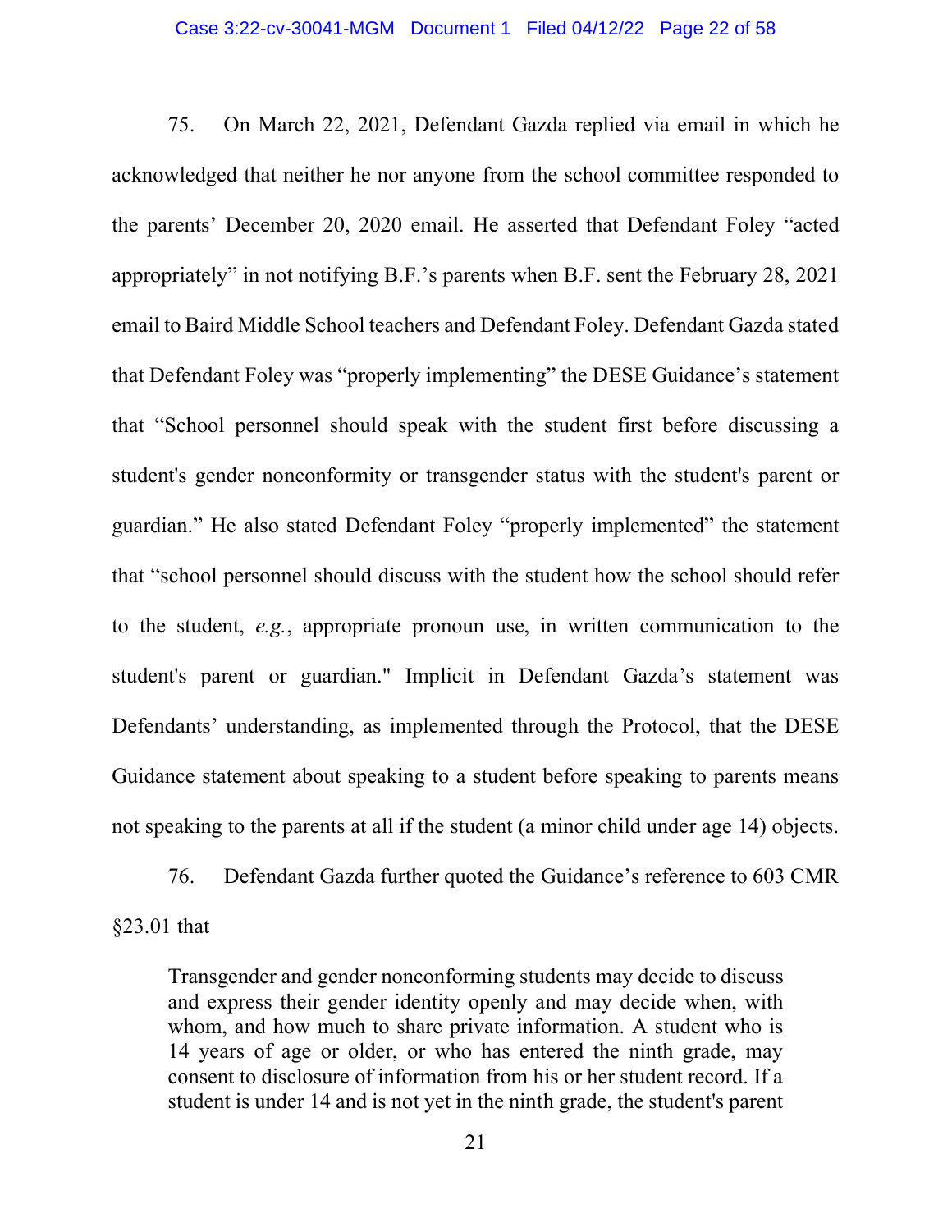75. On March 22, 2021, Defendant Gazda replied via email in which he acknowledged that neither he nor anyone from the school committee responded to the parents' December 20, 2020 email. He asserted that Defendant Foley "acted appropriately" in not notifying B.F.'s parents when B.F. sent the February 28, 2021 email to Baird Middle School teachers and Defendant Foley. Defendant Gazda stated that Defendant Foley was "properly implementing" the DESE Guidance's statement that "School personnel should speak with the student first before discussing a student's gender nonconformity or transgender status with the student's parent or guardian." He also stated Defendant Foley "properly implemented" the statement that "school personnel should discuss with the student how the school should refer to the student, *e.g.*, appropriate pronoun use, in written communication to the student's parent or guardian." Implicit in Defendant Gazda's statement was Defendants' understanding, as implemented through the Protocol, that the DESE Guidance statement about speaking to a student before speaking to parents means not speaking to the parents at all if the student (a minor child under age 14) objects.

76. Defendant Gazda further quoted the Guidance's reference to 603 CMR §23.01 that

> Transgender and gender nonconforming students may decide to discuss and express their gender identity openly and may decide when, with whom, and how much to share private information. A student who is 14 years of age or older, or who has entered the ninth grade, may consent to disclosure of information from his or her student record. If a student is under 14 and is not yet in the ninth grade, the student's parent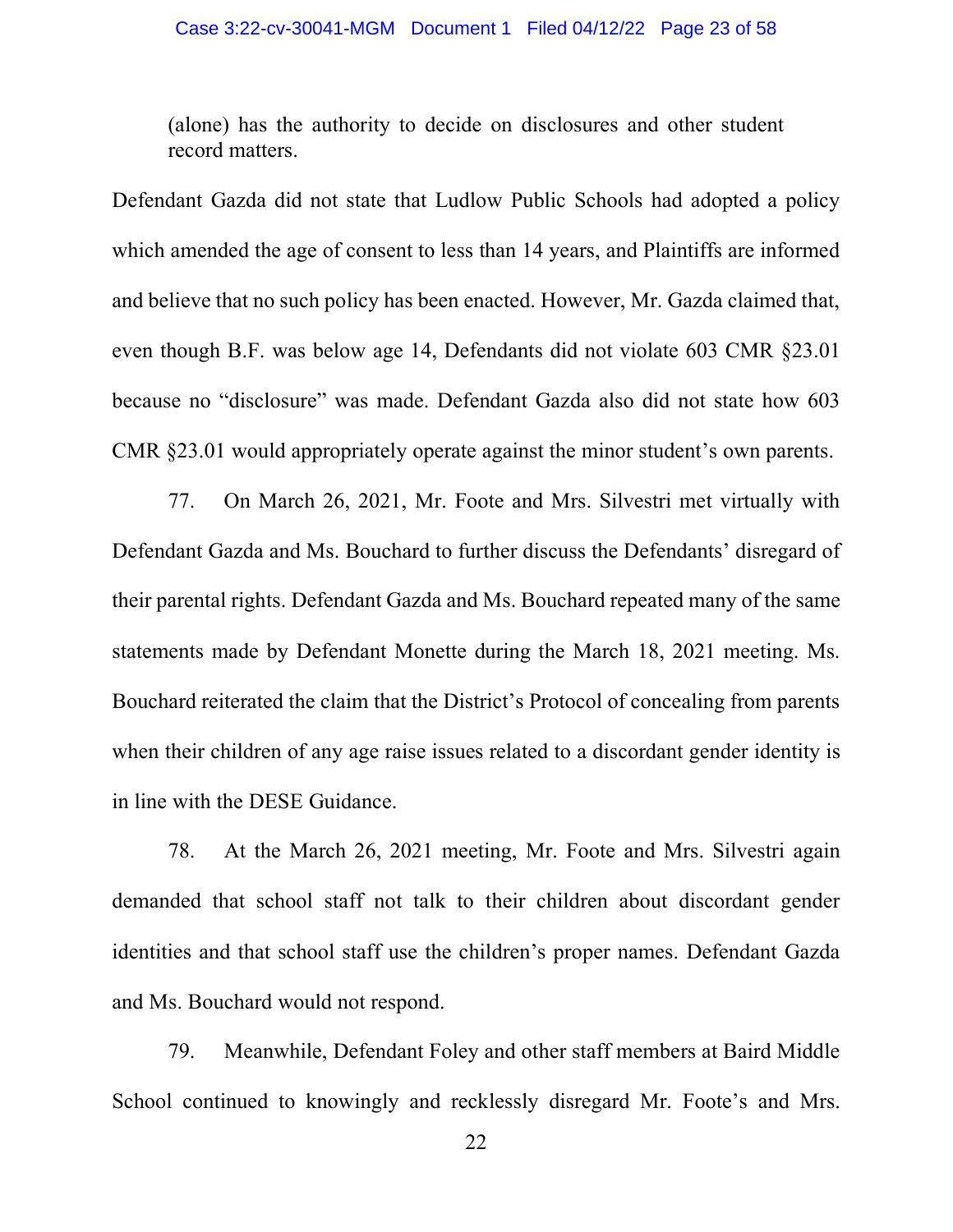(alone) has the authority to decide on disclosures and other student record matters.

Defendant Gazda did not state that Ludlow Public Schools had adopted a policy which amended the age of consent to less than 14 years, and Plaintiffs are informed and believe that no such policy has been enacted. However, Mr. Gazda claimed that, even though B.F. was below age 14, Defendants did not violate 603 CMR §23.01 because no "disclosure" was made. Defendant Gazda also did not state how 603 CMR §23.01 would appropriately operate against the minor student's own parents.

77. On March 26, 2021, Mr. Foote and Mrs. Silvestri met virtually with Defendant Gazda and Ms. Bouchard to further discuss the Defendants' disregard of their parental rights. Defendant Gazda and Ms. Bouchard repeated many of the same statements made by Defendant Monette during the March 18, 2021 meeting. Ms. Bouchard reiterated the claim that the District's Protocol of concealing from parents when their children of any age raise issues related to a discordant gender identity is in line with the DESE Guidance.

78. At the March 26, 2021 meeting, Mr. Foote and Mrs. Silvestri again demanded that school staff not talk to their children about discordant gender identities and that school staff use the children's proper names. Defendant Gazda and Ms. Bouchard would not respond.

79. Meanwhile, Defendant Foley and other staff members at Baird Middle School continued to knowingly and recklessly disregard Mr. Foote's and Mrs.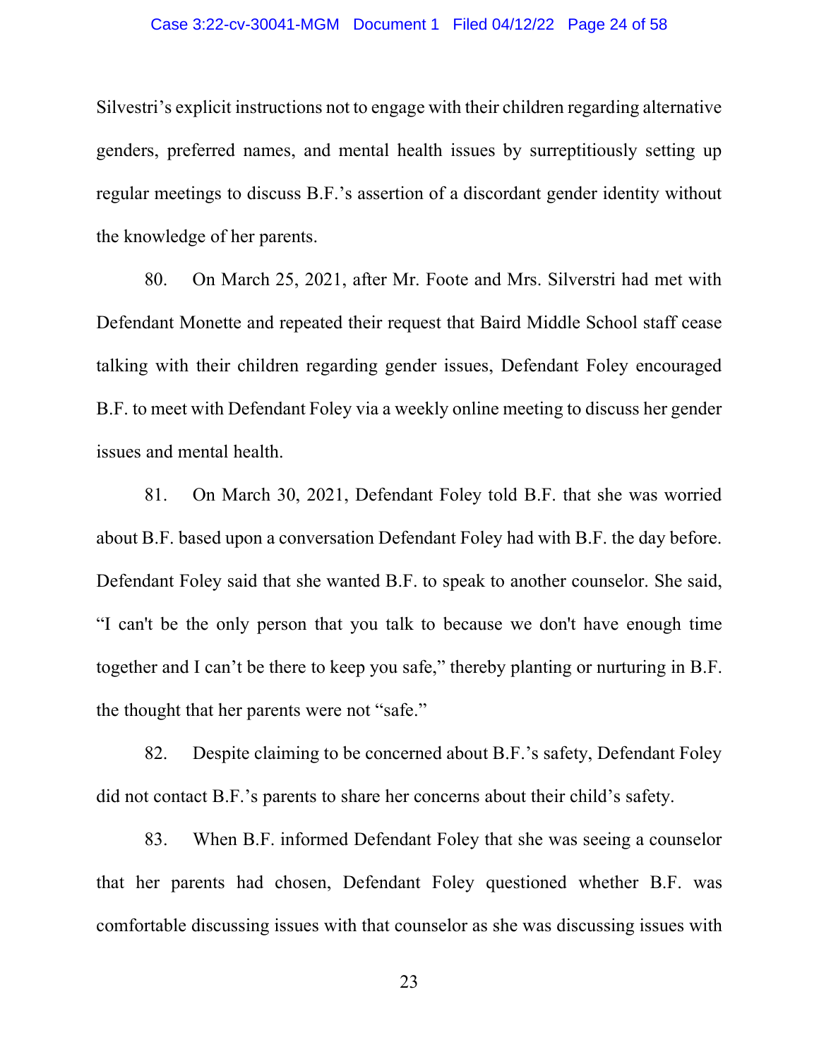Silvestri's explicit instructions not to engage with their children regarding alternative genders, preferred names, and mental health issues by surreptitiously setting up regular meetings to discuss B.F.'s assertion of a discordant gender identity without the knowledge of her parents.

80. On March 25, 2021, after Mr. Foote and Mrs. Silverstri had met with Defendant Monette and repeated their request that Baird Middle School staff cease talking with their children regarding gender issues, Defendant Foley encouraged B.F. to meet with Defendant Foley via a weekly online meeting to discuss her gender issues and mental health.

81. On March 30, 2021, Defendant Foley told B.F. that she was worried about B.F. based upon a conversation Defendant Foley had with B.F. the day before. Defendant Foley said that she wanted B.F. to speak to another counselor. She said, "I can't be the only person that you talk to because we don't have enough time together and I can't be there to keep you safe," thereby planting or nurturing in B.F. the thought that her parents were not "safe."

82. Despite claiming to be concerned about B.F.'s safety, Defendant Foley did not contact B.F.'s parents to share her concerns about their child's safety.

83. When B.F. informed Defendant Foley that she was seeing a counselor that her parents had chosen, Defendant Foley questioned whether B.F. was comfortable discussing issues with that counselor as she was discussing issues with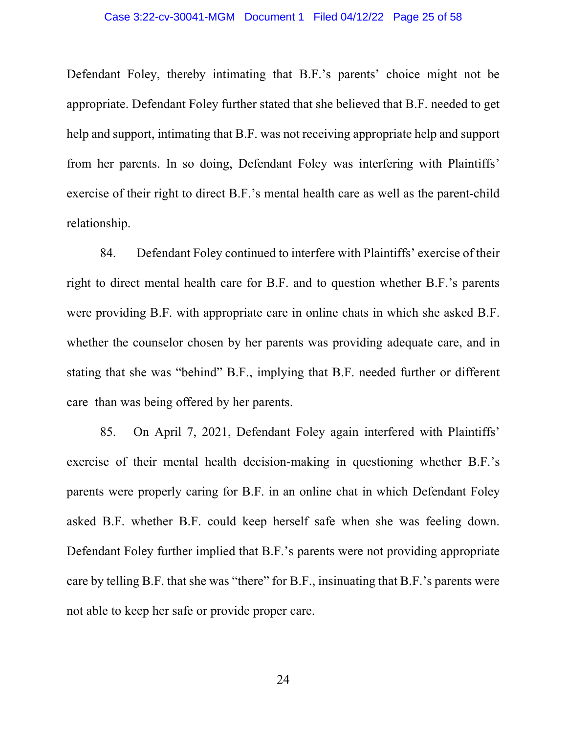Defendant Foley, thereby intimating that B.F.'s parents' choice might not be appropriate. Defendant Foley further stated that she believed that B.F. needed to get help and support, intimating that B.F. was not receiving appropriate help and support from her parents. In so doing, Defendant Foley was interfering with Plaintiffs' exercise of their right to direct B.F.'s mental health care as well as the parent-child relationship.

84. Defendant Foley continued to interfere with Plaintiffs' exercise of their right to direct mental health care for B.F. and to question whether B.F.'s parents were providing B.F. with appropriate care in online chats in which she asked B.F. whether the counselor chosen by her parents was providing adequate care, and in stating that she was "behind" B.F., implying that B.F. needed further or different care than was being offered by her parents.

85. On April 7, 2021, Defendant Foley again interfered with Plaintiffs' exercise of their mental health decision-making in questioning whether B.F.'s parents were properly caring for B.F. in an online chat in which Defendant Foley asked B.F. whether B.F. could keep herself safe when she was feeling down. Defendant Foley further implied that B.F.'s parents were not providing appropriate care by telling B.F. that she was "there" for B.F., insinuating that B.F.'s parents were not able to keep her safe or provide proper care.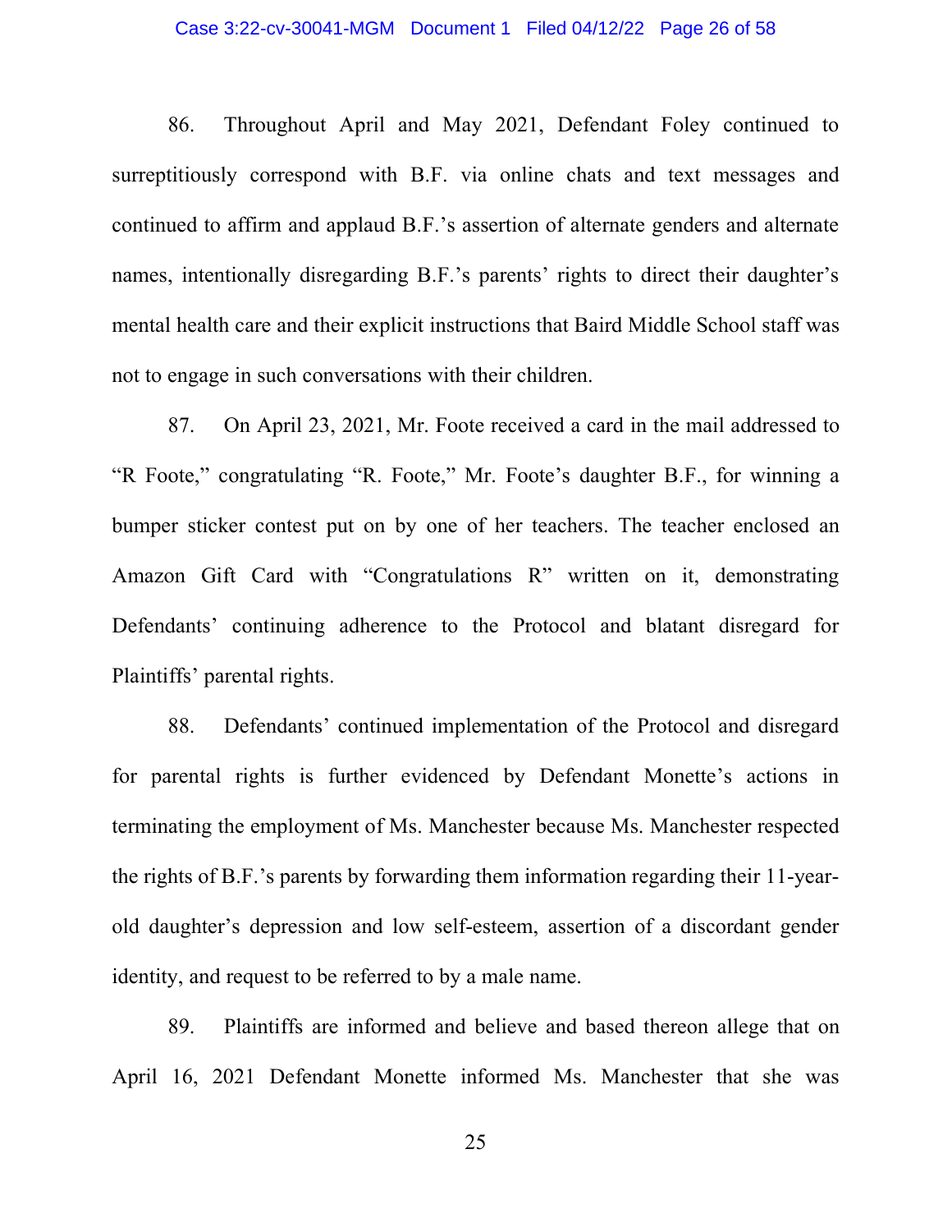86. Throughout April and May 2021, Defendant Foley continued to surreptitiously correspond with B.F. via online chats and text messages and continued to affirm and applaud B.F.'s assertion of alternate genders and alternate names, intentionally disregarding B.F.'s parents' rights to direct their daughter's mental health care and their explicit instructions that Baird Middle School staff was not to engage in such conversations with their children.

87. On April 23, 2021, Mr. Foote received a card in the mail addressed to "R Foote," congratulating "R. Foote," Mr. Foote's daughter B.F., for winning a bumper sticker contest put on by one of her teachers. The teacher enclosed an Amazon Gift Card with "Congratulations R" written on it, demonstrating Defendants' continuing adherence to the Protocol and blatant disregard for Plaintiffs' parental rights.

88. Defendants' continued implementation of the Protocol and disregard for parental rights is further evidenced by Defendant Monette's actions in terminating the employment of Ms. Manchester because Ms. Manchester respected the rights of B.F.'s parents by forwarding them information regarding their 11-year-old daughter's depression and low self-esteem, assertion of a discordant gender identity, and request to be referred to by a male name.

89. Plaintiffs are informed and believe and based thereon allege that on April 16, 2021 Defendant Monette informed Ms. Manchester that she was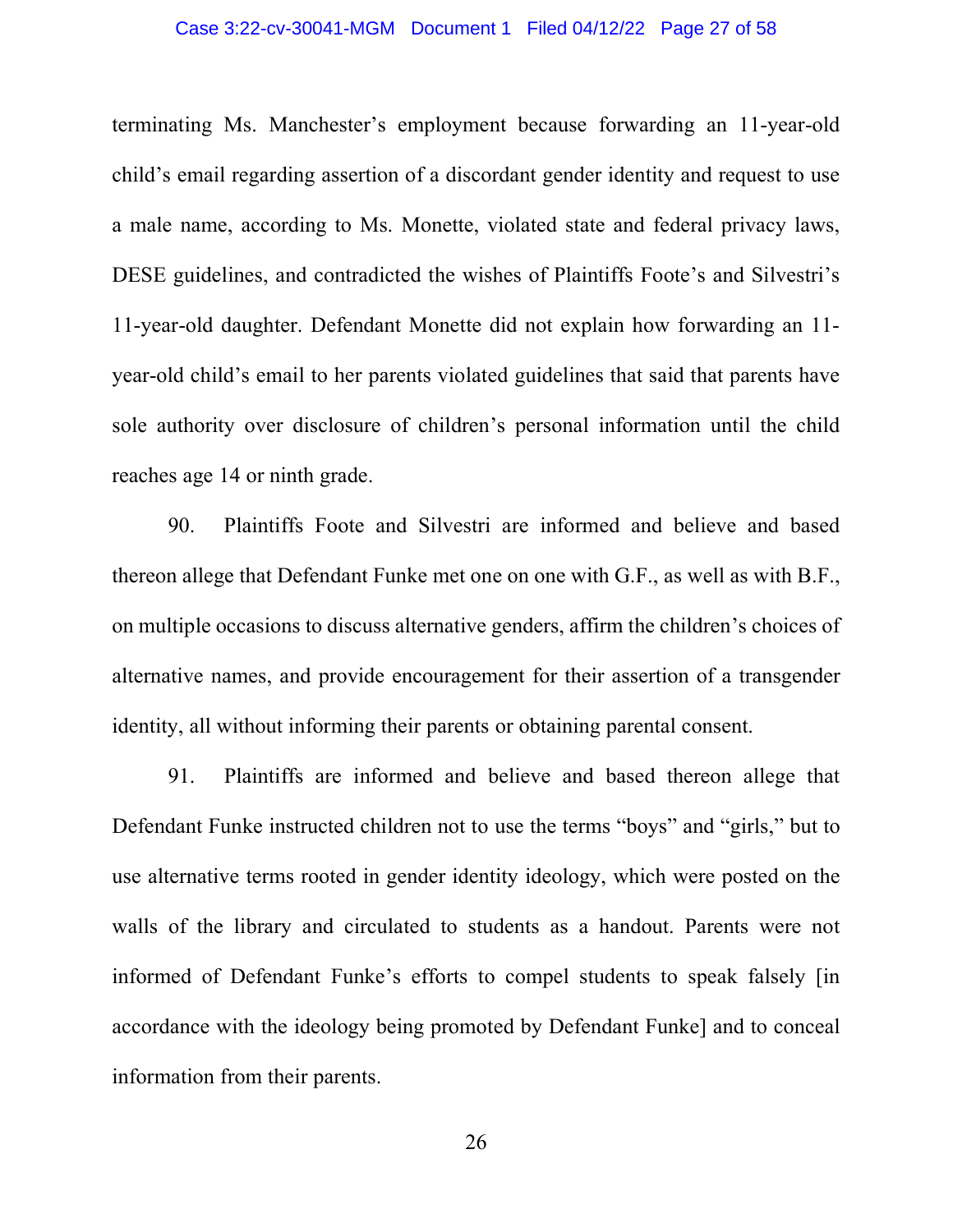terminating Ms. Manchester's employment because forwarding an 11-year-old child's email regarding assertion of a discordant gender identity and request to use a male name, according to Ms. Monette, violated state and federal privacy laws, DESE guidelines, and contradicted the wishes of Plaintiffs Foote's and Silvestri's 11-year-old daughter. Defendant Monette did not explain how forwarding an 11-year-old child's email to her parents violated guidelines that said that parents have sole authority over disclosure of children's personal information until the child reaches age 14 or ninth grade.

90. Plaintiffs Foote and Silvestri are informed and believe and based thereon allege that Defendant Funke met one on one with G.F., as well as with B.F., on multiple occasions to discuss alternative genders, affirm the children's choices of alternative names, and provide encouragement for their assertion of a transgender identity, all without informing their parents or obtaining parental consent.

91. Plaintiffs are informed and believe and based thereon allege that Defendant Funke instructed children not to use the terms "boys" and "girls," but to use alternative terms rooted in gender identity ideology, which were posted on the walls of the library and circulated to students as a handout. Parents were not informed of Defendant Funke's efforts to compel students to speak falsely [in accordance with the ideology being promoted by Defendant Funke] and to conceal information from their parents.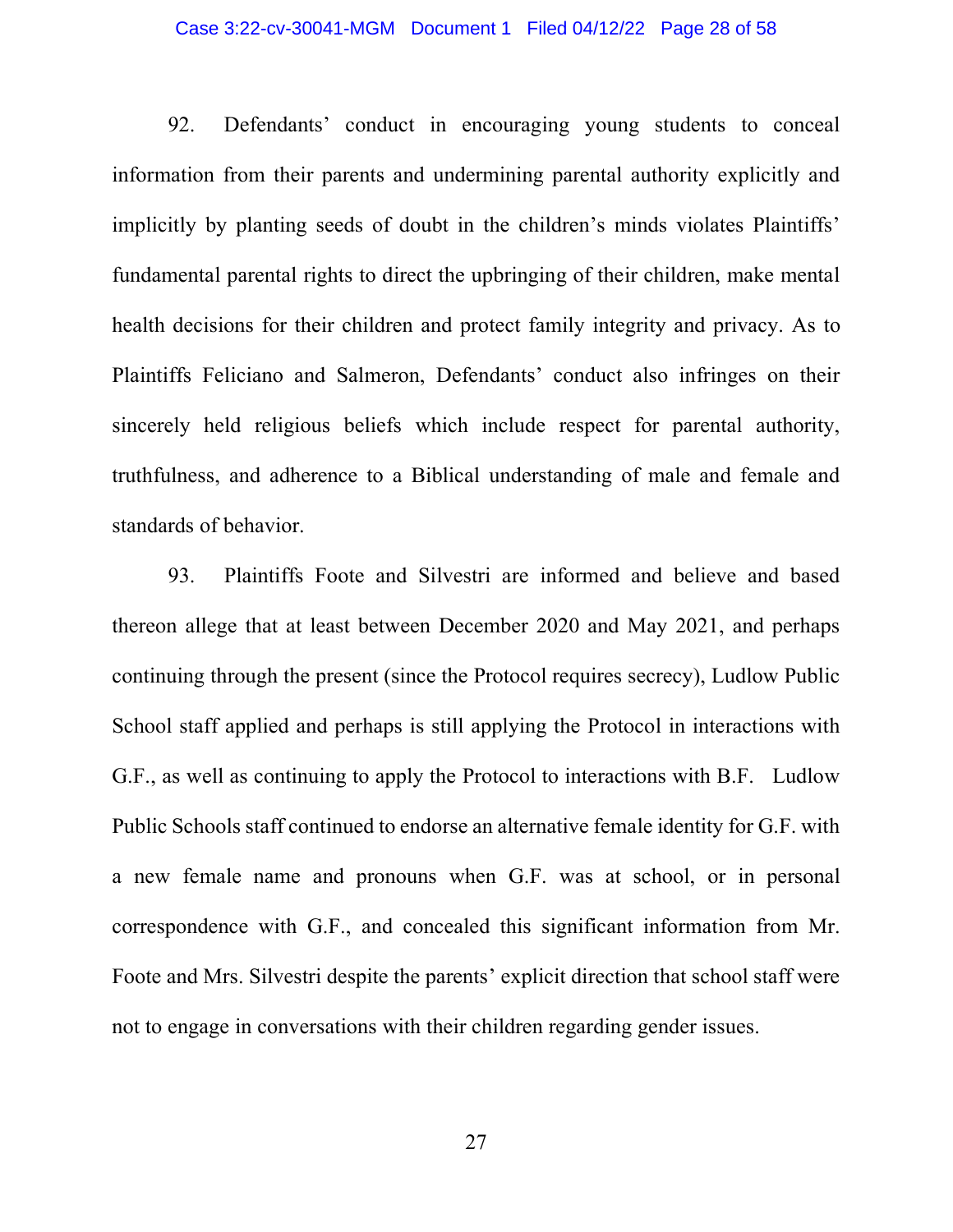92. Defendants' conduct in encouraging young students to conceal information from their parents and undermining parental authority explicitly and implicitly by planting seeds of doubt in the children's minds violates Plaintiffs' fundamental parental rights to direct the upbringing of their children, make mental health decisions for their children and protect family integrity and privacy. As to Plaintiffs Feliciano and Salmeron, Defendants' conduct also infringes on their sincerely held religious beliefs which include respect for parental authority, truthfulness, and adherence to a Biblical understanding of male and female and standards of behavior.

93. Plaintiffs Foote and Silvestri are informed and believe and based thereon allege that at least between December 2020 and May 2021, and perhaps continuing through the present (since the Protocol requires secrecy), Ludlow Public School staff applied and perhaps is still applying the Protocol in interactions with G.F., as well as continuing to apply the Protocol to interactions with B.F. Ludlow Public Schools staff continued to endorse an alternative female identity for G.F. with a new female name and pronouns when G.F. was at school, or in personal correspondence with G.F., and concealed this significant information from Mr. Foote and Mrs. Silvestri despite the parents' explicit direction that school staff were not to engage in conversations with their children regarding gender issues.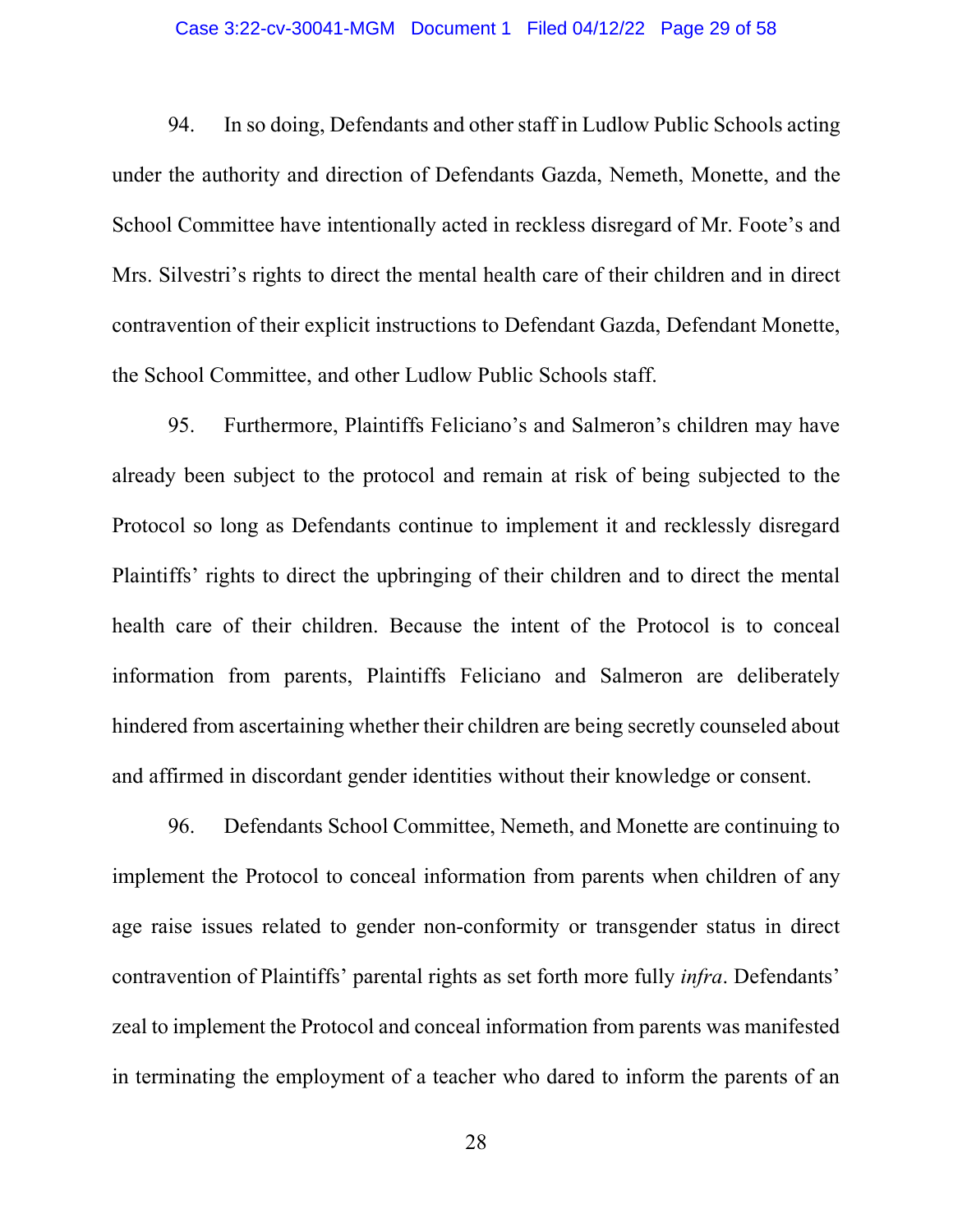94. In so doing, Defendants and other staff in Ludlow Public Schools acting under the authority and direction of Defendants Gazda, Nemeth, Monette, and the School Committee have intentionally acted in reckless disregard of Mr. Foote's and Mrs. Silvestri's rights to direct the mental health care of their children and in direct contravention of their explicit instructions to Defendant Gazda, Defendant Monette, the School Committee, and other Ludlow Public Schools staff.

95. Furthermore, Plaintiffs Feliciano's and Salmeron's children may have already been subject to the protocol and remain at risk of being subjected to the Protocol so long as Defendants continue to implement it and recklessly disregard Plaintiffs' rights to direct the upbringing of their children and to direct the mental health care of their children. Because the intent of the Protocol is to conceal information from parents, Plaintiffs Feliciano and Salmeron are deliberately hindered from ascertaining whether their children are being secretly counseled about and affirmed in discordant gender identities without their knowledge or consent.

96. Defendants School Committee, Nemeth, and Monette are continuing to implement the Protocol to conceal information from parents when children of any age raise issues related to gender non-conformity or transgender status in direct contravention of Plaintiffs' parental rights as set forth more fully *infra*. Defendants' zeal to implement the Protocol and conceal information from parents was manifested in terminating the employment of a teacher who dared to inform the parents of an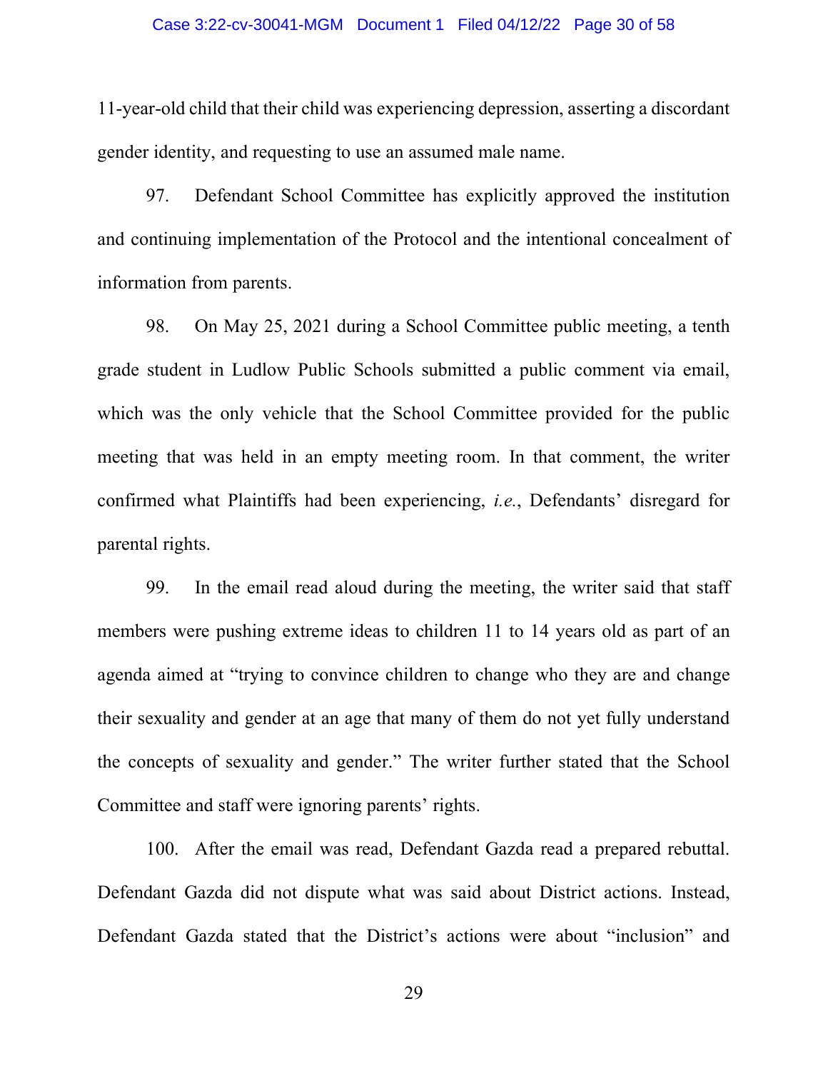11-year-old child that their child was experiencing depression, asserting a discordant gender identity, and requesting to use an assumed male name.

97. Defendant School Committee has explicitly approved the institution and continuing implementation of the Protocol and the intentional concealment of information from parents.

98. On May 25, 2021 during a School Committee public meeting, a tenth grade student in Ludlow Public Schools submitted a public comment via email, which was the only vehicle that the School Committee provided for the public meeting that was held in an empty meeting room. In that comment, the writer confirmed what Plaintiffs had been experiencing, *i.e.*, Defendants' disregard for parental rights.

99. In the email read aloud during the meeting, the writer said that staff members were pushing extreme ideas to children 11 to 14 years old as part of an agenda aimed at "trying to convince children to change who they are and change their sexuality and gender at an age that many of them do not yet fully understand the concepts of sexuality and gender." The writer further stated that the School Committee and staff were ignoring parents' rights.

100. After the email was read, Defendant Gazda read a prepared rebuttal. Defendant Gazda did not dispute what was said about District actions. Instead, Defendant Gazda stated that the District's actions were about "inclusion" and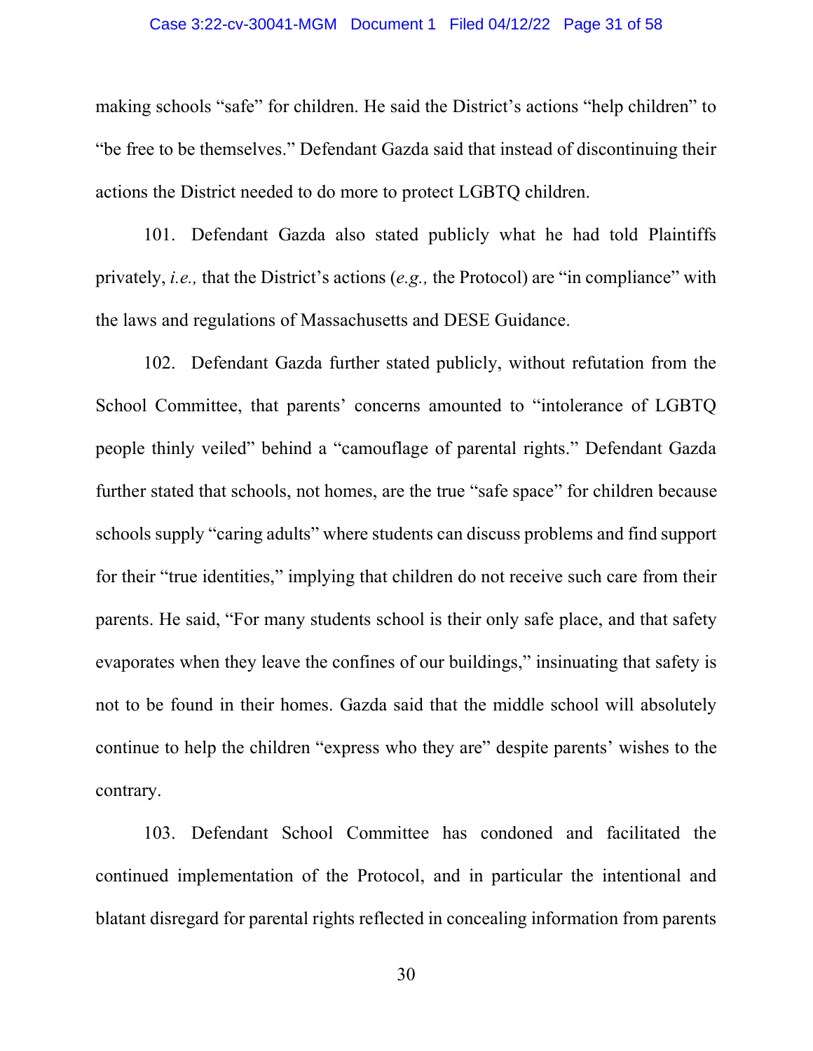making schools "safe" for children. He said the District's actions "help children" to "be free to be themselves." Defendant Gazda said that instead of discontinuing their actions the District needed to do more to protect LGBTQ children.

101. Defendant Gazda also stated publicly what he had told Plaintiffs privately, *i.e.,* that the District's actions (*e.g.,* the Protocol) are "in compliance" with the laws and regulations of Massachusetts and DESE Guidance.

102. Defendant Gazda further stated publicly, without refutation from the School Committee, that parents' concerns amounted to "intolerance of LGBTQ people thinly veiled" behind a "camouflage of parental rights." Defendant Gazda further stated that schools, not homes, are the true "safe space" for children because schools supply "caring adults" where students can discuss problems and find support for their "true identities," implying that children do not receive such care from their parents. He said, "For many students school is their only safe place, and that safety evaporates when they leave the confines of our buildings," insinuating that safety is not to be found in their homes. Gazda said that the middle school will absolutely continue to help the children "express who they are" despite parents' wishes to the contrary.

103. Defendant School Committee has condoned and facilitated the continued implementation of the Protocol, and in particular the intentional and blatant disregard for parental rights reflected in concealing information from parents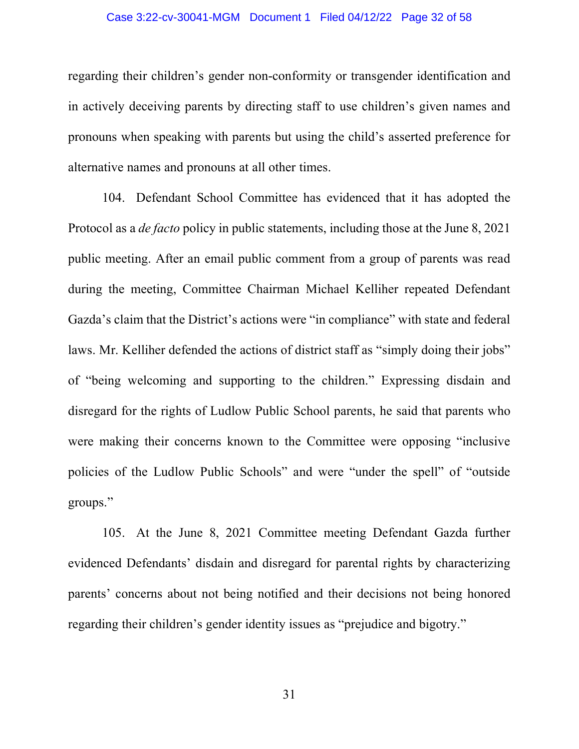regarding their children's gender non-conformity or transgender identification and in actively deceiving parents by directing staff to use children's given names and pronouns when speaking with parents but using the child's asserted preference for alternative names and pronouns at all other times.

104. Defendant School Committee has evidenced that it has adopted the Protocol as a *de facto* policy in public statements, including those at the June 8, 2021 public meeting. After an email public comment from a group of parents was read during the meeting, Committee Chairman Michael Kelliher repeated Defendant Gazda's claim that the District's actions were "in compliance" with state and federal laws. Mr. Kelliher defended the actions of district staff as "simply doing their jobs" of "being welcoming and supporting to the children." Expressing disdain and disregard for the rights of Ludlow Public School parents, he said that parents who were making their concerns known to the Committee were opposing "inclusive policies of the Ludlow Public Schools" and were "under the spell" of "outside groups."

105. At the June 8, 2021 Committee meeting Defendant Gazda further evidenced Defendants' disdain and disregard for parental rights by characterizing parents' concerns about not being notified and their decisions not being honored regarding their children's gender identity issues as "prejudice and bigotry."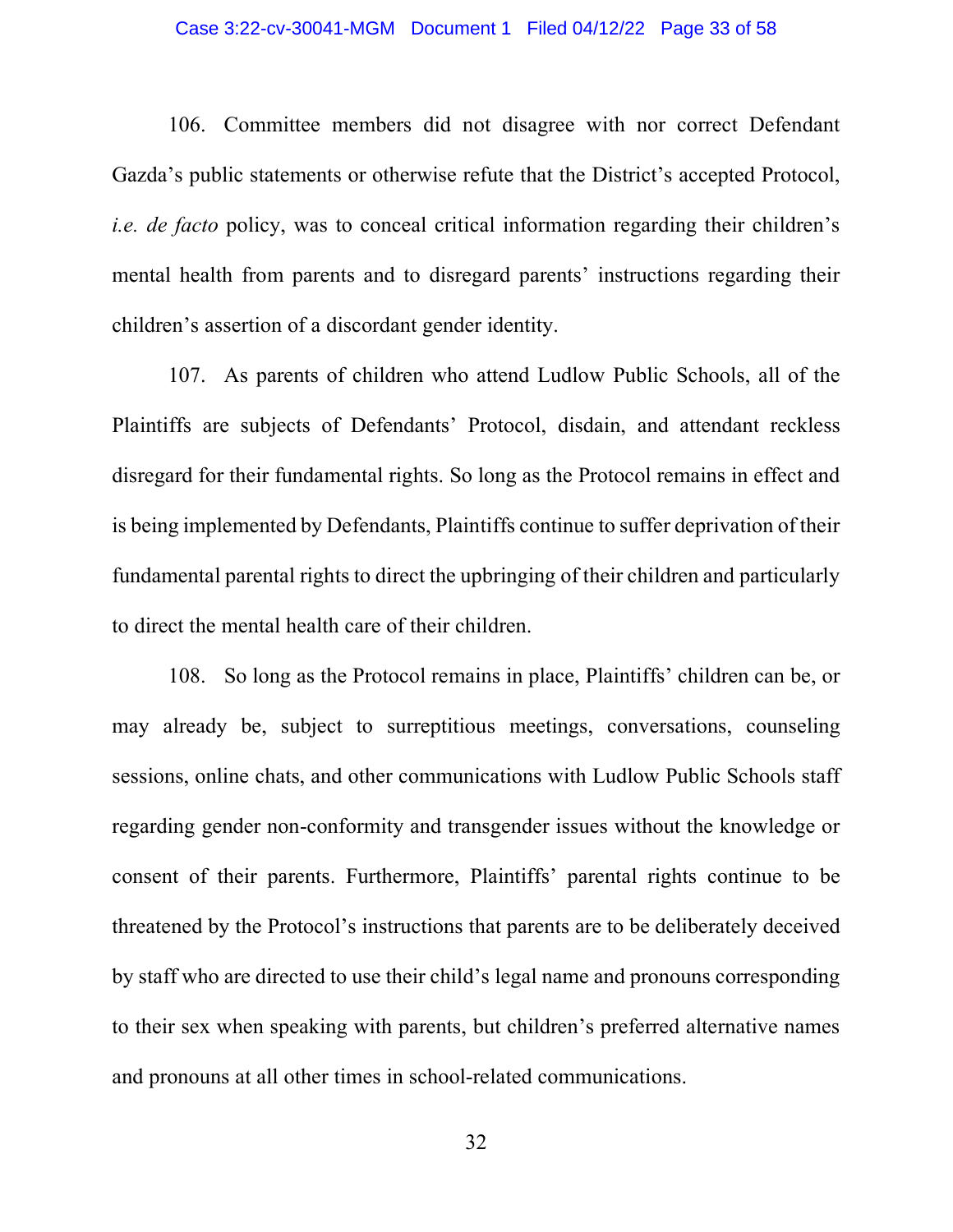106. Committee members did not disagree with nor correct Defendant Gazda's public statements or otherwise refute that the District's accepted Protocol, *i.e. de facto* policy, was to conceal critical information regarding their children's mental health from parents and to disregard parents' instructions regarding their children's assertion of a discordant gender identity.

107. As parents of children who attend Ludlow Public Schools, all of the Plaintiffs are subjects of Defendants' Protocol, disdain, and attendant reckless disregard for their fundamental rights. So long as the Protocol remains in effect and is being implemented by Defendants, Plaintiffs continue to suffer deprivation of their fundamental parental rights to direct the upbringing of their children and particularly to direct the mental health care of their children.

108. So long as the Protocol remains in place, Plaintiffs' children can be, or may already be, subject to surreptitious meetings, conversations, counseling sessions, online chats, and other communications with Ludlow Public Schools staff regarding gender non-conformity and transgender issues without the knowledge or consent of their parents. Furthermore, Plaintiffs' parental rights continue to be threatened by the Protocol's instructions that parents are to be deliberately deceived by staff who are directed to use their child's legal name and pronouns corresponding to their sex when speaking with parents, but children's preferred alternative names and pronouns at all other times in school-related communications.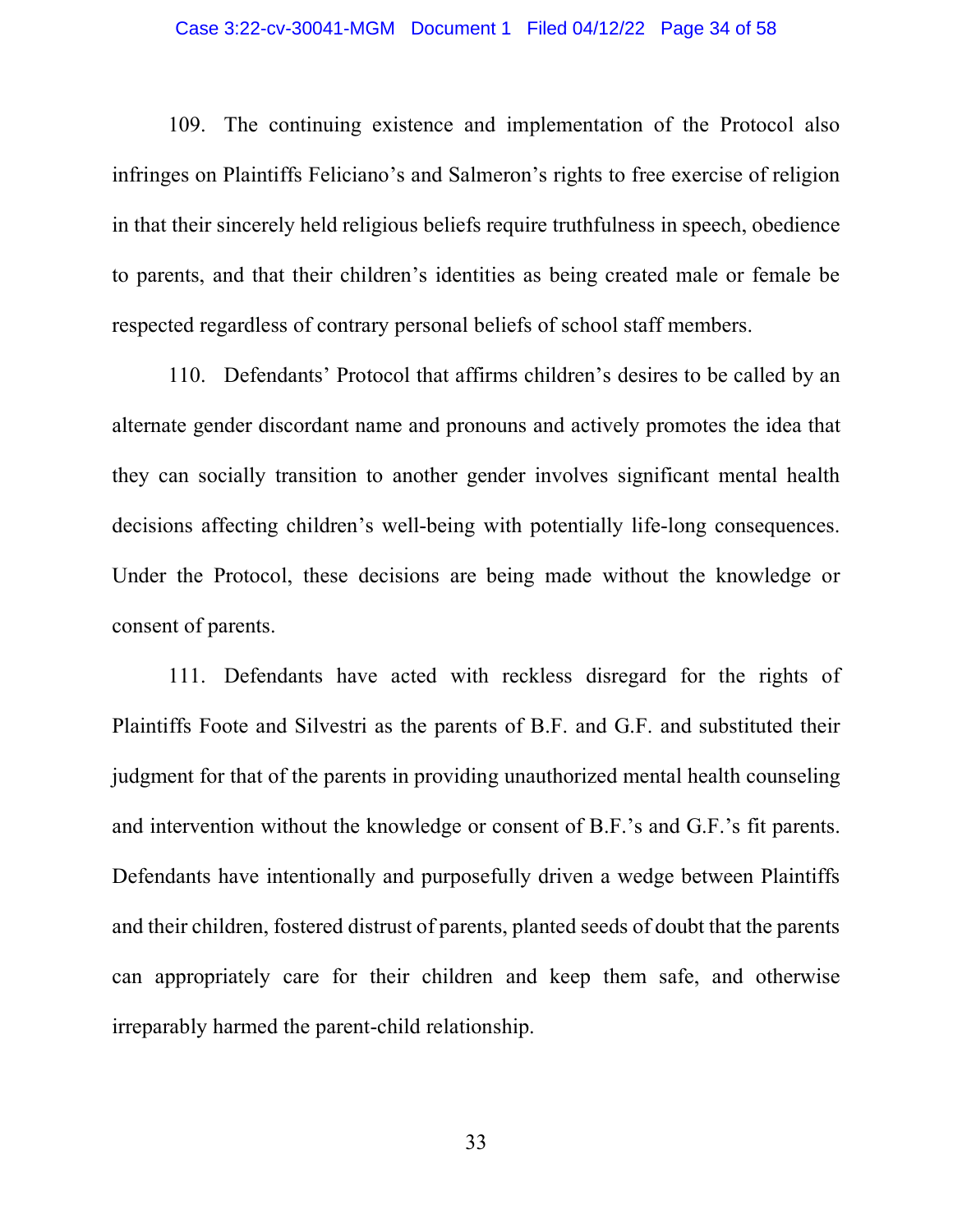109. The continuing existence and implementation of the Protocol also infringes on Plaintiffs Feliciano's and Salmeron's rights to free exercise of religion in that their sincerely held religious beliefs require truthfulness in speech, obedience to parents, and that their children's identities as being created male or female be respected regardless of contrary personal beliefs of school staff members.

110. Defendants' Protocol that affirms children's desires to be called by an alternate gender discordant name and pronouns and actively promotes the idea that they can socially transition to another gender involves significant mental health decisions affecting children's well-being with potentially life-long consequences. Under the Protocol, these decisions are being made without the knowledge or consent of parents.

111. Defendants have acted with reckless disregard for the rights of Plaintiffs Foote and Silvestri as the parents of B.F. and G.F. and substituted their judgment for that of the parents in providing unauthorized mental health counseling and intervention without the knowledge or consent of B.F.'s and G.F.'s fit parents. Defendants have intentionally and purposefully driven a wedge between Plaintiffs and their children, fostered distrust of parents, planted seeds of doubt that the parents can appropriately care for their children and keep them safe, and otherwise irreparably harmed the parent-child relationship.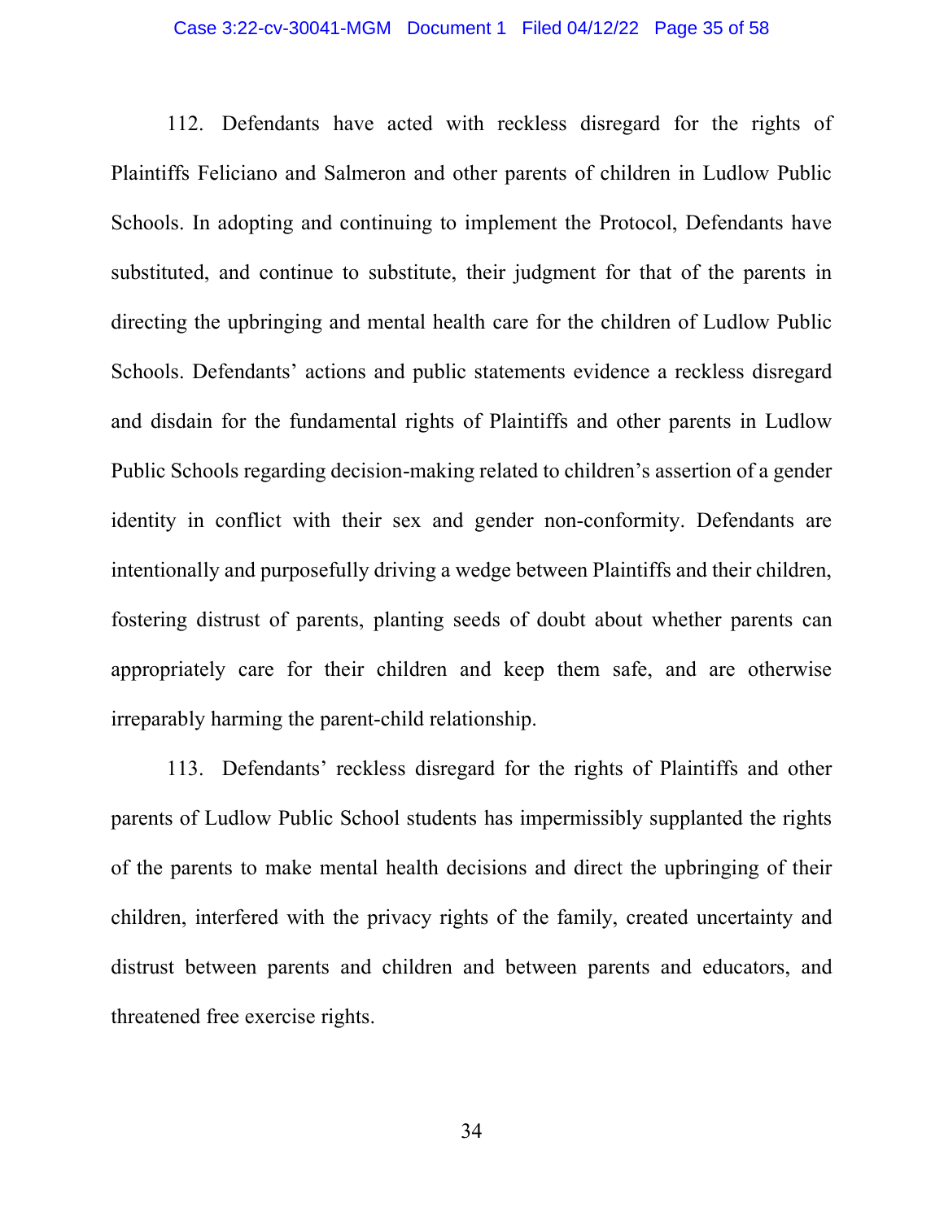112. Defendants have acted with reckless disregard for the rights of Plaintiffs Feliciano and Salmeron and other parents of children in Ludlow Public Schools. In adopting and continuing to implement the Protocol, Defendants have substituted, and continue to substitute, their judgment for that of the parents in directing the upbringing and mental health care for the children of Ludlow Public Schools. Defendants' actions and public statements evidence a reckless disregard and disdain for the fundamental rights of Plaintiffs and other parents in Ludlow Public Schools regarding decision-making related to children's assertion of a gender identity in conflict with their sex and gender non-conformity. Defendants are intentionally and purposefully driving a wedge between Plaintiffs and their children, fostering distrust of parents, planting seeds of doubt about whether parents can appropriately care for their children and keep them safe, and are otherwise irreparably harming the parent-child relationship.

113. Defendants' reckless disregard for the rights of Plaintiffs and other parents of Ludlow Public School students has impermissibly supplanted the rights of the parents to make mental health decisions and direct the upbringing of their children, interfered with the privacy rights of the family, created uncertainty and distrust between parents and children and between parents and educators, and threatened free exercise rights.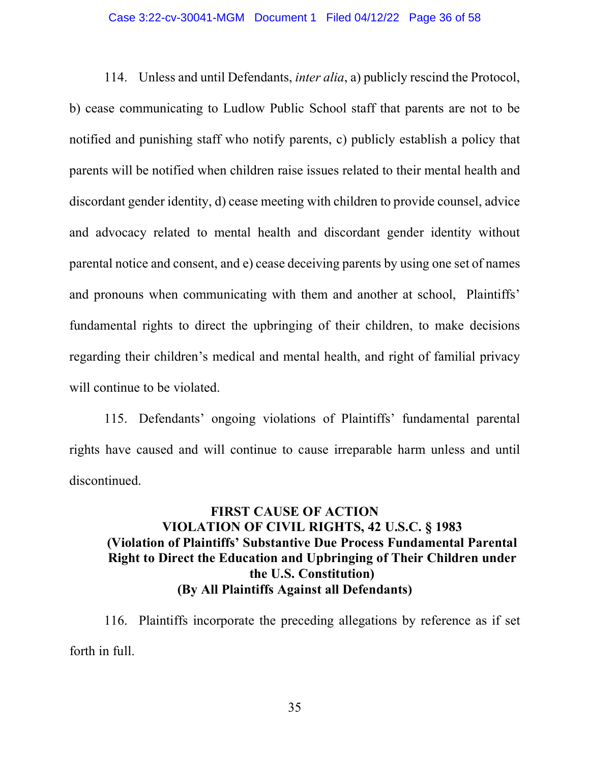114. Unless and until Defendants, *inter alia*, a) publicly rescind the Protocol, b) cease communicating to Ludlow Public School staff that parents are not to be notified and punishing staff who notify parents, c) publicly establish a policy that parents will be notified when children raise issues related to their mental health and discordant gender identity, d) cease meeting with children to provide counsel, advice and advocacy related to mental health and discordant gender identity without parental notice and consent, and e) cease deceiving parents by using one set of names and pronouns when communicating with them and another at school, Plaintiffs' fundamental rights to direct the upbringing of their children, to make decisions regarding their children's medical and mental health, and right of familial privacy will continue to be violated.

115. Defendants' ongoing violations of Plaintiffs' fundamental parental rights have caused and will continue to cause irreparable harm unless and until discontinued.

## FIRST CAUSE OF ACTION
## VIOLATION OF CIVIL RIGHTS, 42 U.S.C. § 1983
### (Violation of Plaintiffs' Substantive Due Process Fundamental Parental Right to Direct the Education and Upbringing of Their Children under the U.S. Constitution)
### (By All Plaintiffs Against all Defendants)

116. Plaintiffs incorporate the preceding allegations by reference as if set forth in full.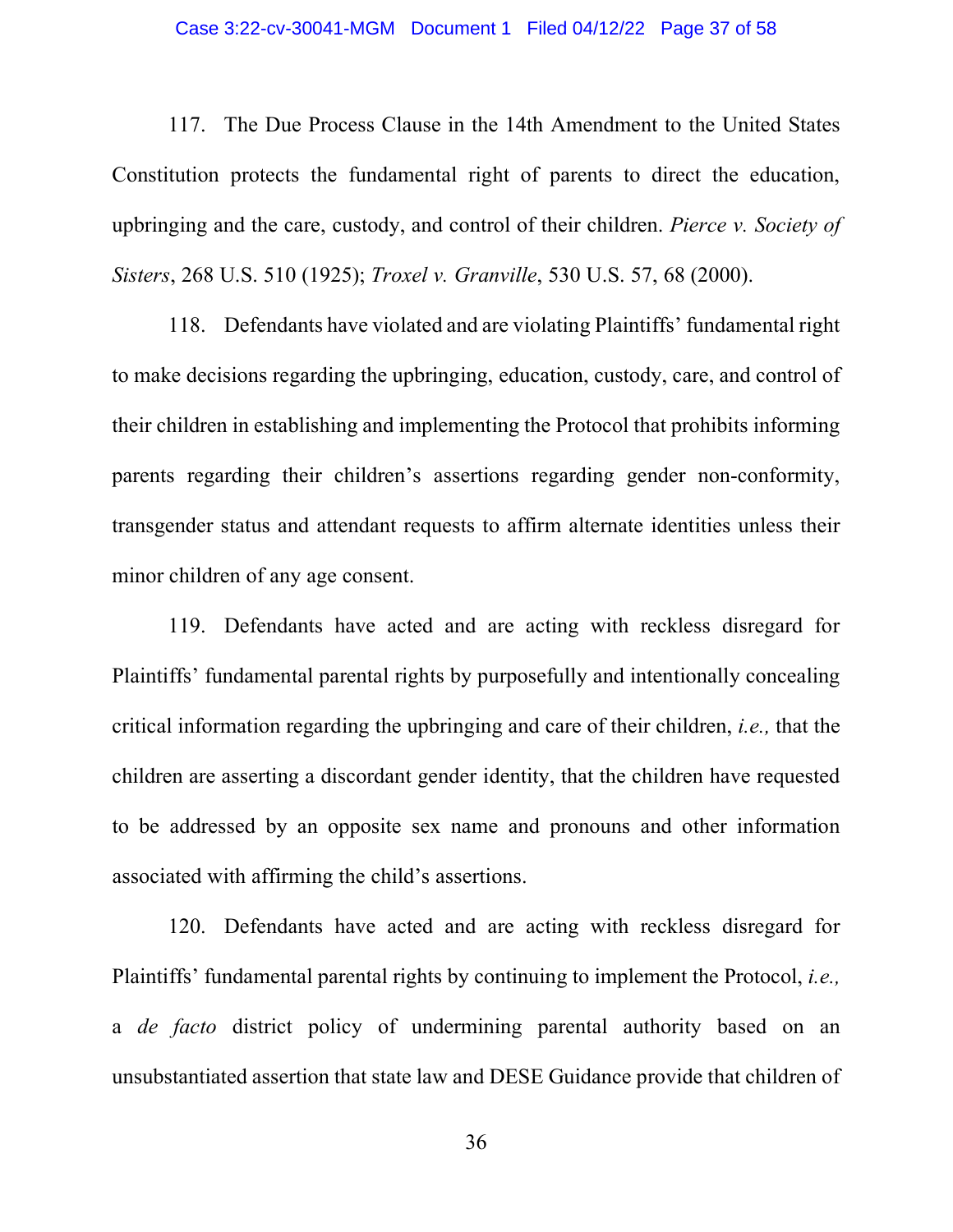117. The Due Process Clause in the 14th Amendment to the United States Constitution protects the fundamental right of parents to direct the education, upbringing and the care, custody, and control of their children. *Pierce v. Society of Sisters*, 268 U.S. 510 (1925); *Troxel v. Granville*, 530 U.S. 57, 68 (2000).

118. Defendants have violated and are violating Plaintiffs' fundamental right to make decisions regarding the upbringing, education, custody, care, and control of their children in establishing and implementing the Protocol that prohibits informing parents regarding their children's assertions regarding gender non-conformity, transgender status and attendant requests to affirm alternate identities unless their minor children of any age consent.

119. Defendants have acted and are acting with reckless disregard for Plaintiffs' fundamental parental rights by purposefully and intentionally concealing critical information regarding the upbringing and care of their children, *i.e.,* that the children are asserting a discordant gender identity, that the children have requested to be addressed by an opposite sex name and pronouns and other information associated with affirming the child's assertions.

120. Defendants have acted and are acting with reckless disregard for Plaintiffs' fundamental parental rights by continuing to implement the Protocol, *i.e.,* a *de facto* district policy of undermining parental authority based on an unsubstantiated assertion that state law and DESE Guidance provide that children of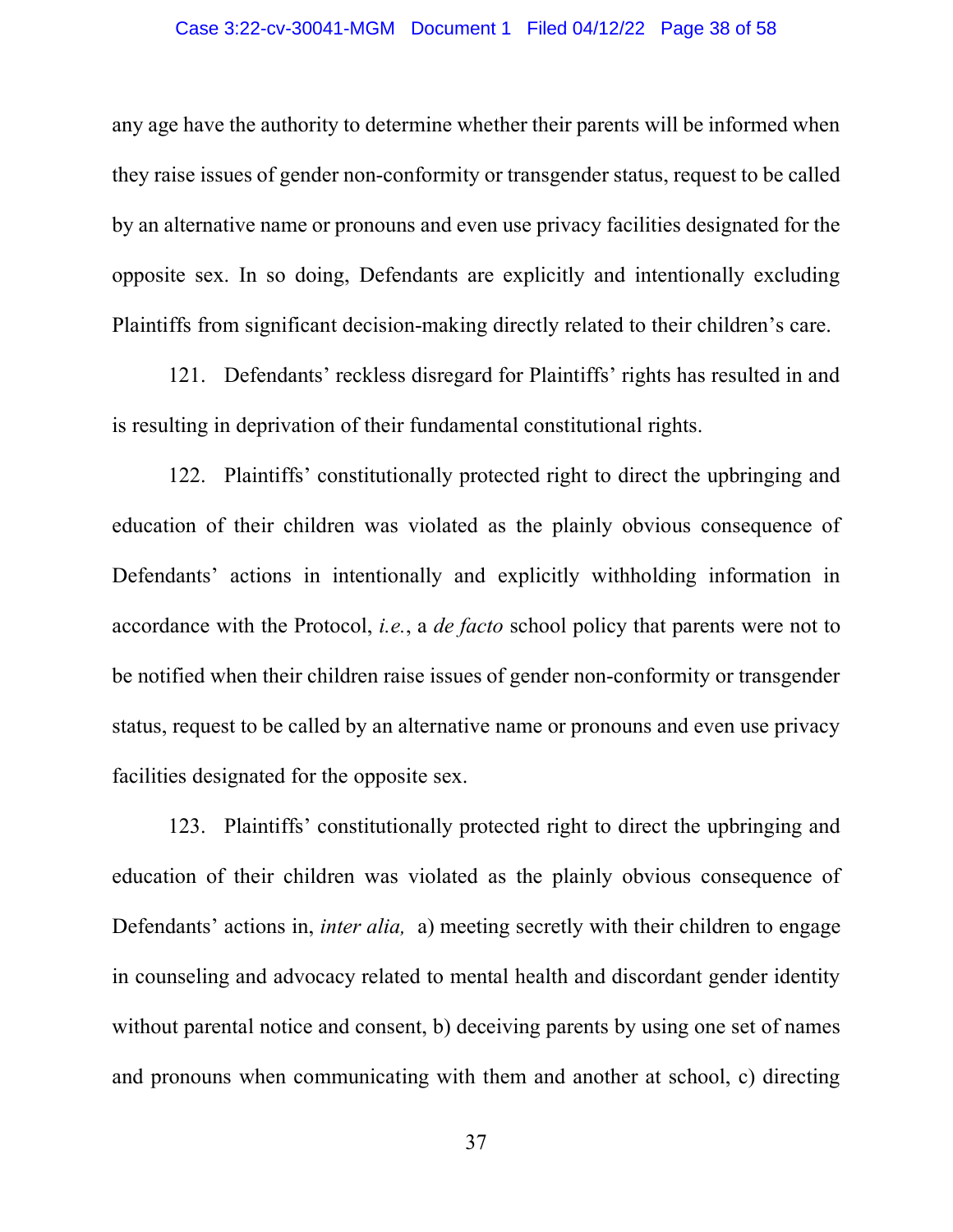any age have the authority to determine whether their parents will be informed when they raise issues of gender non-conformity or transgender status, request to be called by an alternative name or pronouns and even use privacy facilities designated for the opposite sex. In so doing, Defendants are explicitly and intentionally excluding Plaintiffs from significant decision-making directly related to their children's care.

121. Defendants' reckless disregard for Plaintiffs' rights has resulted in and is resulting in deprivation of their fundamental constitutional rights.

122. Plaintiffs' constitutionally protected right to direct the upbringing and education of their children was violated as the plainly obvious consequence of Defendants' actions in intentionally and explicitly withholding information in accordance with the Protocol, *i.e.*, a *de facto* school policy that parents were not to be notified when their children raise issues of gender non-conformity or transgender status, request to be called by an alternative name or pronouns and even use privacy facilities designated for the opposite sex.

123. Plaintiffs' constitutionally protected right to direct the upbringing and education of their children was violated as the plainly obvious consequence of Defendants' actions in, *inter alia,* a) meeting secretly with their children to engage in counseling and advocacy related to mental health and discordant gender identity without parental notice and consent, b) deceiving parents by using one set of names and pronouns when communicating with them and another at school, c) directing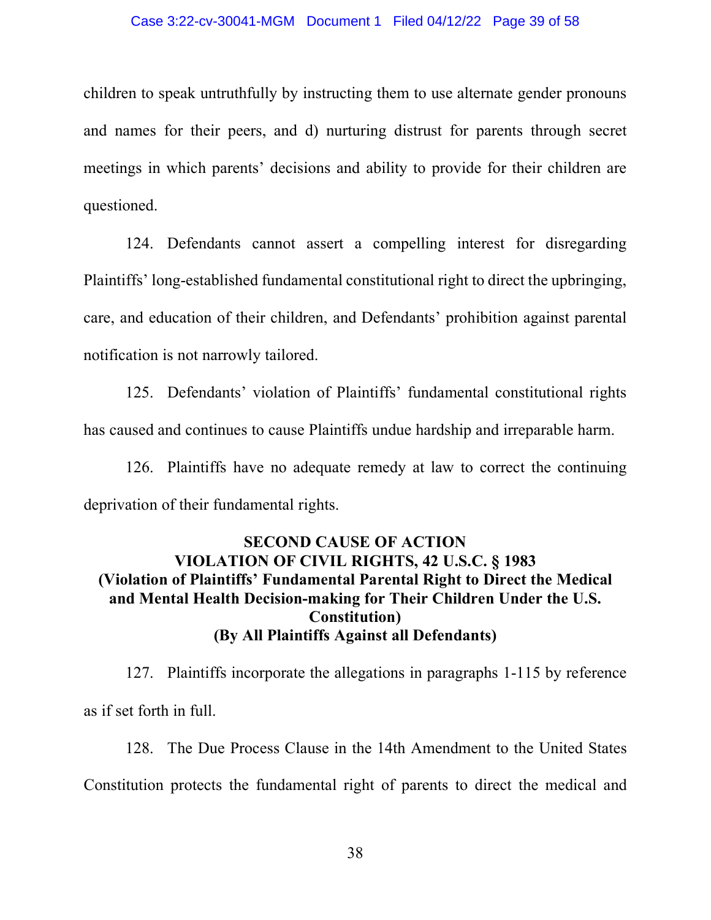children to speak untruthfully by instructing them to use alternate gender pronouns and names for their peers, and d) nurturing distrust for parents through secret meetings in which parents' decisions and ability to provide for their children are questioned.

124. Defendants cannot assert a compelling interest for disregarding Plaintiffs' long-established fundamental constitutional right to direct the upbringing, care, and education of their children, and Defendants' prohibition against parental notification is not narrowly tailored.

125. Defendants' violation of Plaintiffs' fundamental constitutional rights has caused and continues to cause Plaintiffs undue hardship and irreparable harm.

126. Plaintiffs have no adequate remedy at law to correct the continuing deprivation of their fundamental rights.

**SECOND CAUSE OF ACTION**
**VIOLATION OF CIVIL RIGHTS, 42 U.S.C. § 1983**
**(Violation of Plaintiffs' Fundamental Parental Right to Direct the Medical and Mental Health Decision-making for Their Children Under the U.S. Constitution)**
**(By All Plaintiffs Against all Defendants)**

127. Plaintiffs incorporate the allegations in paragraphs 1-115 by reference as if set forth in full.

128. The Due Process Clause in the 14th Amendment to the United States Constitution protects the fundamental right of parents to direct the medical and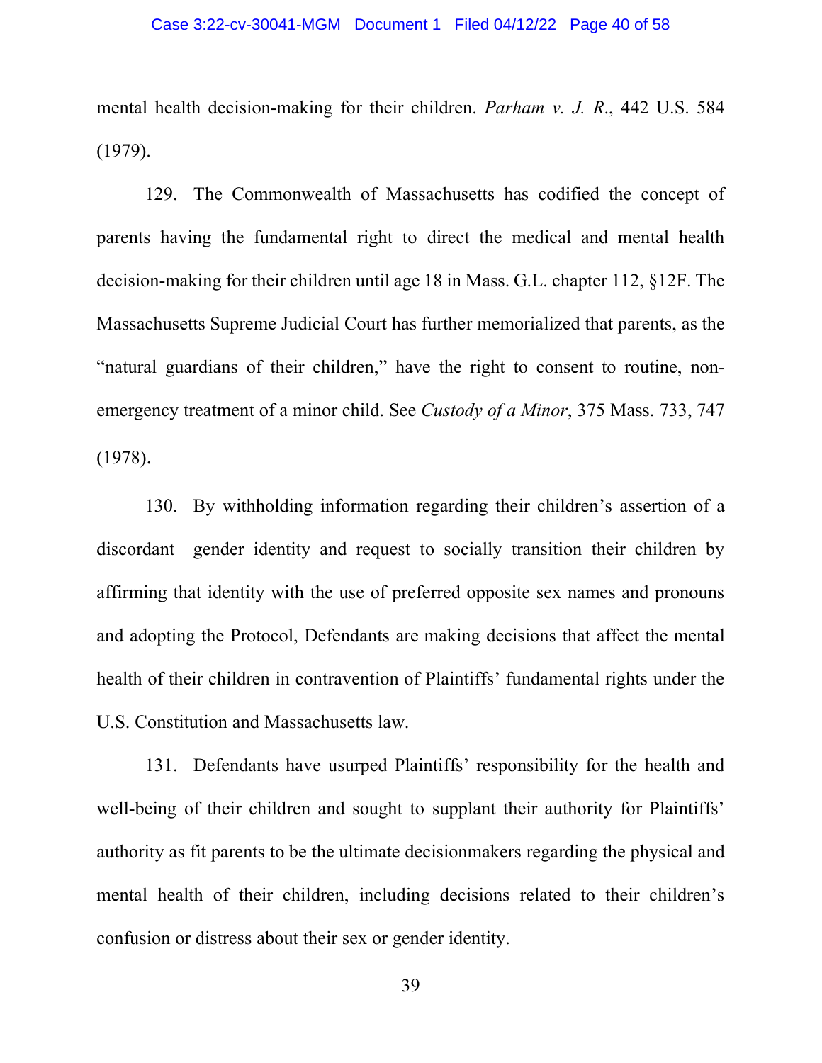mental health decision-making for their children. *Parham v. J. R.*, 442 U.S. 584 (1979).

129. The Commonwealth of Massachusetts has codified the concept of parents having the fundamental right to direct the medical and mental health decision-making for their children until age 18 in Mass. G.L. chapter 112, §12F. The Massachusetts Supreme Judicial Court has further memorialized that parents, as the "natural guardians of their children," have the right to consent to routine, non-emergency treatment of a minor child. See *Custody of a Minor*, 375 Mass. 733, 747 (1978).

130. By withholding information regarding their children's assertion of a discordant gender identity and request to socially transition their children by affirming that identity with the use of preferred opposite sex names and pronouns and adopting the Protocol, Defendants are making decisions that affect the mental health of their children in contravention of Plaintiffs' fundamental rights under the U.S. Constitution and Massachusetts law.

131. Defendants have usurped Plaintiffs' responsibility for the health and well-being of their children and sought to supplant their authority for Plaintiffs' authority as fit parents to be the ultimate decisionmakers regarding the physical and mental health of their children, including decisions related to their children's confusion or distress about their sex or gender identity.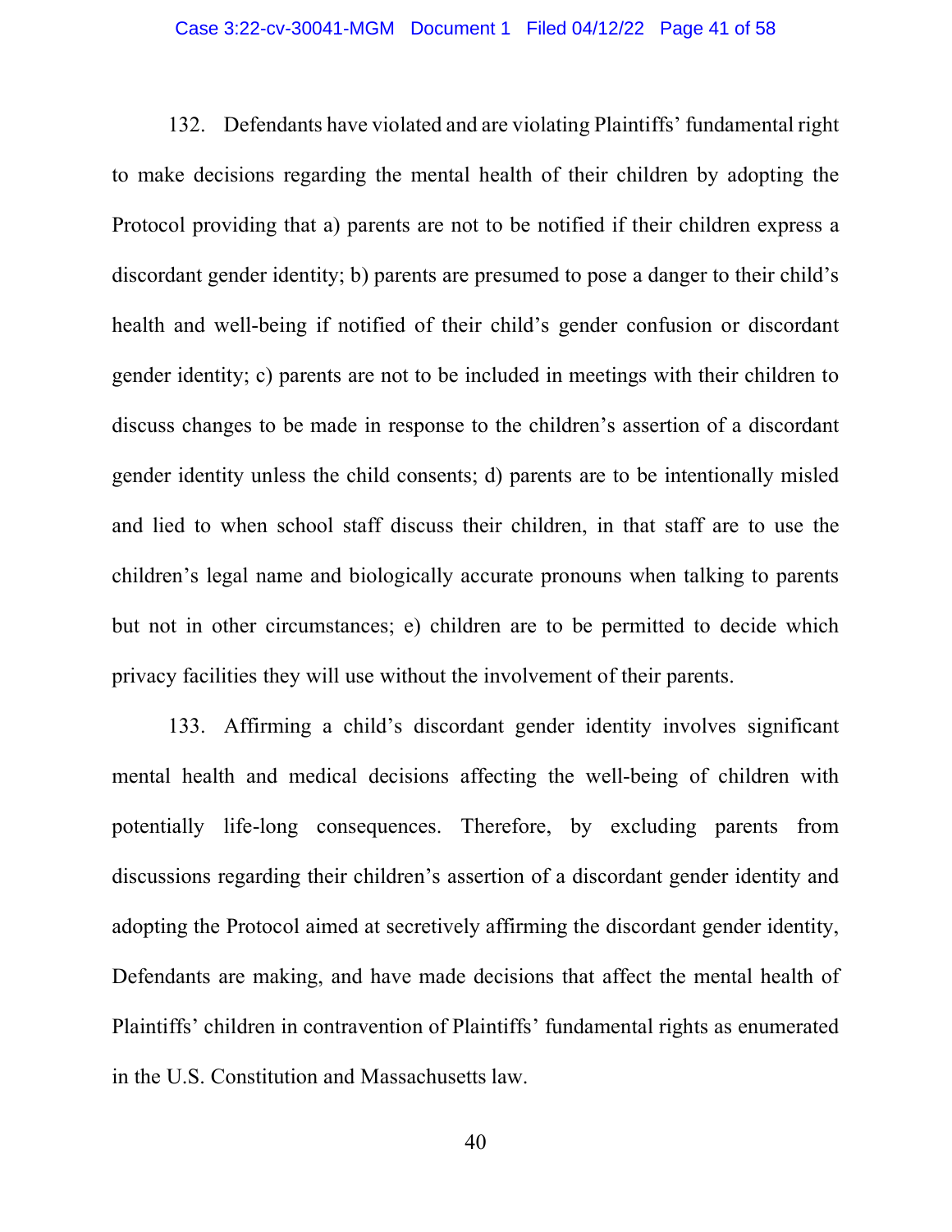132. Defendants have violated and are violating Plaintiffs' fundamental right to make decisions regarding the mental health of their children by adopting the Protocol providing that a) parents are not to be notified if their children express a discordant gender identity; b) parents are presumed to pose a danger to their child's health and well-being if notified of their child's gender confusion or discordant gender identity; c) parents are not to be included in meetings with their children to discuss changes to be made in response to the children's assertion of a discordant gender identity unless the child consents; d) parents are to be intentionally misled and lied to when school staff discuss their children, in that staff are to use the children's legal name and biologically accurate pronouns when talking to parents but not in other circumstances; e) children are to be permitted to decide which privacy facilities they will use without the involvement of their parents.

133. Affirming a child's discordant gender identity involves significant mental health and medical decisions affecting the well-being of children with potentially life-long consequences. Therefore, by excluding parents from discussions regarding their children's assertion of a discordant gender identity and adopting the Protocol aimed at secretively affirming the discordant gender identity, Defendants are making, and have made decisions that affect the mental health of Plaintiffs' children in contravention of Plaintiffs' fundamental rights as enumerated in the U.S. Constitution and Massachusetts law.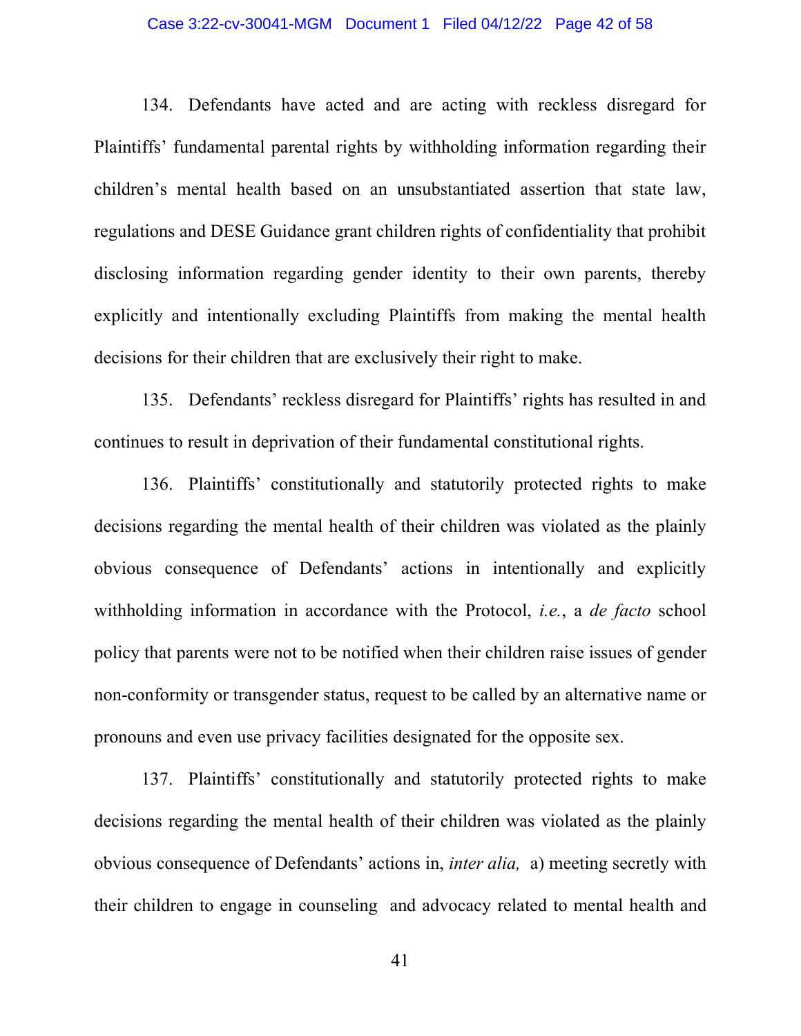134. Defendants have acted and are acting with reckless disregard for Plaintiffs' fundamental parental rights by withholding information regarding their children's mental health based on an unsubstantiated assertion that state law, regulations and DESE Guidance grant children rights of confidentiality that prohibit disclosing information regarding gender identity to their own parents, thereby explicitly and intentionally excluding Plaintiffs from making the mental health decisions for their children that are exclusively their right to make.

135. Defendants' reckless disregard for Plaintiffs' rights has resulted in and continues to result in deprivation of their fundamental constitutional rights.

136. Plaintiffs' constitutionally and statutorily protected rights to make decisions regarding the mental health of their children was violated as the plainly obvious consequence of Defendants' actions in intentionally and explicitly withholding information in accordance with the Protocol, *i.e.*, a *de facto* school policy that parents were not to be notified when their children raise issues of gender non-conformity or transgender status, request to be called by an alternative name or pronouns and even use privacy facilities designated for the opposite sex.

137. Plaintiffs' constitutionally and statutorily protected rights to make decisions regarding the mental health of their children was violated as the plainly obvious consequence of Defendants' actions in, *inter alia,* a) meeting secretly with their children to engage in counseling and advocacy related to mental health and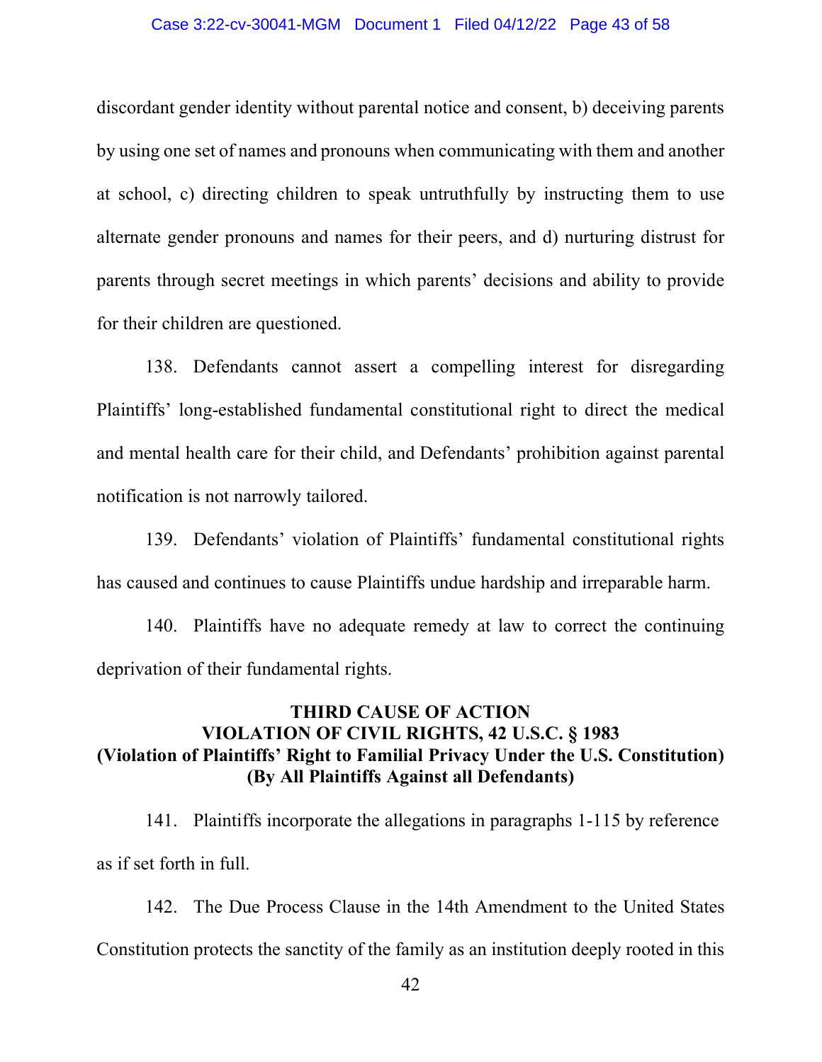discordant gender identity without parental notice and consent, b) deceiving parents by using one set of names and pronouns when communicating with them and another at school, c) directing children to speak untruthfully by instructing them to use alternate gender pronouns and names for their peers, and d) nurturing distrust for parents through secret meetings in which parents' decisions and ability to provide for their children are questioned.

138. Defendants cannot assert a compelling interest for disregarding Plaintiffs' long-established fundamental constitutional right to direct the medical and mental health care for their child, and Defendants' prohibition against parental notification is not narrowly tailored.

139. Defendants' violation of Plaintiffs' fundamental constitutional rights has caused and continues to cause Plaintiffs undue hardship and irreparable harm.

140. Plaintiffs have no adequate remedy at law to correct the continuing deprivation of their fundamental rights.

**THIRD CAUSE OF ACTION**
**VIOLATION OF CIVIL RIGHTS, 42 U.S.C. § 1983**
**(Violation of Plaintiffs' Right to Familial Privacy Under the U.S. Constitution)**
**(By All Plaintiffs Against all Defendants)**

141. Plaintiffs incorporate the allegations in paragraphs 1-115 by reference as if set forth in full.

142. The Due Process Clause in the 14th Amendment to the United States Constitution protects the sanctity of the family as an institution deeply rooted in this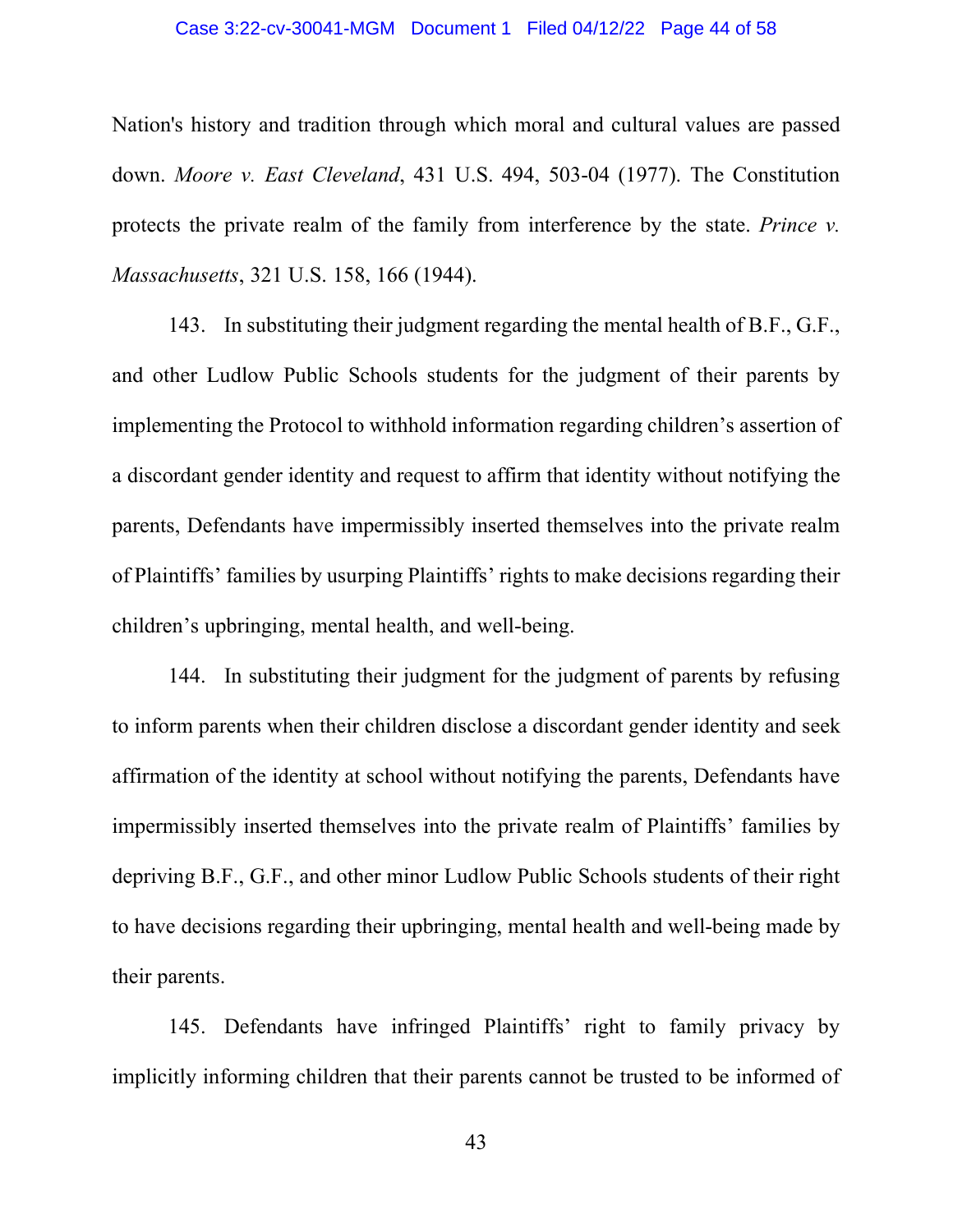Nation's history and tradition through which moral and cultural values are passed down. *Moore v. East Cleveland*, 431 U.S. 494, 503-04 (1977). The Constitution protects the private realm of the family from interference by the state. *Prince v. Massachusetts*, 321 U.S. 158, 166 (1944).

143. In substituting their judgment regarding the mental health of B.F., G.F., and other Ludlow Public Schools students for the judgment of their parents by implementing the Protocol to withhold information regarding children's assertion of a discordant gender identity and request to affirm that identity without notifying the parents, Defendants have impermissibly inserted themselves into the private realm of Plaintiffs' families by usurping Plaintiffs' rights to make decisions regarding their children's upbringing, mental health, and well-being.

144. In substituting their judgment for the judgment of parents by refusing to inform parents when their children disclose a discordant gender identity and seek affirmation of the identity at school without notifying the parents, Defendants have impermissibly inserted themselves into the private realm of Plaintiffs' families by depriving B.F., G.F., and other minor Ludlow Public Schools students of their right to have decisions regarding their upbringing, mental health and well-being made by their parents.

145. Defendants have infringed Plaintiffs' right to family privacy by implicitly informing children that their parents cannot be trusted to be informed of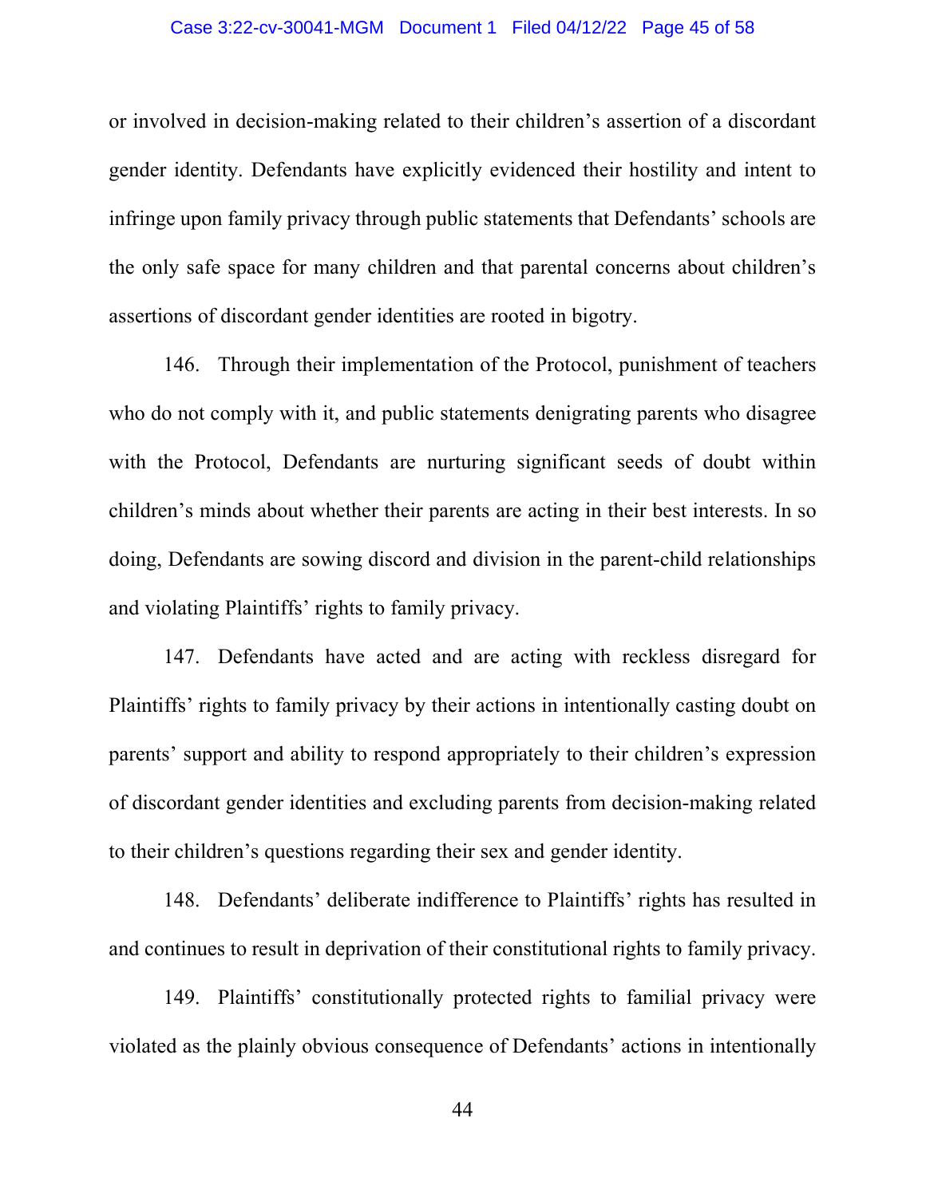or involved in decision-making related to their children's assertion of a discordant gender identity. Defendants have explicitly evidenced their hostility and intent to infringe upon family privacy through public statements that Defendants' schools are the only safe space for many children and that parental concerns about children's assertions of discordant gender identities are rooted in bigotry.

146. Through their implementation of the Protocol, punishment of teachers who do not comply with it, and public statements denigrating parents who disagree with the Protocol, Defendants are nurturing significant seeds of doubt within children's minds about whether their parents are acting in their best interests. In so doing, Defendants are sowing discord and division in the parent-child relationships and violating Plaintiffs' rights to family privacy.

147. Defendants have acted and are acting with reckless disregard for Plaintiffs' rights to family privacy by their actions in intentionally casting doubt on parents' support and ability to respond appropriately to their children's expression of discordant gender identities and excluding parents from decision-making related to their children's questions regarding their sex and gender identity.

148. Defendants' deliberate indifference to Plaintiffs' rights has resulted in and continues to result in deprivation of their constitutional rights to family privacy.

149. Plaintiffs' constitutionally protected rights to familial privacy were violated as the plainly obvious consequence of Defendants' actions in intentionally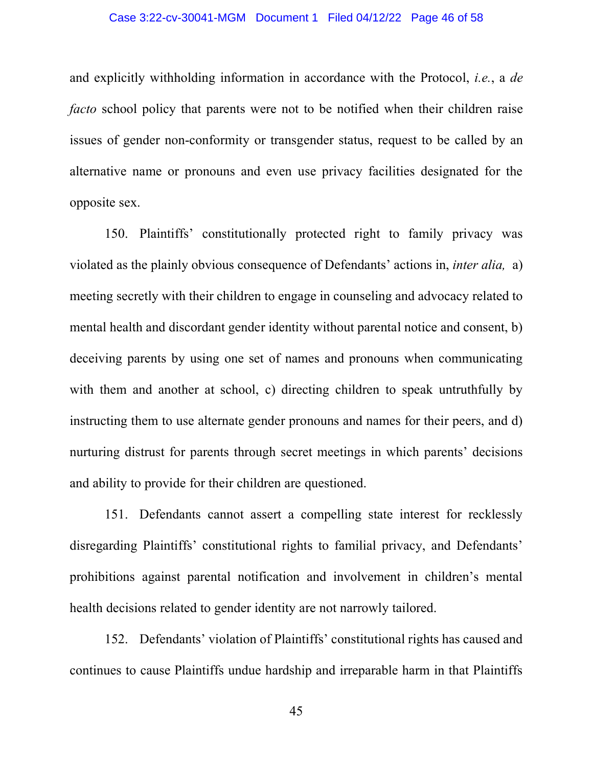and explicitly withholding information in accordance with the Protocol, *i.e.*, a *de facto* school policy that parents were not to be notified when their children raise issues of gender non-conformity or transgender status, request to be called by an alternative name or pronouns and even use privacy facilities designated for the opposite sex.

150. Plaintiffs' constitutionally protected right to family privacy was violated as the plainly obvious consequence of Defendants' actions in, *inter alia,* a) meeting secretly with their children to engage in counseling and advocacy related to mental health and discordant gender identity without parental notice and consent, b) deceiving parents by using one set of names and pronouns when communicating with them and another at school, c) directing children to speak untruthfully by instructing them to use alternate gender pronouns and names for their peers, and d) nurturing distrust for parents through secret meetings in which parents' decisions and ability to provide for their children are questioned.

151. Defendants cannot assert a compelling state interest for recklessly disregarding Plaintiffs' constitutional rights to familial privacy, and Defendants' prohibitions against parental notification and involvement in children's mental health decisions related to gender identity are not narrowly tailored.

152. Defendants' violation of Plaintiffs' constitutional rights has caused and continues to cause Plaintiffs undue hardship and irreparable harm in that Plaintiffs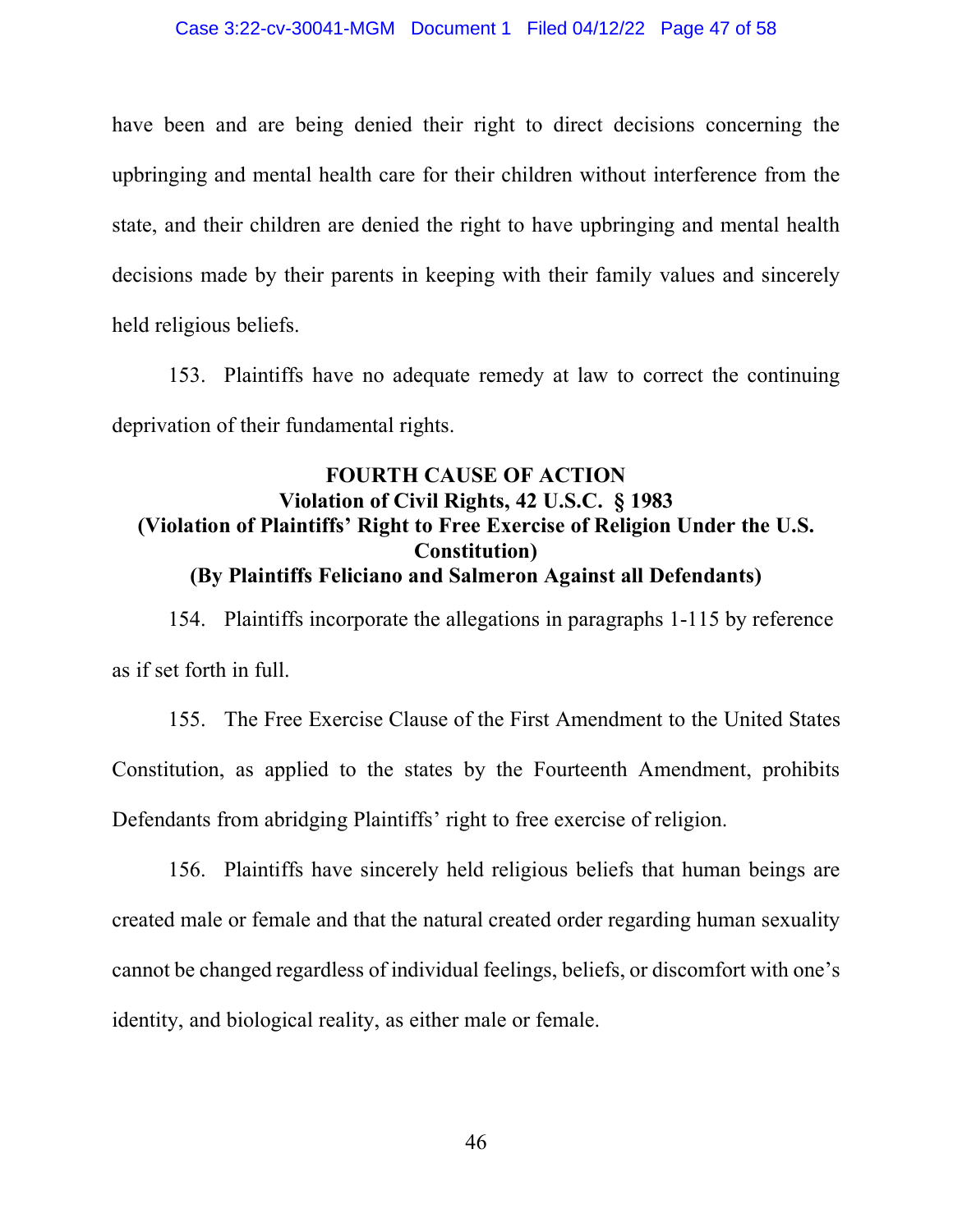have been and are being denied their right to direct decisions concerning the upbringing and mental health care for their children without interference from the state, and their children are denied the right to have upbringing and mental health decisions made by their parents in keeping with their family values and sincerely held religious beliefs.

153. Plaintiffs have no adequate remedy at law to correct the continuing deprivation of their fundamental rights.

**FOURTH CAUSE OF ACTION**
**Violation of Civil Rights, 42 U.S.C. § 1983**
**(Violation of Plaintiffs' Right to Free Exercise of Religion Under the U.S. Constitution)**
**(By Plaintiffs Feliciano and Salmeron Against all Defendants)**

154. Plaintiffs incorporate the allegations in paragraphs 1-115 by reference as if set forth in full.

155. The Free Exercise Clause of the First Amendment to the United States Constitution, as applied to the states by the Fourteenth Amendment, prohibits Defendants from abridging Plaintiffs' right to free exercise of religion.

156. Plaintiffs have sincerely held religious beliefs that human beings are created male or female and that the natural created order regarding human sexuality cannot be changed regardless of individual feelings, beliefs, or discomfort with one's identity, and biological reality, as either male or female.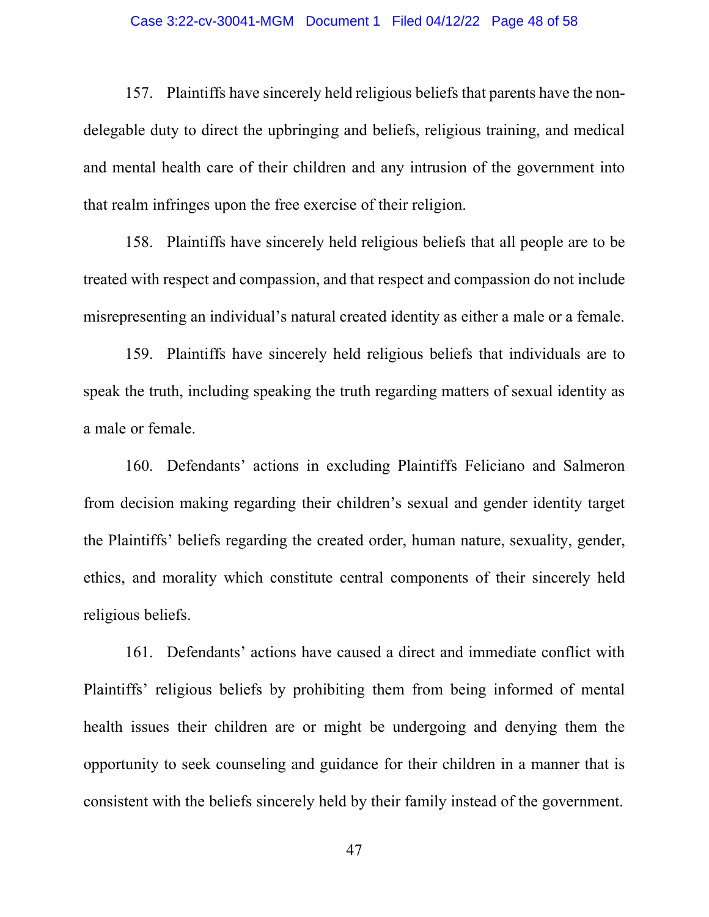157. Plaintiffs have sincerely held religious beliefs that parents have the non-delegable duty to direct the upbringing and beliefs, religious training, and medical and mental health care of their children and any intrusion of the government into that realm infringes upon the free exercise of their religion.

158. Plaintiffs have sincerely held religious beliefs that all people are to be treated with respect and compassion, and that respect and compassion do not include misrepresenting an individual's natural created identity as either a male or a female.

159. Plaintiffs have sincerely held religious beliefs that individuals are to speak the truth, including speaking the truth regarding matters of sexual identity as a male or female.

160. Defendants' actions in excluding Plaintiffs Feliciano and Salmeron from decision making regarding their children's sexual and gender identity target the Plaintiffs' beliefs regarding the created order, human nature, sexuality, gender, ethics, and morality which constitute central components of their sincerely held religious beliefs.

161. Defendants' actions have caused a direct and immediate conflict with Plaintiffs' religious beliefs by prohibiting them from being informed of mental health issues their children are or might be undergoing and denying them the opportunity to seek counseling and guidance for their children in a manner that is consistent with the beliefs sincerely held by their family instead of the government.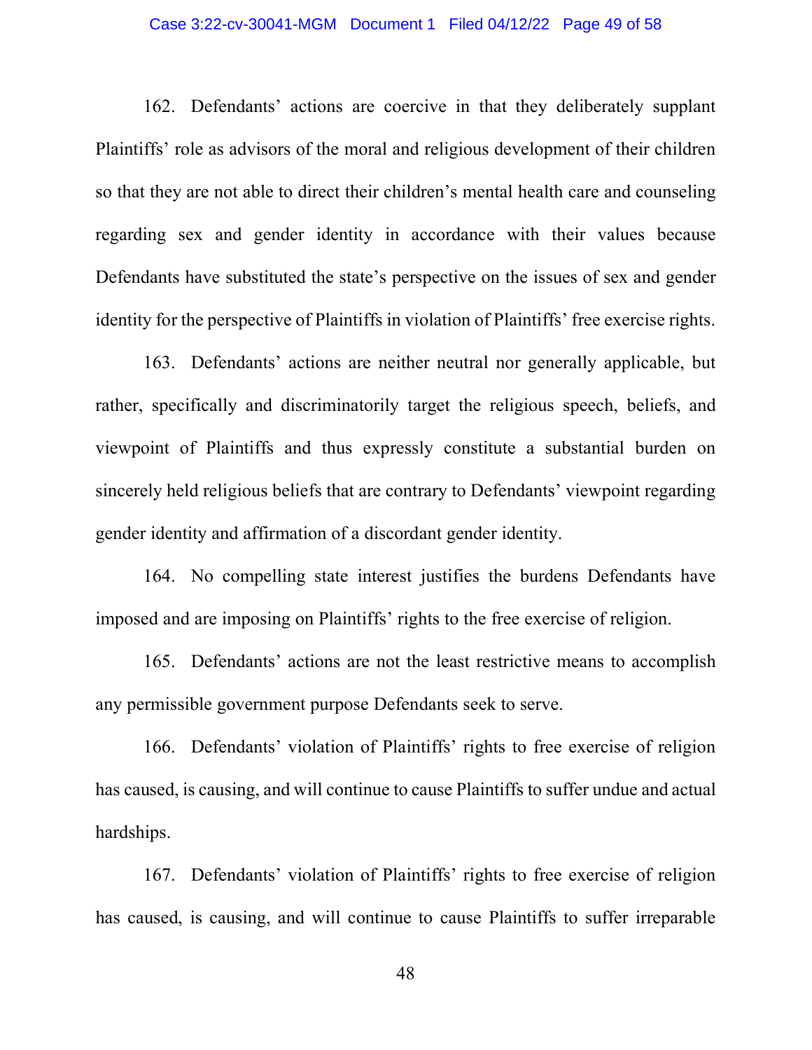162. Defendants' actions are coercive in that they deliberately supplant Plaintiffs' role as advisors of the moral and religious development of their children so that they are not able to direct their children's mental health care and counseling regarding sex and gender identity in accordance with their values because Defendants have substituted the state's perspective on the issues of sex and gender identity for the perspective of Plaintiffs in violation of Plaintiffs' free exercise rights.

163. Defendants' actions are neither neutral nor generally applicable, but rather, specifically and discriminatorily target the religious speech, beliefs, and viewpoint of Plaintiffs and thus expressly constitute a substantial burden on sincerely held religious beliefs that are contrary to Defendants' viewpoint regarding gender identity and affirmation of a discordant gender identity.

164. No compelling state interest justifies the burdens Defendants have imposed and are imposing on Plaintiffs' rights to the free exercise of religion.

165. Defendants' actions are not the least restrictive means to accomplish any permissible government purpose Defendants seek to serve.

166. Defendants' violation of Plaintiffs' rights to free exercise of religion has caused, is causing, and will continue to cause Plaintiffs to suffer undue and actual hardships.

167. Defendants' violation of Plaintiffs' rights to free exercise of religion has caused, is causing, and will continue to cause Plaintiffs to suffer irreparable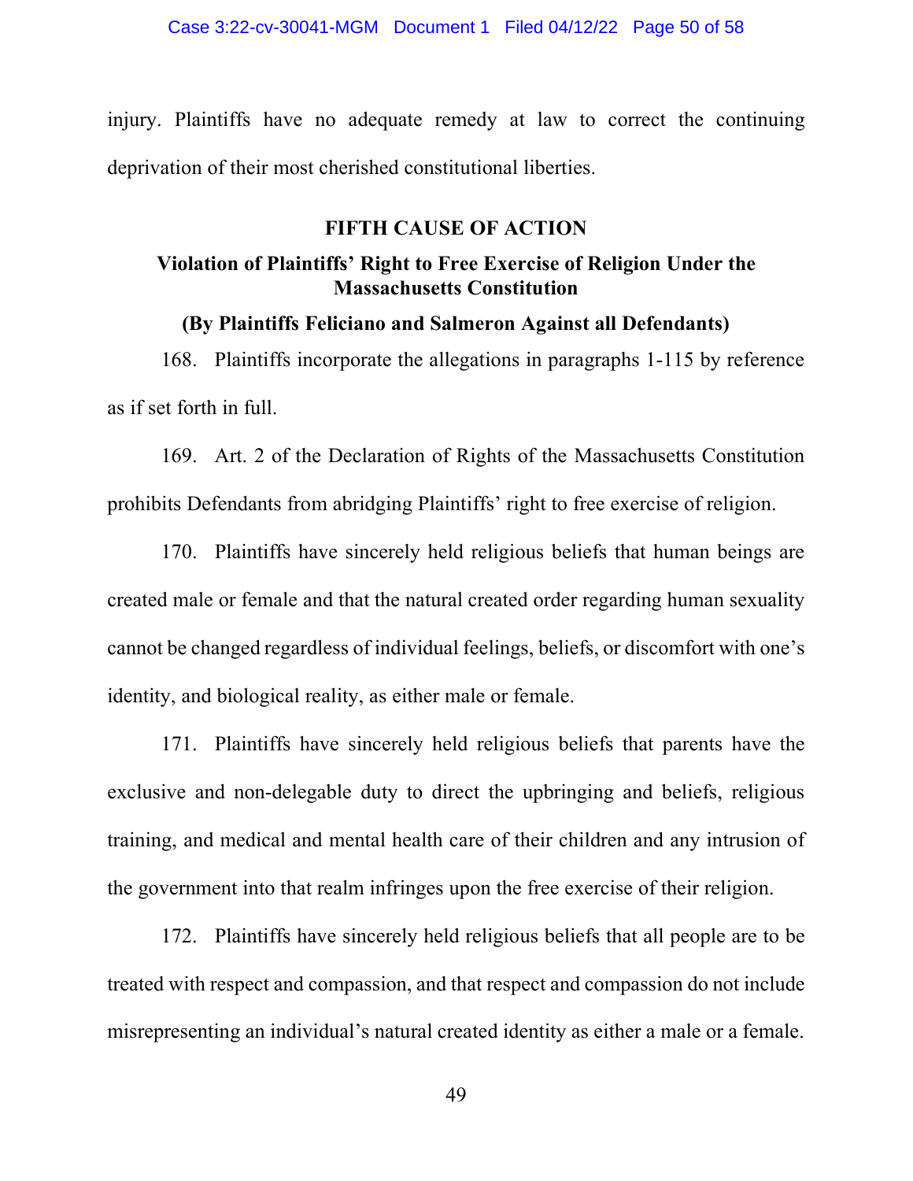injury. Plaintiffs have no adequate remedy at law to correct the continuing deprivation of their most cherished constitutional liberties.

### FIFTH CAUSE OF ACTION

### Violation of Plaintiffs' Right to Free Exercise of Religion Under the Massachusetts Constitution

### (By Plaintiffs Feliciano and Salmeron Against all Defendants)

168. Plaintiffs incorporate the allegations in paragraphs 1-115 by reference as if set forth in full.

169. Art. 2 of the Declaration of Rights of the Massachusetts Constitution prohibits Defendants from abridging Plaintiffs' right to free exercise of religion.

170. Plaintiffs have sincerely held religious beliefs that human beings are created male or female and that the natural created order regarding human sexuality cannot be changed regardless of individual feelings, beliefs, or discomfort with one's identity, and biological reality, as either male or female.

171. Plaintiffs have sincerely held religious beliefs that parents have the exclusive and non-delegable duty to direct the upbringing and beliefs, religious training, and medical and mental health care of their children and any intrusion of the government into that realm infringes upon the free exercise of their religion.

172. Plaintiffs have sincerely held religious beliefs that all people are to be treated with respect and compassion, and that respect and compassion do not include misrepresenting an individual's natural created identity as either a male or a female.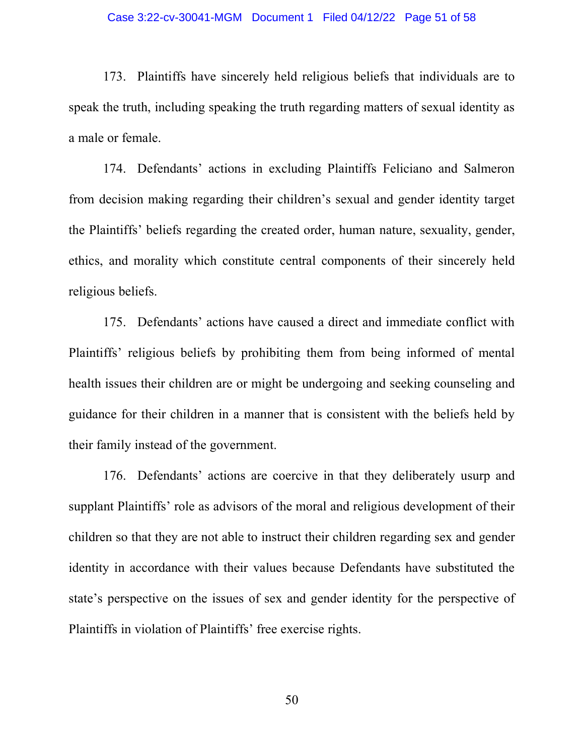173. Plaintiffs have sincerely held religious beliefs that individuals are to speak the truth, including speaking the truth regarding matters of sexual identity as a male or female.

174. Defendants' actions in excluding Plaintiffs Feliciano and Salmeron from decision making regarding their children's sexual and gender identity target the Plaintiffs' beliefs regarding the created order, human nature, sexuality, gender, ethics, and morality which constitute central components of their sincerely held religious beliefs.

175. Defendants' actions have caused a direct and immediate conflict with Plaintiffs' religious beliefs by prohibiting them from being informed of mental health issues their children are or might be undergoing and seeking counseling and guidance for their children in a manner that is consistent with the beliefs held by their family instead of the government.

176. Defendants' actions are coercive in that they deliberately usurp and supplant Plaintiffs' role as advisors of the moral and religious development of their children so that they are not able to instruct their children regarding sex and gender identity in accordance with their values because Defendants have substituted the state's perspective on the issues of sex and gender identity for the perspective of Plaintiffs in violation of Plaintiffs' free exercise rights.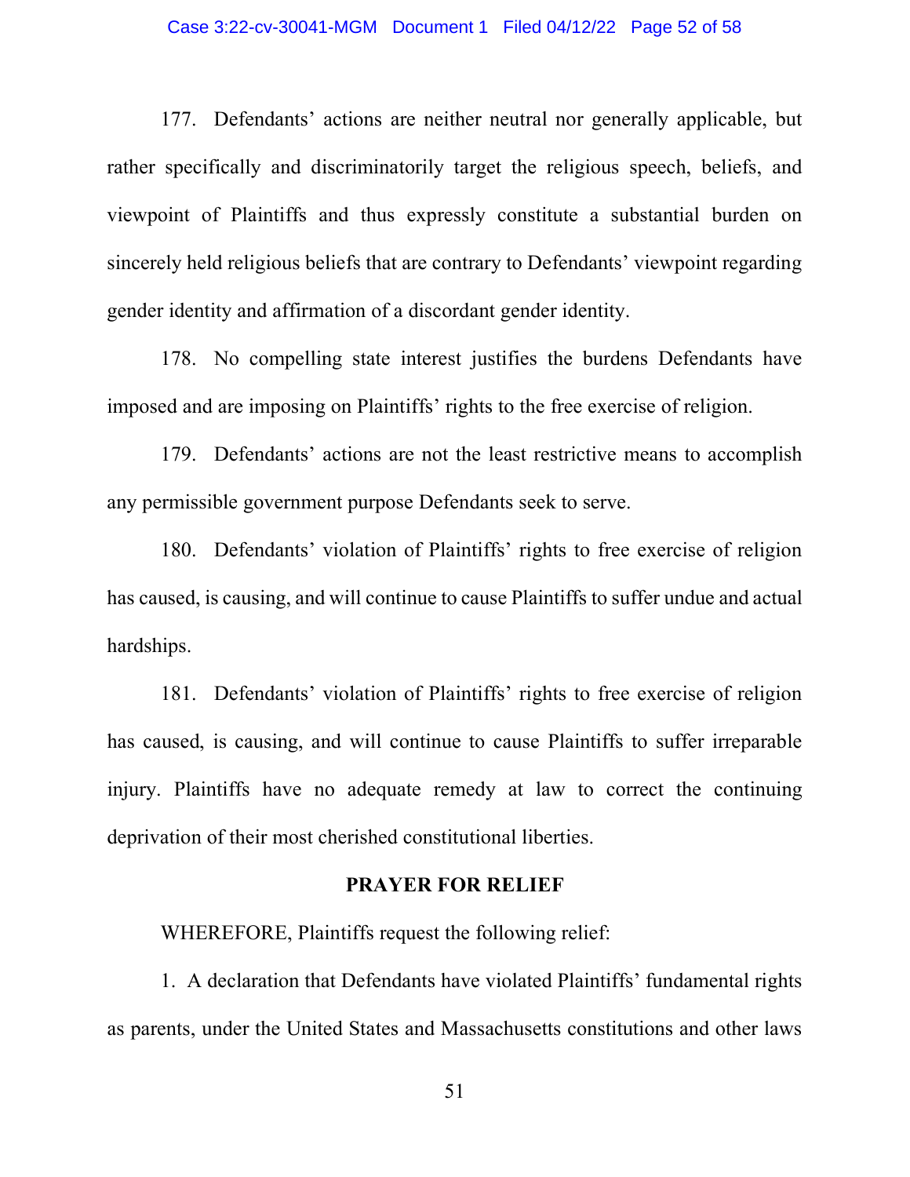177. Defendants' actions are neither neutral nor generally applicable, but rather specifically and discriminatorily target the religious speech, beliefs, and viewpoint of Plaintiffs and thus expressly constitute a substantial burden on sincerely held religious beliefs that are contrary to Defendants' viewpoint regarding gender identity and affirmation of a discordant gender identity.

178. No compelling state interest justifies the burdens Defendants have imposed and are imposing on Plaintiffs' rights to the free exercise of religion.

179. Defendants' actions are not the least restrictive means to accomplish any permissible government purpose Defendants seek to serve.

180. Defendants' violation of Plaintiffs' rights to free exercise of religion has caused, is causing, and will continue to cause Plaintiffs to suffer undue and actual hardships.

181. Defendants' violation of Plaintiffs' rights to free exercise of religion has caused, is causing, and will continue to cause Plaintiffs to suffer irreparable injury. Plaintiffs have no adequate remedy at law to correct the continuing deprivation of their most cherished constitutional liberties.

## PRAYER FOR RELIEF

WHEREFORE, Plaintiffs request the following relief:

1. A declaration that Defendants have violated Plaintiffs' fundamental rights as parents, under the United States and Massachusetts constitutions and other laws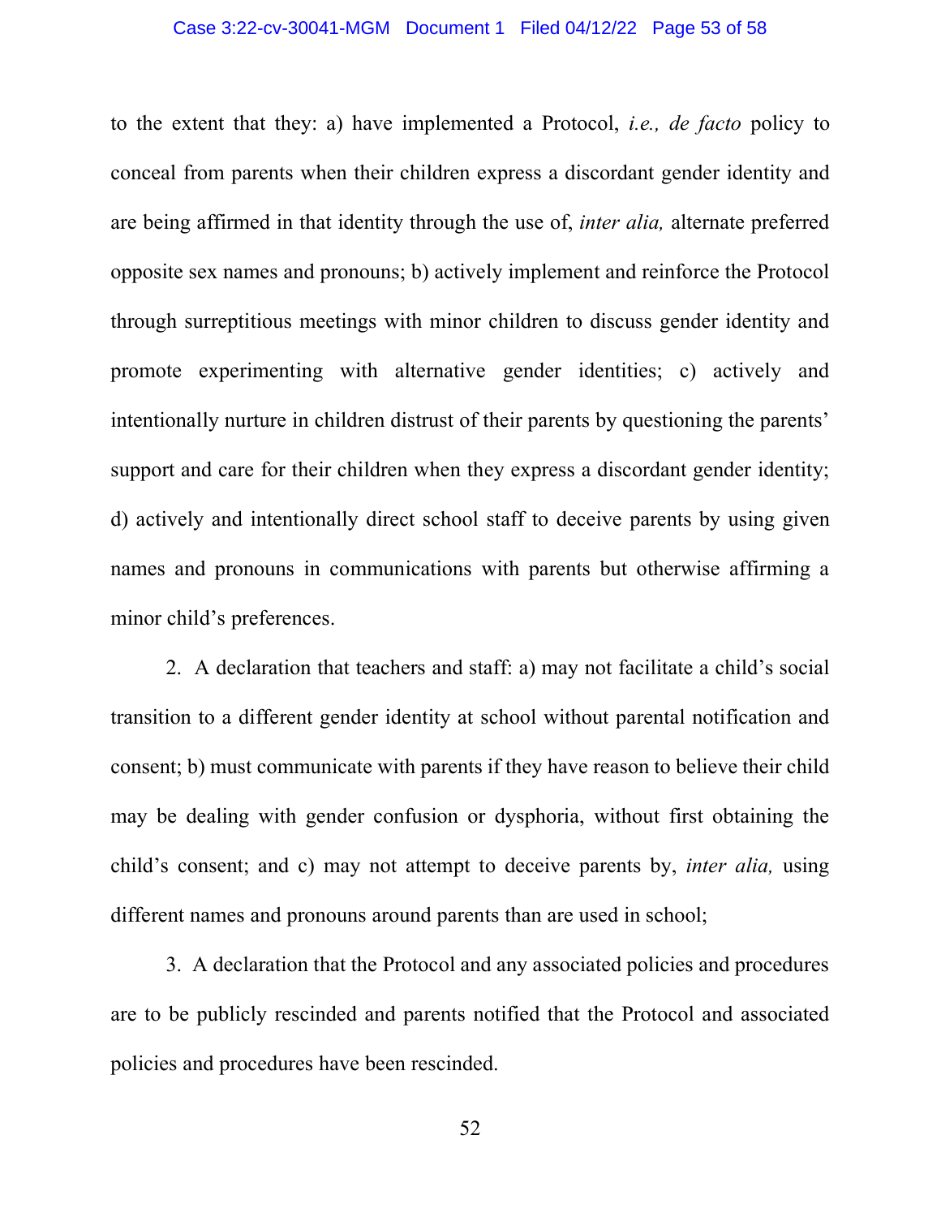to the extent that they: a) have implemented a Protocol, *i.e., de facto* policy to conceal from parents when their children express a discordant gender identity and are being affirmed in that identity through the use of, *inter alia,* alternate preferred opposite sex names and pronouns; b) actively implement and reinforce the Protocol through surreptitious meetings with minor children to discuss gender identity and promote experimenting with alternative gender identities; c) actively and intentionally nurture in children distrust of their parents by questioning the parents' support and care for their children when they express a discordant gender identity; d) actively and intentionally direct school staff to deceive parents by using given names and pronouns in communications with parents but otherwise affirming a minor child's preferences.

2. A declaration that teachers and staff: a) may not facilitate a child's social transition to a different gender identity at school without parental notification and consent; b) must communicate with parents if they have reason to believe their child may be dealing with gender confusion or dysphoria, without first obtaining the child's consent; and c) may not attempt to deceive parents by, *inter alia,* using different names and pronouns around parents than are used in school;

3. A declaration that the Protocol and any associated policies and procedures are to be publicly rescinded and parents notified that the Protocol and associated policies and procedures have been rescinded.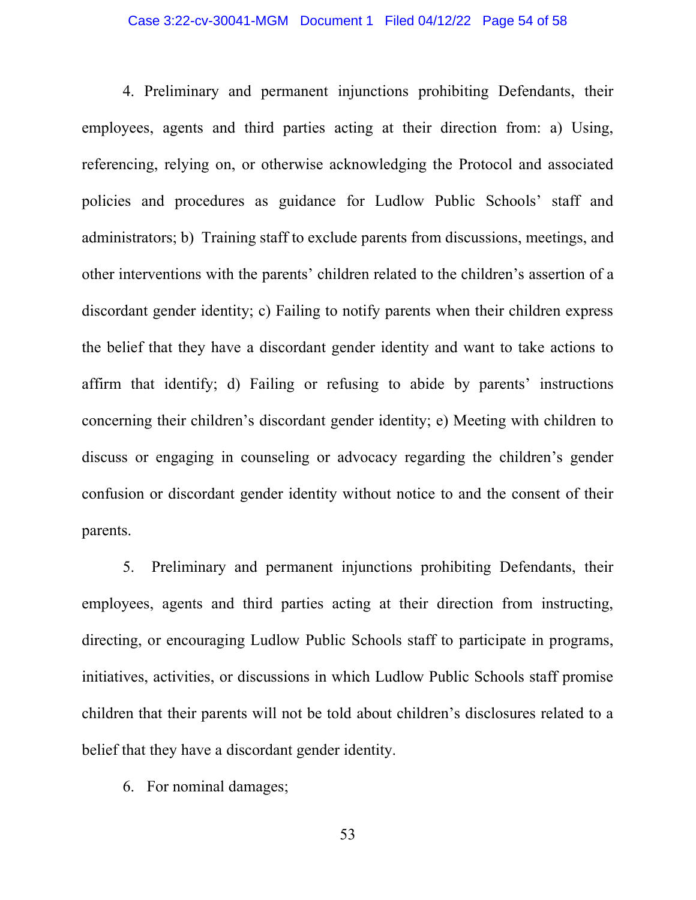4. Preliminary and permanent injunctions prohibiting Defendants, their employees, agents and third parties acting at their direction from: a) Using, referencing, relying on, or otherwise acknowledging the Protocol and associated policies and procedures as guidance for Ludlow Public Schools' staff and administrators; b) Training staff to exclude parents from discussions, meetings, and other interventions with the parents' children related to the children's assertion of a discordant gender identity; c) Failing to notify parents when their children express the belief that they have a discordant gender identity and want to take actions to affirm that identify; d) Failing or refusing to abide by parents' instructions concerning their children's discordant gender identity; e) Meeting with children to discuss or engaging in counseling or advocacy regarding the children's gender confusion or discordant gender identity without notice to and the consent of their parents.

5. Preliminary and permanent injunctions prohibiting Defendants, their employees, agents and third parties acting at their direction from instructing, directing, or encouraging Ludlow Public Schools staff to participate in programs, initiatives, activities, or discussions in which Ludlow Public Schools staff promise children that their parents will not be told about children's disclosures related to a belief that they have a discordant gender identity.

6. For nominal damages;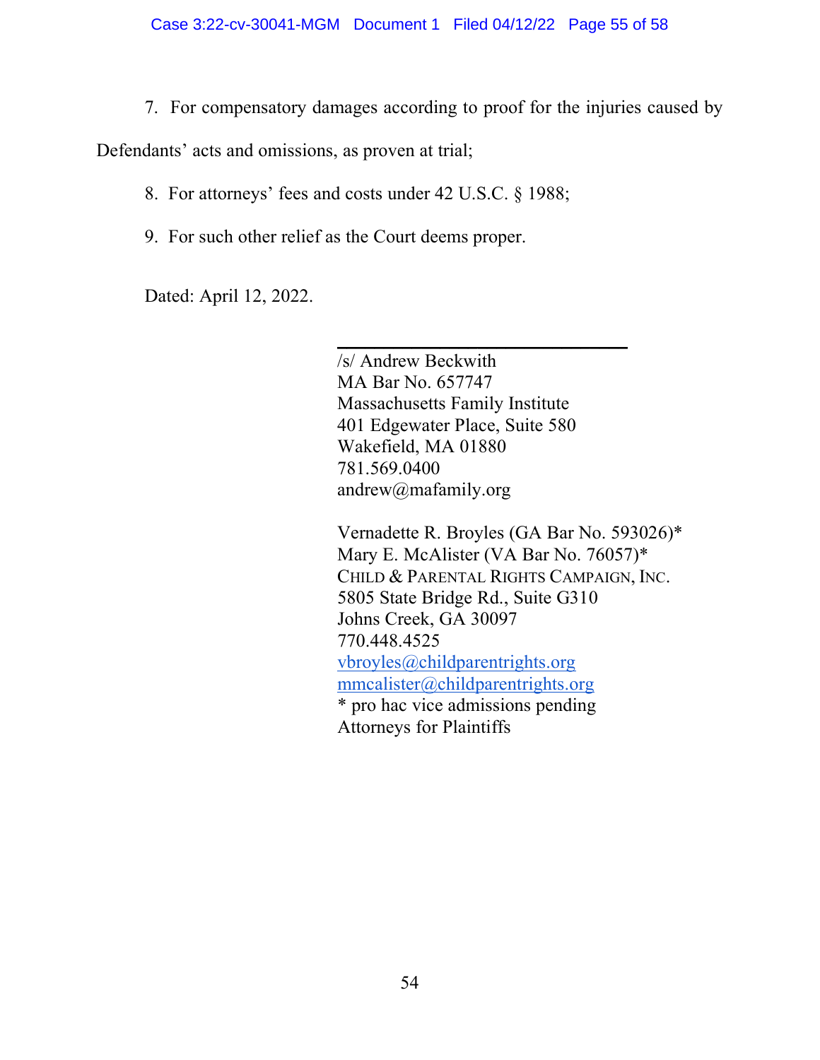7. For compensatory damages according to proof for the injuries caused by Defendants' acts and omissions, as proven at trial;

8. For attorneys' fees and costs under 42 U.S.C. § 1988;

9. For such other relief as the Court deems proper.

Dated: April 12, 2022.

/s/ Andrew Beckwith
MA Bar No. 657747
Massachusetts Family Institute
401 Edgewater Place, Suite 580
Wakefield, MA 01880
781.569.0400
andrew@mafamily.org

Vernadette R. Broyles (GA Bar No. 593026)*
Mary E. McAlister (VA Bar No. 76057)*
CHILD & PARENTAL RIGHTS CAMPAIGN, INC.
5805 State Bridge Rd., Suite G310
Johns Creek, GA 30097
770.448.4525
vbroyles@childparentrights.org
mmcalister@childparentrights.org
* pro hac vice admissions pending
Attorneys for Plaintiffs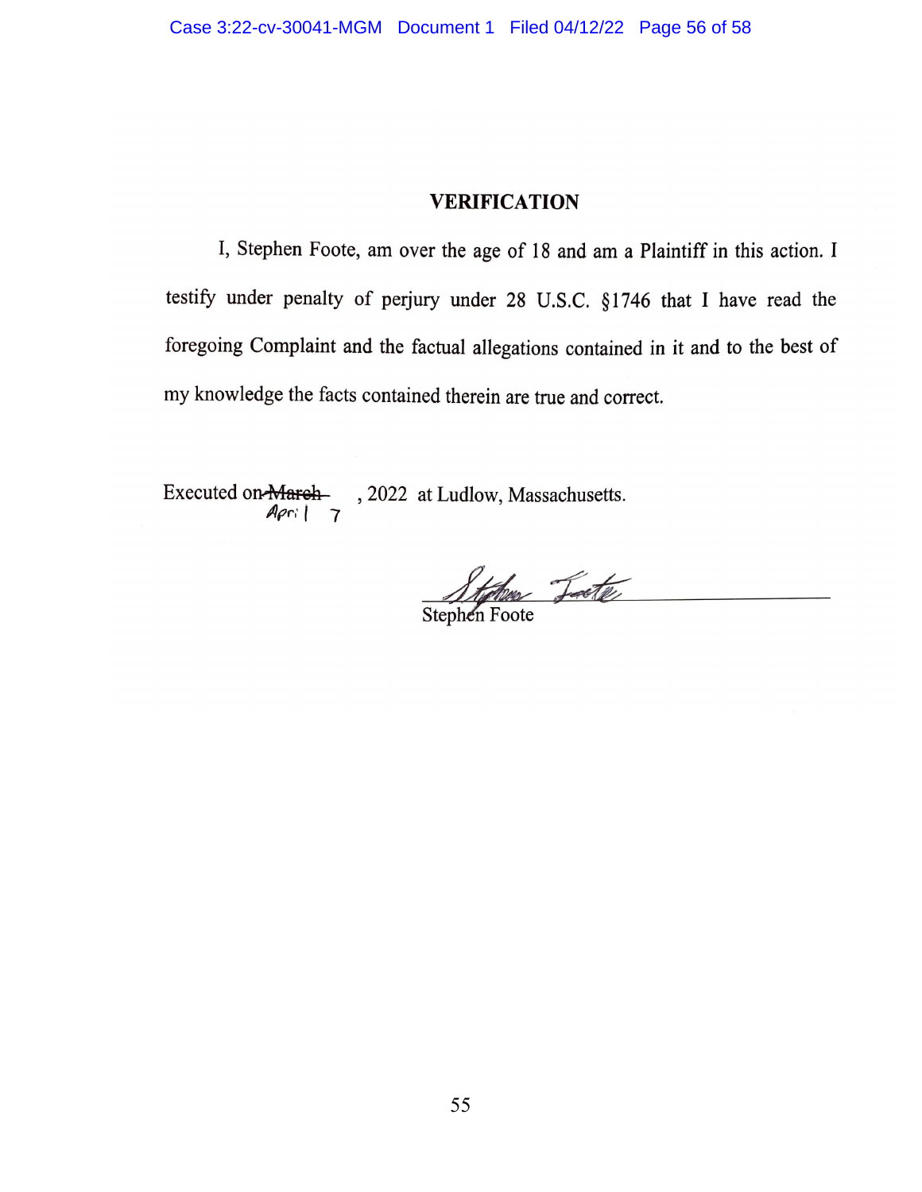## VERIFICATION

I, Stephen Foote, am over the age of 18 and am a Plaintiff in this action. I testify under penalty of perjury under 28 U.S.C. §1746 that I have read the foregoing Complaint and the factual allegations contained in it and to the best of my knowledge the facts contained therein are true and correct.

Executed on ~~March~~ April 7, 2022 at Ludlow, Massachusetts.

Stephen Foote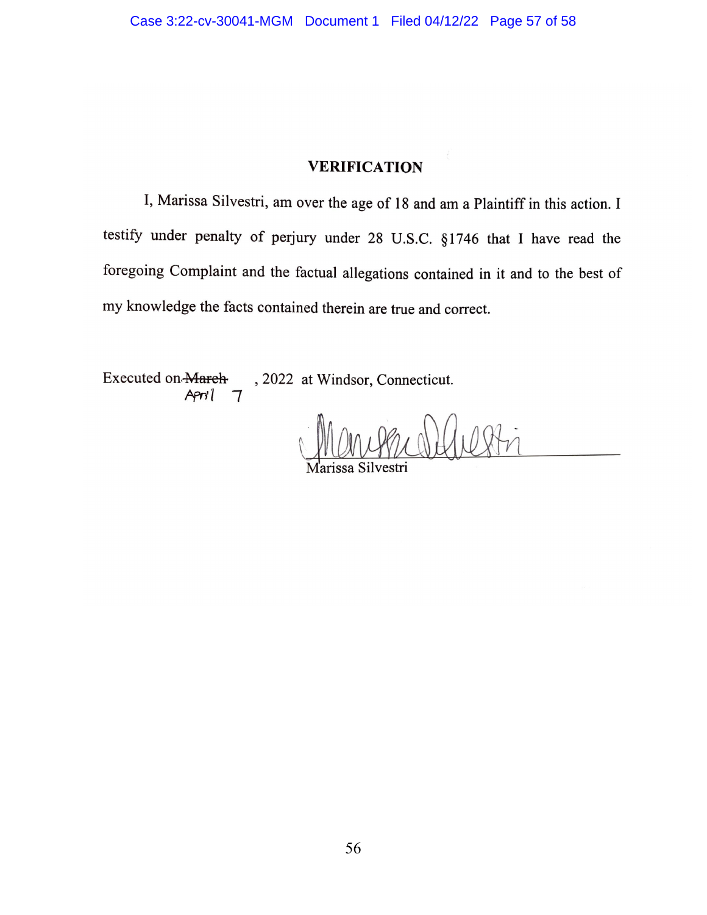## VERIFICATION

I, Marissa Silvestri, am over the age of 18 and am a Plaintiff in this action. I testify under penalty of perjury under 28 U.S.C. §1746 that I have read the foregoing Complaint and the factual allegations contained in it and to the best of my knowledge the facts contained therein are true and correct.

Executed on ~~March~~ April 7, 2022 at Windsor, Connecticut.

Marissa Silvestri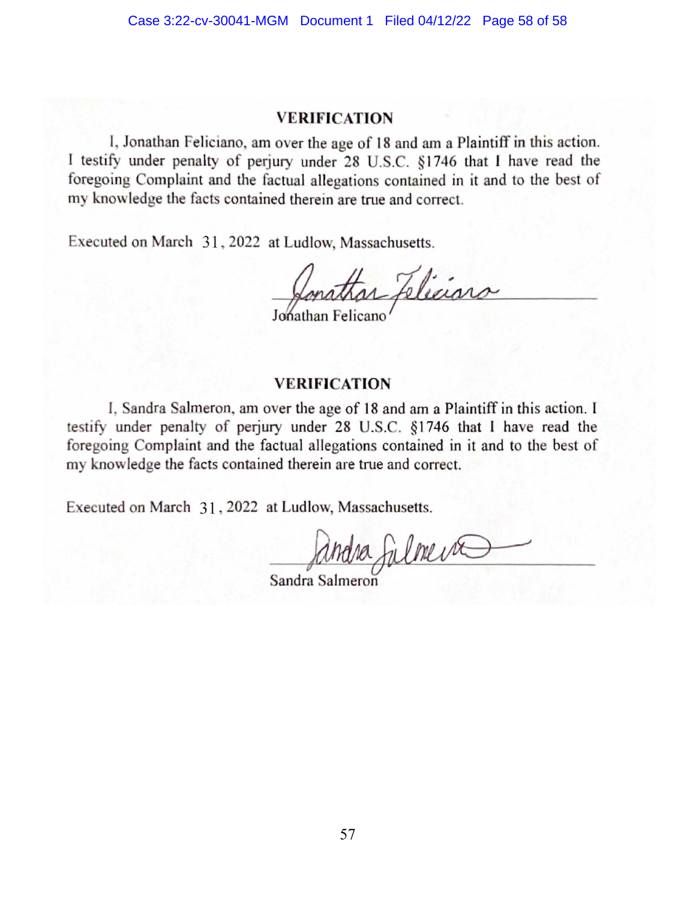## VERIFICATION

I, Jonathan Feliciano, am over the age of 18 and am a Plaintiff in this action. I testify under penalty of perjury under 28 U.S.C. §1746 that I have read the foregoing Complaint and the factual allegations contained in it and to the best of my knowledge the facts contained therein are true and correct.

Executed on March 31, 2022 at Ludlow, Massachusetts.

Jonathan Felicano

## VERIFICATION

I, Sandra Salmeron, am over the age of 18 and am a Plaintiff in this action. I testify under penalty of perjury under 28 U.S.C. §1746 that I have read the foregoing Complaint and the factual allegations contained in it and to the best of my knowledge the facts contained therein are true and correct.

Executed on March 31, 2022 at Ludlow, Massachusetts.

Sandra Salmeron